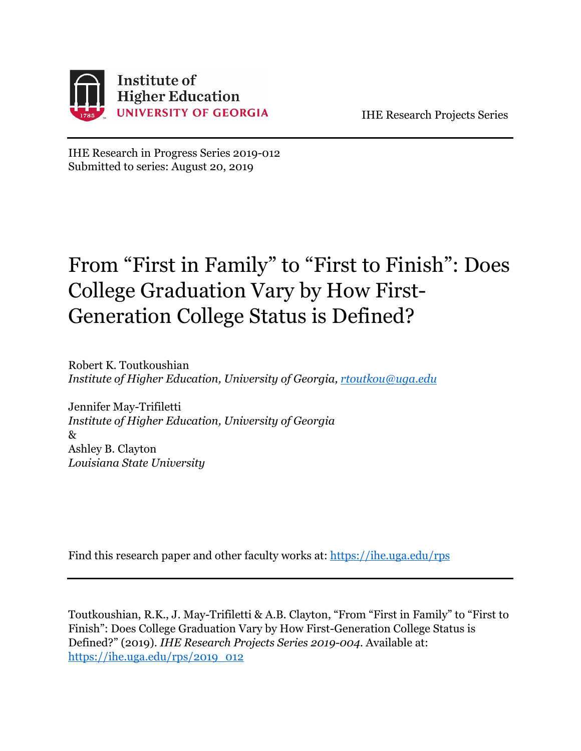Institute of Higher Education
UNIVERSITY OF GEORGIA

IHE Research Projects Series

IHE Research in Progress Series 2019-012
Submitted to series: August 20, 2019

# From "First in Family" to "First to Finish": Does College Graduation Vary by How First-Generation College Status is Defined?

Robert K. Toutkoushian
*Institute of Higher Education, University of Georgia, rtoutkou@uga.edu*

Jennifer May-Trifiletti
*Institute of Higher Education, University of Georgia*
&
Ashley B. Clayton
*Louisiana State University*

Find this research paper and other faculty works at: https://ihe.uga.edu/rps

Toutkoushian, R.K., J. May-Trifiletti & A.B. Clayton, "From "First in Family" to "First to Finish": Does College Graduation Vary by How First-Generation College Status is Defined?" (2019). *IHE Research Projects Series 2019-004.* Available at: https://ihe.uga.edu/rps/2019_012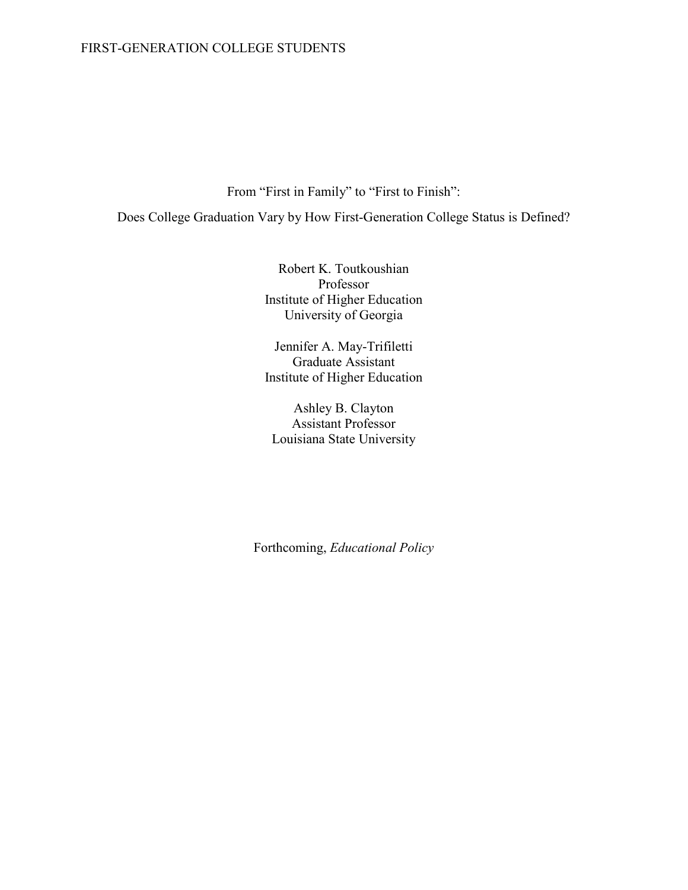# From "First in Family" to "First to Finish":

## Does College Graduation Vary by How First-Generation College Status is Defined?

Robert K. Toutkoushian
Professor
Institute of Higher Education
University of Georgia

Jennifer A. May-Trifiletti
Graduate Assistant
Institute of Higher Education

Ashley B. Clayton
Assistant Professor
Louisiana State University

Forthcoming, *Educational Policy*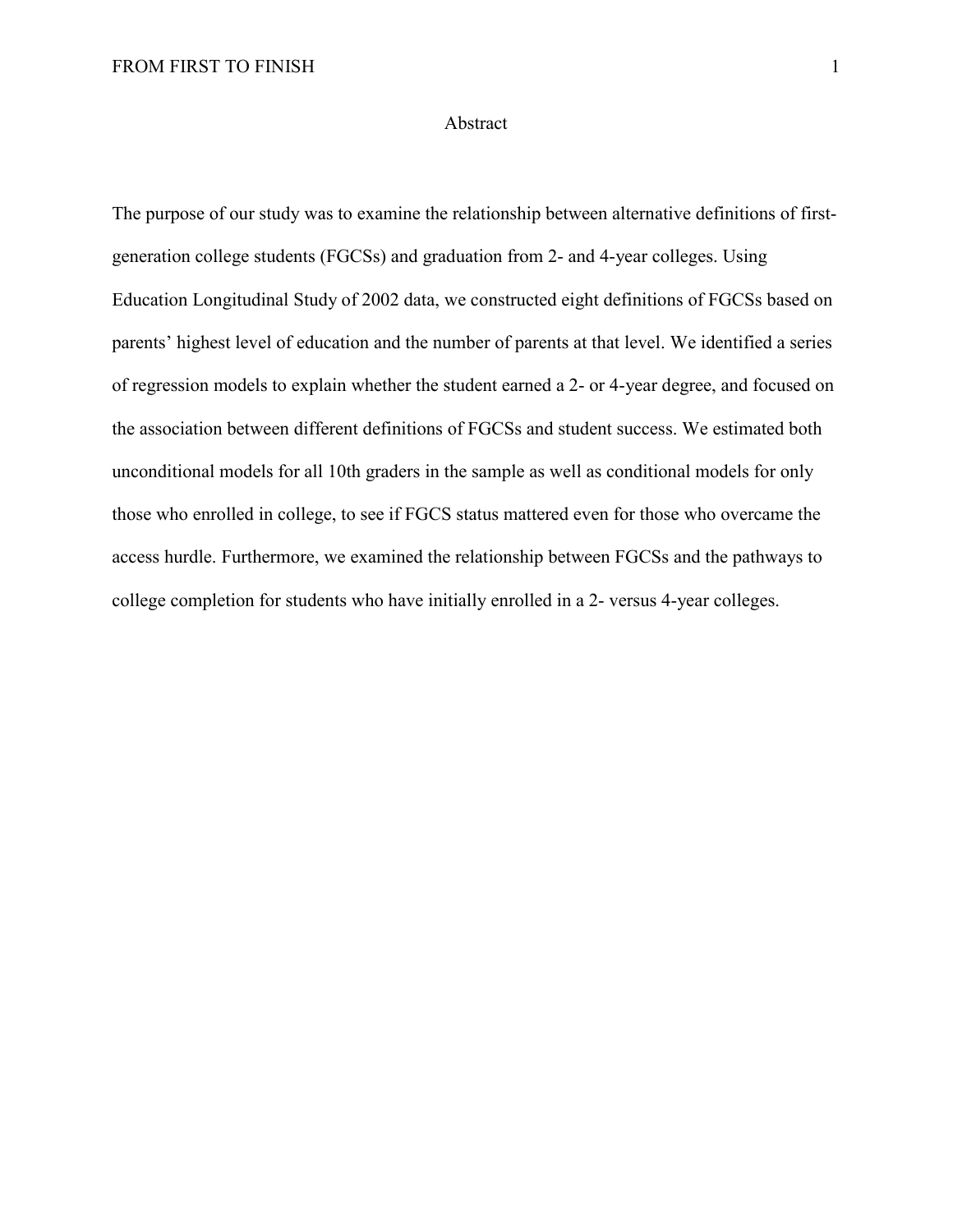# Abstract

The purpose of our study was to examine the relationship between alternative definitions of first-generation college students (FGCSs) and graduation from 2- and 4-year colleges. Using Education Longitudinal Study of 2002 data, we constructed eight definitions of FGCSs based on parents' highest level of education and the number of parents at that level. We identified a series of regression models to explain whether the student earned a 2- or 4-year degree, and focused on the association between different definitions of FGCSs and student success. We estimated both unconditional models for all 10th graders in the sample as well as conditional models for only those who enrolled in college, to see if FGCS status mattered even for those who overcame the access hurdle. Furthermore, we examined the relationship between FGCSs and the pathways to college completion for students who have initially enrolled in a 2- versus 4-year colleges.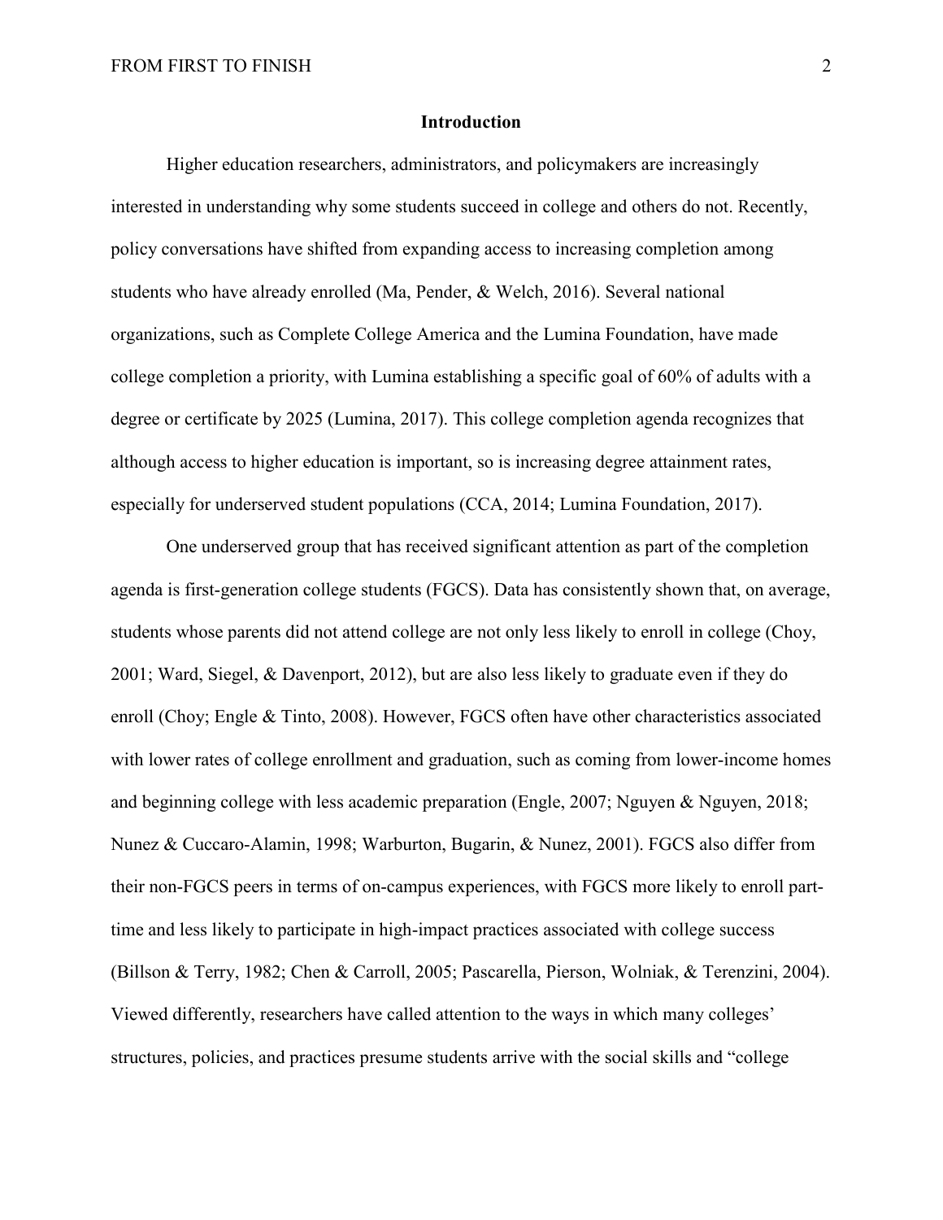## Introduction

Higher education researchers, administrators, and policymakers are increasingly interested in understanding why some students succeed in college and others do not. Recently, policy conversations have shifted from expanding access to increasing completion among students who have already enrolled (Ma, Pender, & Welch, 2016). Several national organizations, such as Complete College America and the Lumina Foundation, have made college completion a priority, with Lumina establishing a specific goal of 60% of adults with a degree or certificate by 2025 (Lumina, 2017). This college completion agenda recognizes that although access to higher education is important, so is increasing degree attainment rates, especially for underserved student populations (CCA, 2014; Lumina Foundation, 2017).

One underserved group that has received significant attention as part of the completion agenda is first-generation college students (FGCS). Data has consistently shown that, on average, students whose parents did not attend college are not only less likely to enroll in college (Choy, 2001; Ward, Siegel, & Davenport, 2012), but are also less likely to graduate even if they do enroll (Choy; Engle & Tinto, 2008). However, FGCS often have other characteristics associated with lower rates of college enrollment and graduation, such as coming from lower-income homes and beginning college with less academic preparation (Engle, 2007; Nguyen & Nguyen, 2018; Nunez & Cuccaro-Alamin, 1998; Warburton, Bugarin, & Nunez, 2001). FGCS also differ from their non-FGCS peers in terms of on-campus experiences, with FGCS more likely to enroll part-time and less likely to participate in high-impact practices associated with college success (Billson & Terry, 1982; Chen & Carroll, 2005; Pascarella, Pierson, Wolniak, & Terenzini, 2004). Viewed differently, researchers have called attention to the ways in which many colleges' structures, policies, and practices presume students arrive with the social skills and "college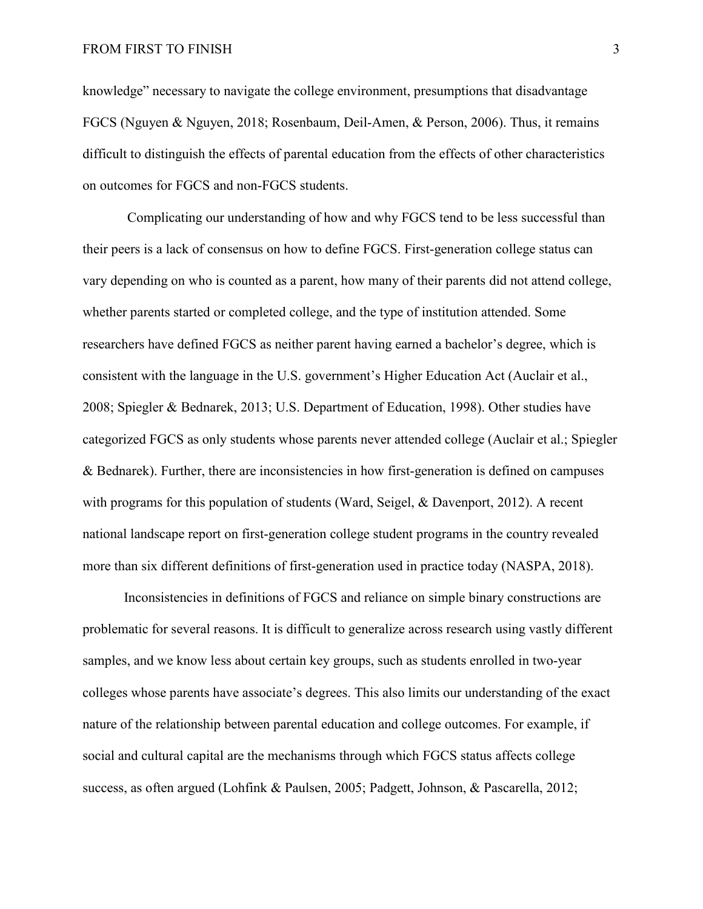knowledge" necessary to navigate the college environment, presumptions that disadvantage FGCS (Nguyen & Nguyen, 2018; Rosenbaum, Deil-Amen, & Person, 2006). Thus, it remains difficult to distinguish the effects of parental education from the effects of other characteristics on outcomes for FGCS and non-FGCS students.

Complicating our understanding of how and why FGCS tend to be less successful than their peers is a lack of consensus on how to define FGCS. First-generation college status can vary depending on who is counted as a parent, how many of their parents did not attend college, whether parents started or completed college, and the type of institution attended. Some researchers have defined FGCS as neither parent having earned a bachelor's degree, which is consistent with the language in the U.S. government's Higher Education Act (Auclair et al., 2008; Spiegler & Bednarek, 2013; U.S. Department of Education, 1998). Other studies have categorized FGCS as only students whose parents never attended college (Auclair et al.; Spiegler & Bednarek). Further, there are inconsistencies in how first-generation is defined on campuses with programs for this population of students (Ward, Seigel, & Davenport, 2012). A recent national landscape report on first-generation college student programs in the country revealed more than six different definitions of first-generation used in practice today (NASPA, 2018).

Inconsistencies in definitions of FGCS and reliance on simple binary constructions are problematic for several reasons. It is difficult to generalize across research using vastly different samples, and we know less about certain key groups, such as students enrolled in two-year colleges whose parents have associate's degrees. This also limits our understanding of the exact nature of the relationship between parental education and college outcomes. For example, if social and cultural capital are the mechanisms through which FGCS status affects college success, as often argued (Lohfink & Paulsen, 2005; Padgett, Johnson, & Pascarella, 2012;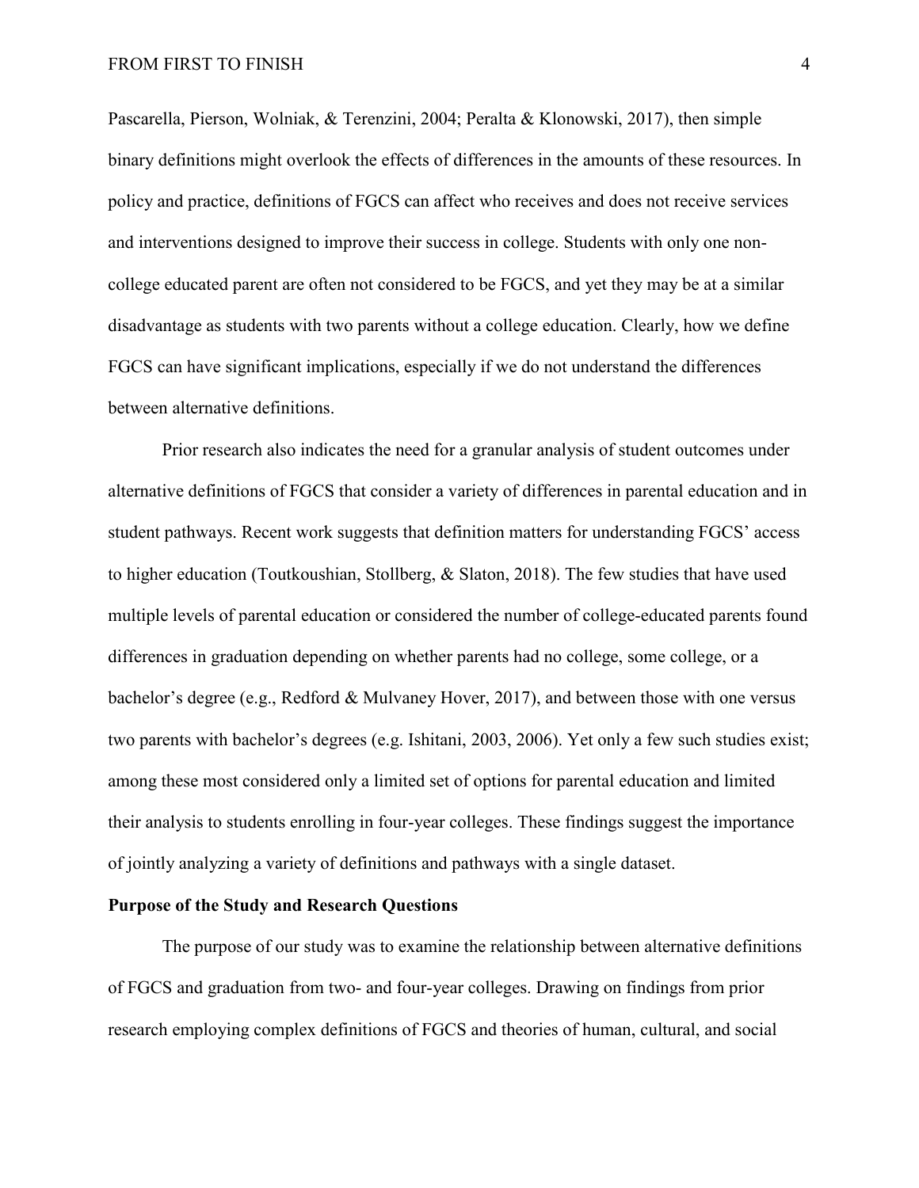Pascarella, Pierson, Wolniak, & Terenzini, 2004; Peralta & Klonowski, 2017), then simple binary definitions might overlook the effects of differences in the amounts of these resources. In policy and practice, definitions of FGCS can affect who receives and does not receive services and interventions designed to improve their success in college. Students with only one non-college educated parent are often not considered to be FGCS, and yet they may be at a similar disadvantage as students with two parents without a college education. Clearly, how we define FGCS can have significant implications, especially if we do not understand the differences between alternative definitions.

Prior research also indicates the need for a granular analysis of student outcomes under alternative definitions of FGCS that consider a variety of differences in parental education and in student pathways. Recent work suggests that definition matters for understanding FGCS' access to higher education (Toutkoushian, Stollberg, & Slaton, 2018). The few studies that have used multiple levels of parental education or considered the number of college-educated parents found differences in graduation depending on whether parents had no college, some college, or a bachelor's degree (e.g., Redford & Mulvaney Hover, 2017), and between those with one versus two parents with bachelor's degrees (e.g. Ishitani, 2003, 2006). Yet only a few such studies exist; among these most considered only a limited set of options for parental education and limited their analysis to students enrolling in four-year colleges. These findings suggest the importance of jointly analyzing a variety of definitions and pathways with a single dataset.

## Purpose of the Study and Research Questions

The purpose of our study was to examine the relationship between alternative definitions of FGCS and graduation from two- and four-year colleges. Drawing on findings from prior research employing complex definitions of FGCS and theories of human, cultural, and social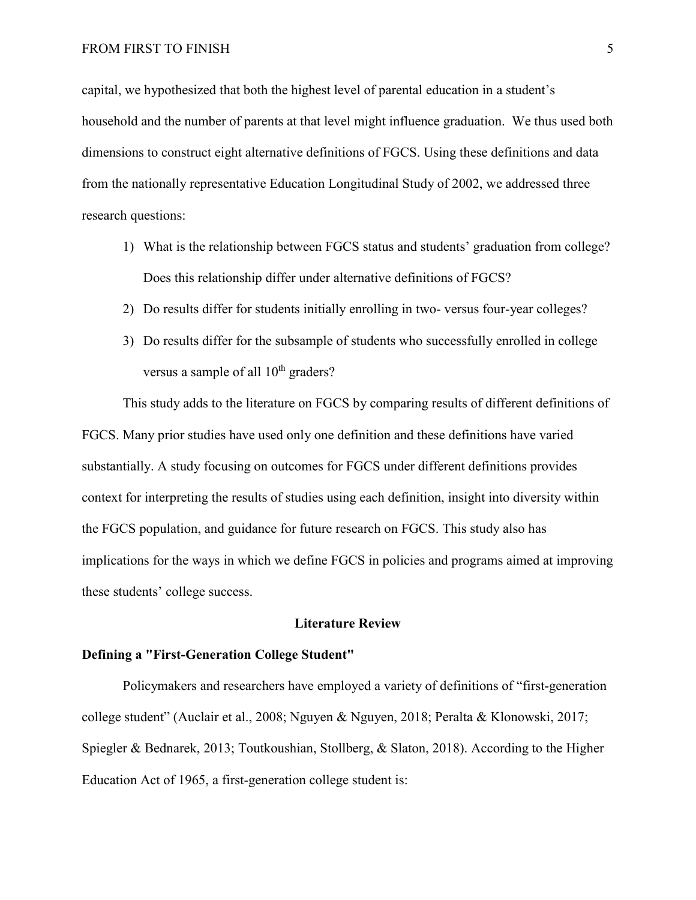capital, we hypothesized that both the highest level of parental education in a student's household and the number of parents at that level might influence graduation. We thus used both dimensions to construct eight alternative definitions of FGCS. Using these definitions and data from the nationally representative Education Longitudinal Study of 2002, we addressed three research questions:

1) What is the relationship between FGCS status and students' graduation from college? Does this relationship differ under alternative definitions of FGCS?
2) Do results differ for students initially enrolling in two- versus four-year colleges?
3) Do results differ for the subsample of students who successfully enrolled in college versus a sample of all 10th graders?

This study adds to the literature on FGCS by comparing results of different definitions of FGCS. Many prior studies have used only one definition and these definitions have varied substantially. A study focusing on outcomes for FGCS under different definitions provides context for interpreting the results of studies using each definition, insight into diversity within the FGCS population, and guidance for future research on FGCS. This study also has implications for the ways in which we define FGCS in policies and programs aimed at improving these students' college success.

## Literature Review

### Defining a "First-Generation College Student"

Policymakers and researchers have employed a variety of definitions of "first-generation college student" (Auclair et al., 2008; Nguyen & Nguyen, 2018; Peralta & Klonowski, 2017; Spiegler & Bednarek, 2013; Toutkoushian, Stollberg, & Slaton, 2018). According to the Higher Education Act of 1965, a first-generation college student is: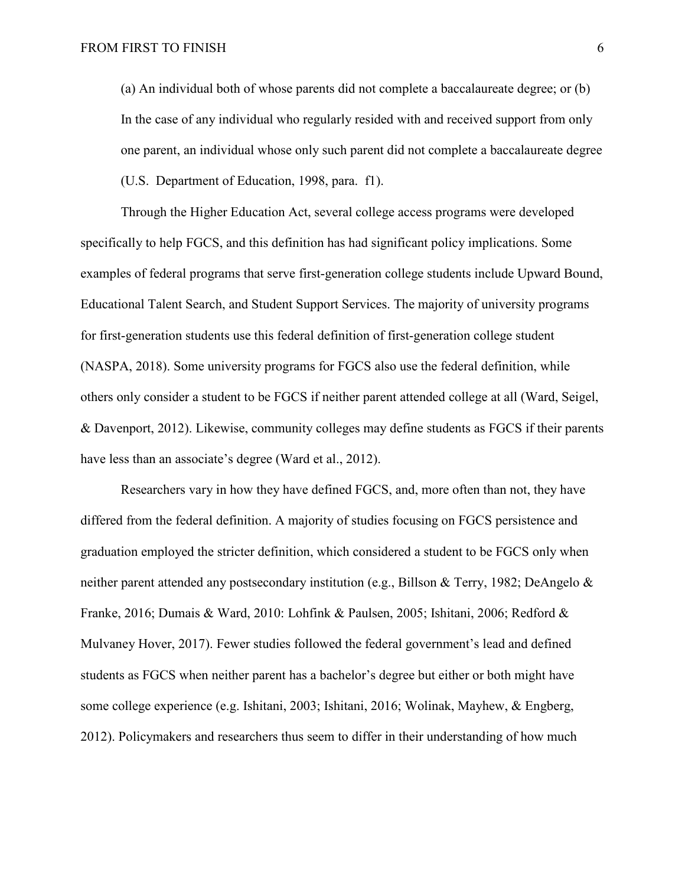> (a) An individual both of whose parents did not complete a baccalaureate degree; or (b) In the case of any individual who regularly resided with and received support from only one parent, an individual whose only such parent did not complete a baccalaureate degree (U.S. Department of Education, 1998, para. f1).

Through the Higher Education Act, several college access programs were developed specifically to help FGCS, and this definition has had significant policy implications. Some examples of federal programs that serve first-generation college students include Upward Bound, Educational Talent Search, and Student Support Services. The majority of university programs for first-generation students use this federal definition of first-generation college student (NASPA, 2018). Some university programs for FGCS also use the federal definition, while others only consider a student to be FGCS if neither parent attended college at all (Ward, Seigel, & Davenport, 2012). Likewise, community colleges may define students as FGCS if their parents have less than an associate's degree (Ward et al., 2012).

Researchers vary in how they have defined FGCS, and, more often than not, they have differed from the federal definition. A majority of studies focusing on FGCS persistence and graduation employed the stricter definition, which considered a student to be FGCS only when neither parent attended any postsecondary institution (e.g., Billson & Terry, 1982; DeAngelo & Franke, 2016; Dumais & Ward, 2010: Lohfink & Paulsen, 2005; Ishitani, 2006; Redford & Mulvaney Hover, 2017). Fewer studies followed the federal government's lead and defined students as FGCS when neither parent has a bachelor's degree but either or both might have some college experience (e.g. Ishitani, 2003; Ishitani, 2016; Wolinak, Mayhew, & Engberg, 2012). Policymakers and researchers thus seem to differ in their understanding of how much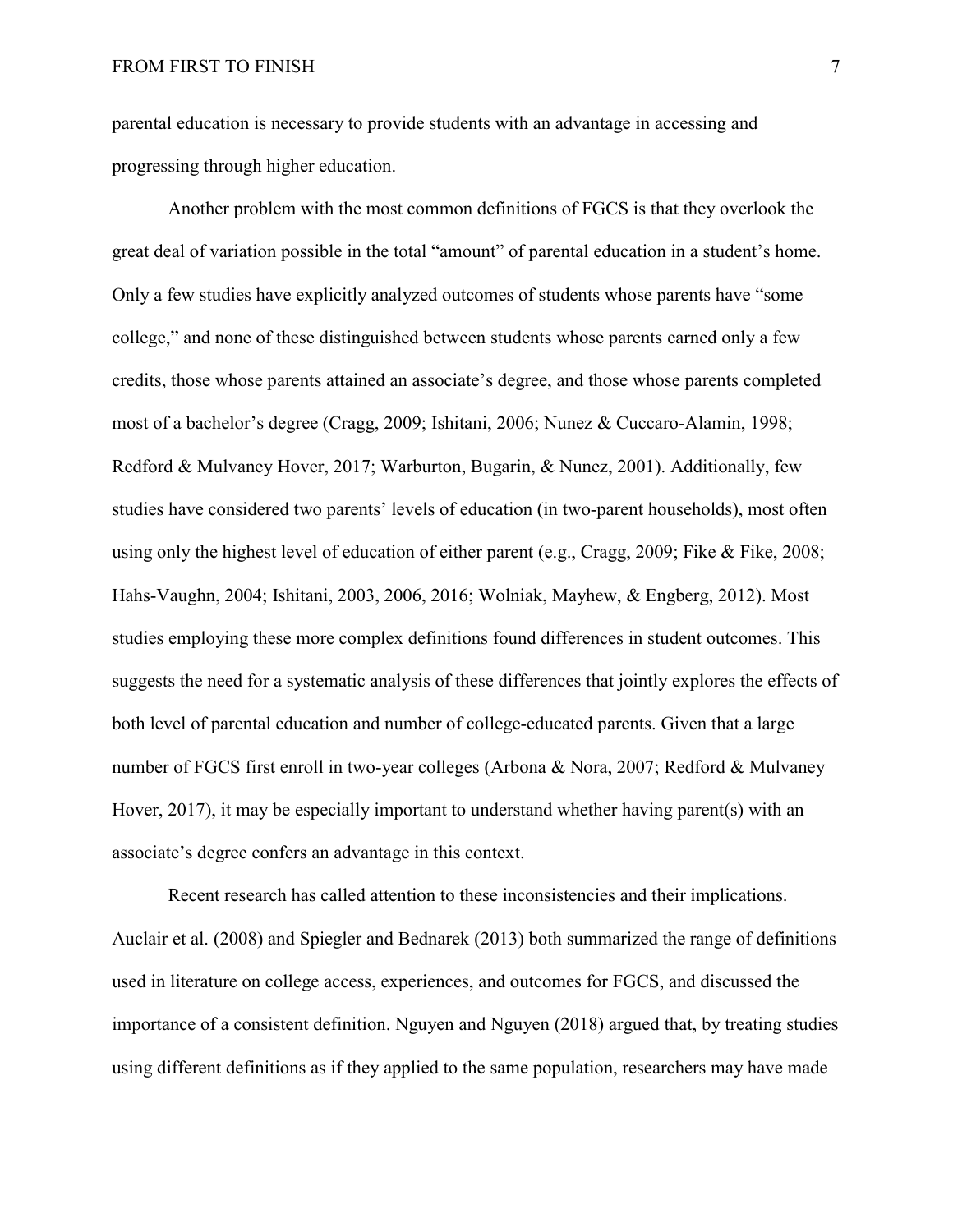parental education is necessary to provide students with an advantage in accessing and progressing through higher education.

Another problem with the most common definitions of FGCS is that they overlook the great deal of variation possible in the total "amount" of parental education in a student's home. Only a few studies have explicitly analyzed outcomes of students whose parents have "some college," and none of these distinguished between students whose parents earned only a few credits, those whose parents attained an associate's degree, and those whose parents completed most of a bachelor's degree (Cragg, 2009; Ishitani, 2006; Nunez & Cuccaro-Alamin, 1998; Redford & Mulvaney Hover, 2017; Warburton, Bugarin, & Nunez, 2001). Additionally, few studies have considered two parents' levels of education (in two-parent households), most often using only the highest level of education of either parent (e.g., Cragg, 2009; Fike & Fike, 2008; Hahs-Vaughn, 2004; Ishitani, 2003, 2006, 2016; Wolniak, Mayhew, & Engberg, 2012). Most studies employing these more complex definitions found differences in student outcomes. This suggests the need for a systematic analysis of these differences that jointly explores the effects of both level of parental education and number of college-educated parents. Given that a large number of FGCS first enroll in two-year colleges (Arbona & Nora, 2007; Redford & Mulvaney Hover, 2017), it may be especially important to understand whether having parent(s) with an associate's degree confers an advantage in this context.

Recent research has called attention to these inconsistencies and their implications. Auclair et al. (2008) and Spiegler and Bednarek (2013) both summarized the range of definitions used in literature on college access, experiences, and outcomes for FGCS, and discussed the importance of a consistent definition. Nguyen and Nguyen (2018) argued that, by treating studies using different definitions as if they applied to the same population, researchers may have made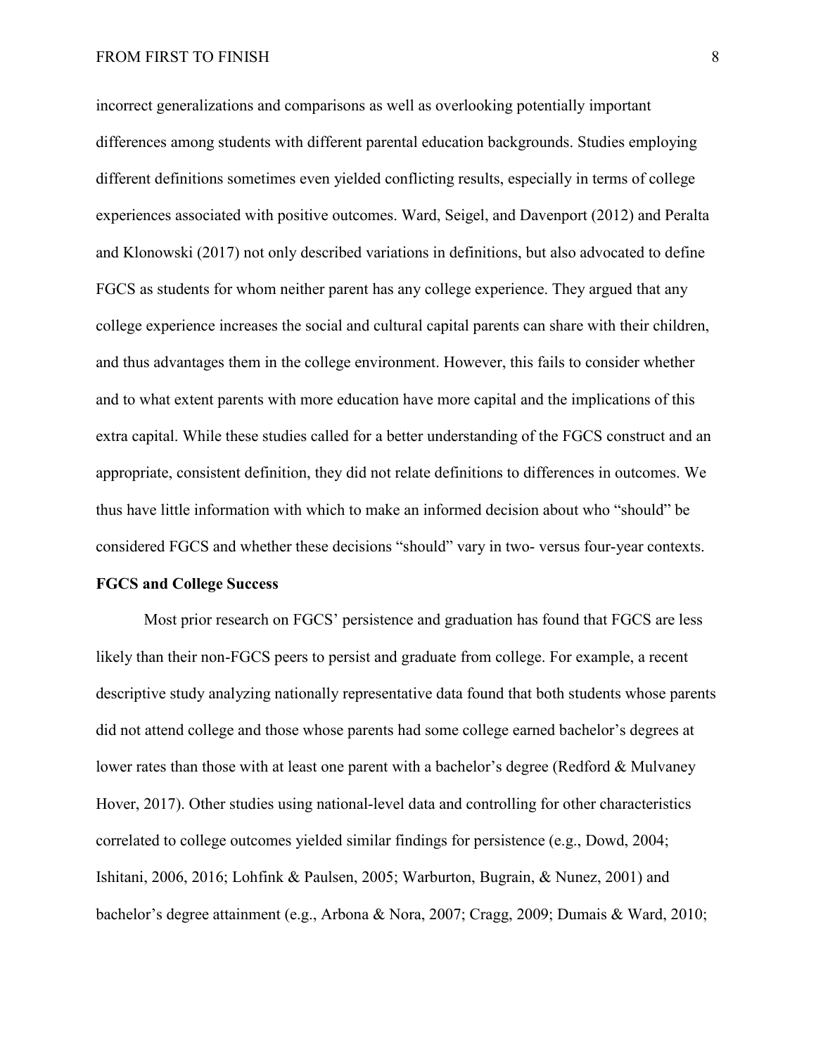incorrect generalizations and comparisons as well as overlooking potentially important differences among students with different parental education backgrounds. Studies employing different definitions sometimes even yielded conflicting results, especially in terms of college experiences associated with positive outcomes. Ward, Seigel, and Davenport (2012) and Peralta and Klonowski (2017) not only described variations in definitions, but also advocated to define FGCS as students for whom neither parent has any college experience. They argued that any college experience increases the social and cultural capital parents can share with their children, and thus advantages them in the college environment. However, this fails to consider whether and to what extent parents with more education have more capital and the implications of this extra capital. While these studies called for a better understanding of the FGCS construct and an appropriate, consistent definition, they did not relate definitions to differences in outcomes. We thus have little information with which to make an informed decision about who "should" be considered FGCS and whether these decisions "should" vary in two- versus four-year contexts.

## FGCS and College Success

Most prior research on FGCS' persistence and graduation has found that FGCS are less likely than their non-FGCS peers to persist and graduate from college. For example, a recent descriptive study analyzing nationally representative data found that both students whose parents did not attend college and those whose parents had some college earned bachelor's degrees at lower rates than those with at least one parent with a bachelor's degree (Redford & Mulvaney Hover, 2017). Other studies using national-level data and controlling for other characteristics correlated to college outcomes yielded similar findings for persistence (e.g., Dowd, 2004; Ishitani, 2006, 2016; Lohfink & Paulsen, 2005; Warburton, Bugrain, & Nunez, 2001) and bachelor's degree attainment (e.g., Arbona & Nora, 2007; Cragg, 2009; Dumais & Ward, 2010;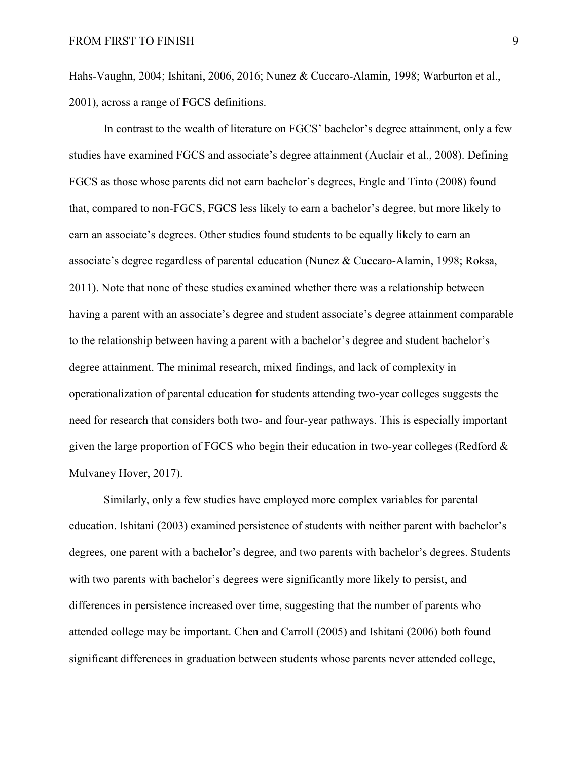Hahs-Vaughn, 2004; Ishitani, 2006, 2016; Nunez & Cuccaro-Alamin, 1998; Warburton et al., 2001), across a range of FGCS definitions.

In contrast to the wealth of literature on FGCS' bachelor's degree attainment, only a few studies have examined FGCS and associate's degree attainment (Auclair et al., 2008). Defining FGCS as those whose parents did not earn bachelor's degrees, Engle and Tinto (2008) found that, compared to non-FGCS, FGCS less likely to earn a bachelor's degree, but more likely to earn an associate's degrees. Other studies found students to be equally likely to earn an associate's degree regardless of parental education (Nunez & Cuccaro-Alamin, 1998; Roksa, 2011). Note that none of these studies examined whether there was a relationship between having a parent with an associate's degree and student associate's degree attainment comparable to the relationship between having a parent with a bachelor's degree and student bachelor's degree attainment. The minimal research, mixed findings, and lack of complexity in operationalization of parental education for students attending two-year colleges suggests the need for research that considers both two- and four-year pathways. This is especially important given the large proportion of FGCS who begin their education in two-year colleges (Redford & Mulvaney Hover, 2017).

Similarly, only a few studies have employed more complex variables for parental education. Ishitani (2003) examined persistence of students with neither parent with bachelor's degrees, one parent with a bachelor's degree, and two parents with bachelor's degrees. Students with two parents with bachelor's degrees were significantly more likely to persist, and differences in persistence increased over time, suggesting that the number of parents who attended college may be important. Chen and Carroll (2005) and Ishitani (2006) both found significant differences in graduation between students whose parents never attended college,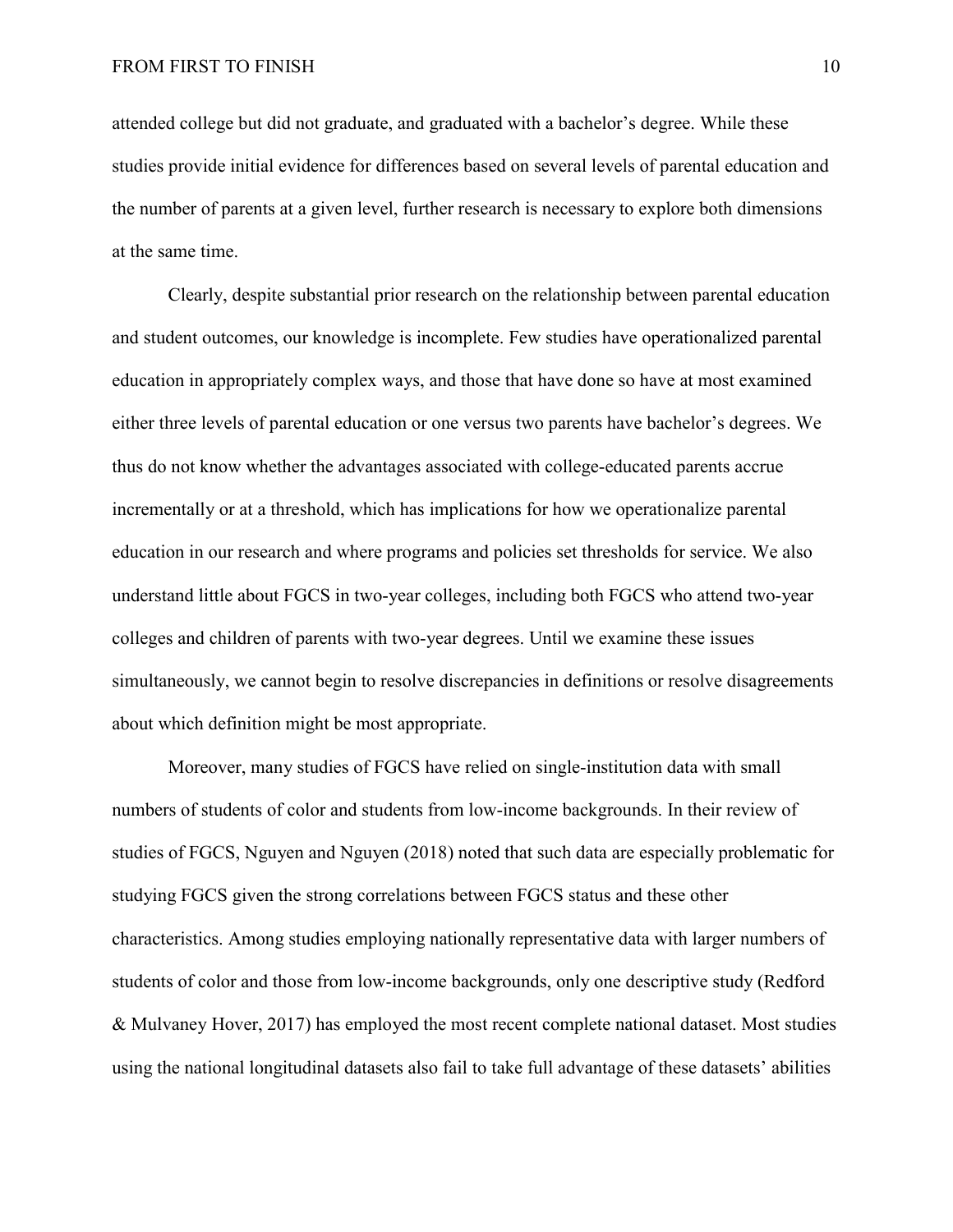attended college but did not graduate, and graduated with a bachelor's degree. While these studies provide initial evidence for differences based on several levels of parental education and the number of parents at a given level, further research is necessary to explore both dimensions at the same time.

Clearly, despite substantial prior research on the relationship between parental education and student outcomes, our knowledge is incomplete. Few studies have operationalized parental education in appropriately complex ways, and those that have done so have at most examined either three levels of parental education or one versus two parents have bachelor's degrees. We thus do not know whether the advantages associated with college-educated parents accrue incrementally or at a threshold, which has implications for how we operationalize parental education in our research and where programs and policies set thresholds for service. We also understand little about FGCS in two-year colleges, including both FGCS who attend two-year colleges and children of parents with two-year degrees. Until we examine these issues simultaneously, we cannot begin to resolve discrepancies in definitions or resolve disagreements about which definition might be most appropriate.

Moreover, many studies of FGCS have relied on single-institution data with small numbers of students of color and students from low-income backgrounds. In their review of studies of FGCS, Nguyen and Nguyen (2018) noted that such data are especially problematic for studying FGCS given the strong correlations between FGCS status and these other characteristics. Among studies employing nationally representative data with larger numbers of students of color and those from low-income backgrounds, only one descriptive study (Redford & Mulvaney Hover, 2017) has employed the most recent complete national dataset. Most studies using the national longitudinal datasets also fail to take full advantage of these datasets' abilities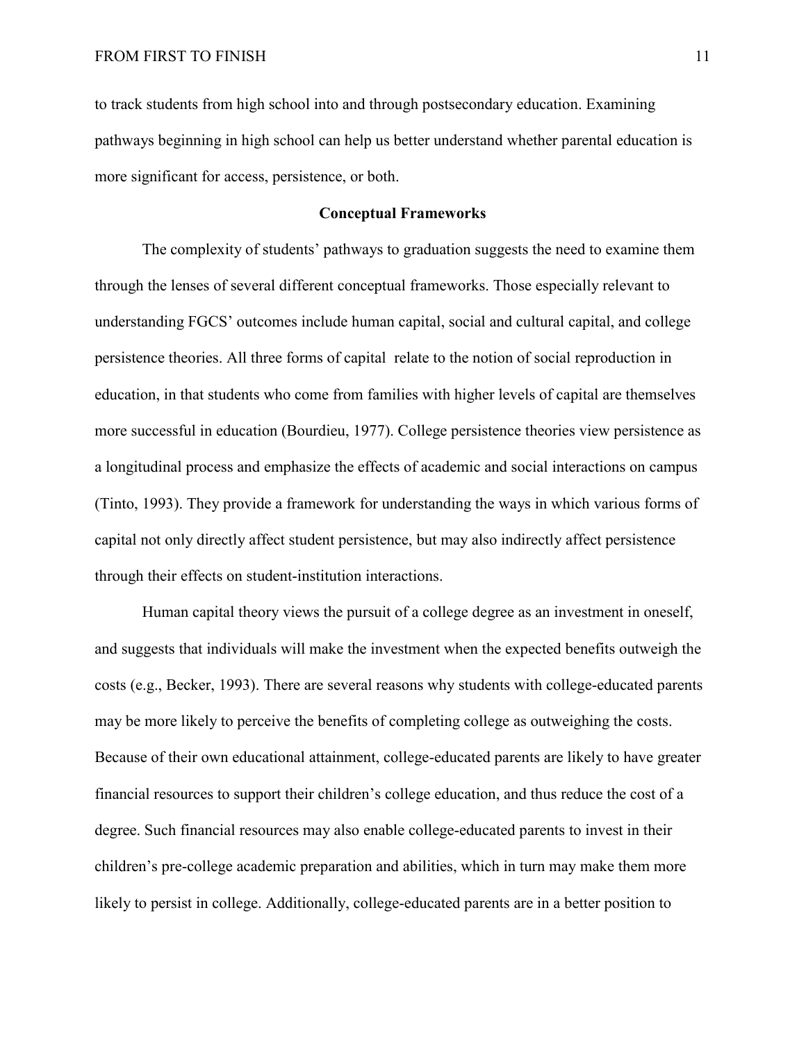to track students from high school into and through postsecondary education. Examining pathways beginning in high school can help us better understand whether parental education is more significant for access, persistence, or both.

## Conceptual Frameworks

The complexity of students' pathways to graduation suggests the need to examine them through the lenses of several different conceptual frameworks. Those especially relevant to understanding FGCS' outcomes include human capital, social and cultural capital, and college persistence theories. All three forms of capital relate to the notion of social reproduction in education, in that students who come from families with higher levels of capital are themselves more successful in education (Bourdieu, 1977). College persistence theories view persistence as a longitudinal process and emphasize the effects of academic and social interactions on campus (Tinto, 1993). They provide a framework for understanding the ways in which various forms of capital not only directly affect student persistence, but may also indirectly affect persistence through their effects on student-institution interactions.

Human capital theory views the pursuit of a college degree as an investment in oneself, and suggests that individuals will make the investment when the expected benefits outweigh the costs (e.g., Becker, 1993). There are several reasons why students with college-educated parents may be more likely to perceive the benefits of completing college as outweighing the costs. Because of their own educational attainment, college-educated parents are likely to have greater financial resources to support their children's college education, and thus reduce the cost of a degree. Such financial resources may also enable college-educated parents to invest in their children's pre-college academic preparation and abilities, which in turn may make them more likely to persist in college. Additionally, college-educated parents are in a better position to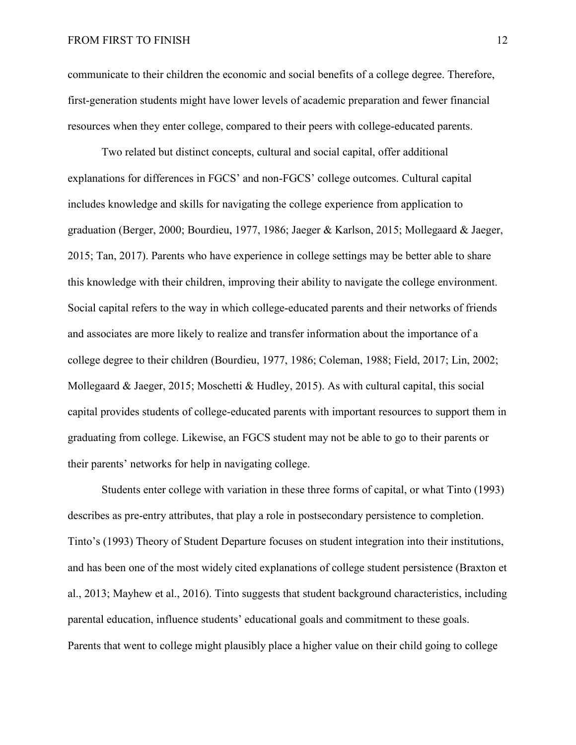communicate to their children the economic and social benefits of a college degree. Therefore, first-generation students might have lower levels of academic preparation and fewer financial resources when they enter college, compared to their peers with college-educated parents.

Two related but distinct concepts, cultural and social capital, offer additional explanations for differences in FGCS' and non-FGCS' college outcomes. Cultural capital includes knowledge and skills for navigating the college experience from application to graduation (Berger, 2000; Bourdieu, 1977, 1986; Jaeger & Karlson, 2015; Mollegaard & Jaeger, 2015; Tan, 2017). Parents who have experience in college settings may be better able to share this knowledge with their children, improving their ability to navigate the college environment. Social capital refers to the way in which college-educated parents and their networks of friends and associates are more likely to realize and transfer information about the importance of a college degree to their children (Bourdieu, 1977, 1986; Coleman, 1988; Field, 2017; Lin, 2002; Mollegaard & Jaeger, 2015; Moschetti & Hudley, 2015). As with cultural capital, this social capital provides students of college-educated parents with important resources to support them in graduating from college. Likewise, an FGCS student may not be able to go to their parents or their parents' networks for help in navigating college.

Students enter college with variation in these three forms of capital, or what Tinto (1993) describes as pre-entry attributes, that play a role in postsecondary persistence to completion. Tinto's (1993) Theory of Student Departure focuses on student integration into their institutions, and has been one of the most widely cited explanations of college student persistence (Braxton et al., 2013; Mayhew et al., 2016). Tinto suggests that student background characteristics, including parental education, influence students' educational goals and commitment to these goals. Parents that went to college might plausibly place a higher value on their child going to college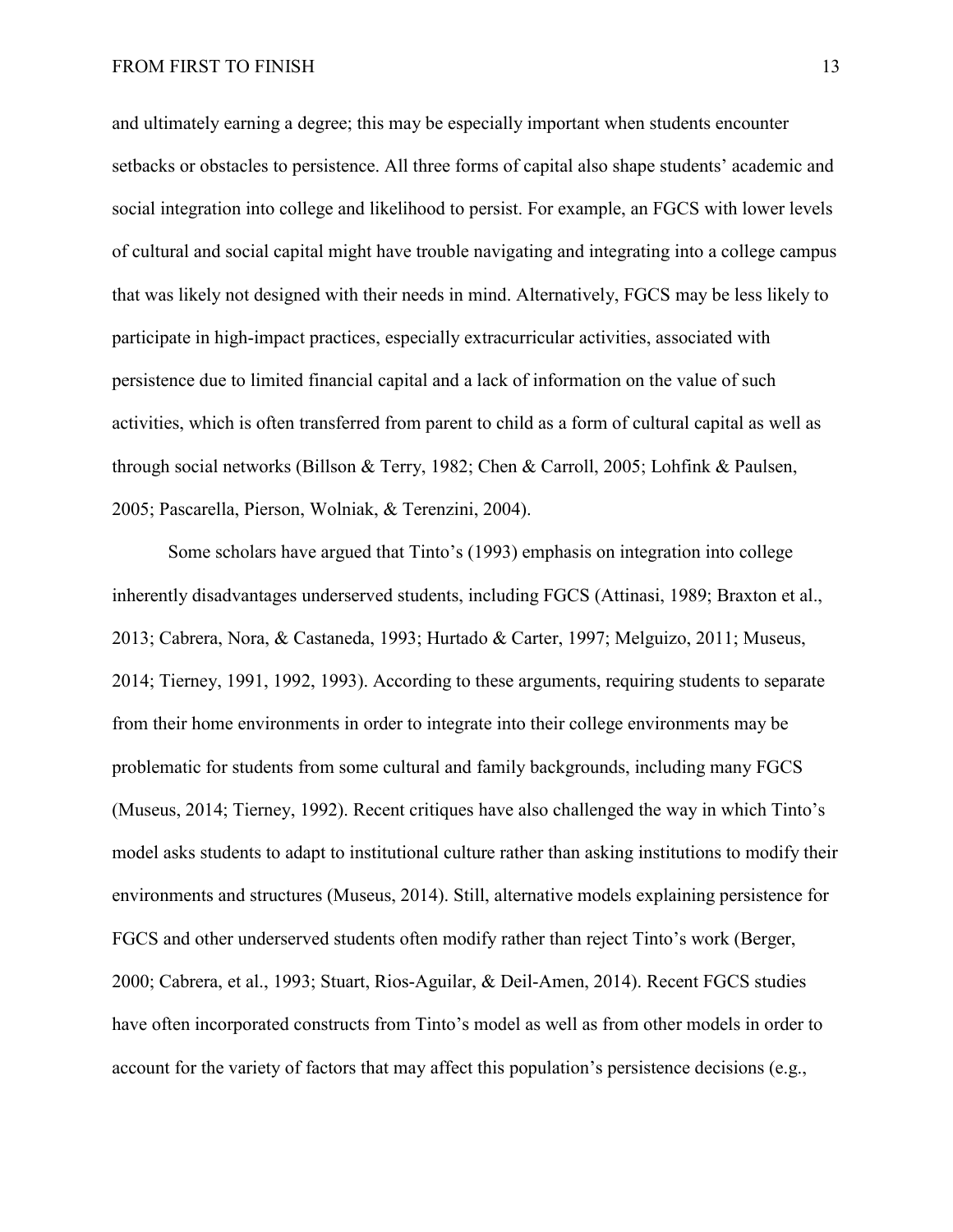and ultimately earning a degree; this may be especially important when students encounter setbacks or obstacles to persistence. All three forms of capital also shape students' academic and social integration into college and likelihood to persist. For example, an FGCS with lower levels of cultural and social capital might have trouble navigating and integrating into a college campus that was likely not designed with their needs in mind. Alternatively, FGCS may be less likely to participate in high-impact practices, especially extracurricular activities, associated with persistence due to limited financial capital and a lack of information on the value of such activities, which is often transferred from parent to child as a form of cultural capital as well as through social networks (Billson & Terry, 1982; Chen & Carroll, 2005; Lohfink & Paulsen, 2005; Pascarella, Pierson, Wolniak, & Terenzini, 2004).

Some scholars have argued that Tinto's (1993) emphasis on integration into college inherently disadvantages underserved students, including FGCS (Attinasi, 1989; Braxton et al., 2013; Cabrera, Nora, & Castaneda, 1993; Hurtado & Carter, 1997; Melguizo, 2011; Museus, 2014; Tierney, 1991, 1992, 1993). According to these arguments, requiring students to separate from their home environments in order to integrate into their college environments may be problematic for students from some cultural and family backgrounds, including many FGCS (Museus, 2014; Tierney, 1992). Recent critiques have also challenged the way in which Tinto's model asks students to adapt to institutional culture rather than asking institutions to modify their environments and structures (Museus, 2014). Still, alternative models explaining persistence for FGCS and other underserved students often modify rather than reject Tinto's work (Berger, 2000; Cabrera, et al., 1993; Stuart, Rios-Aguilar, & Deil-Amen, 2014). Recent FGCS studies have often incorporated constructs from Tinto's model as well as from other models in order to account for the variety of factors that may affect this population's persistence decisions (e.g.,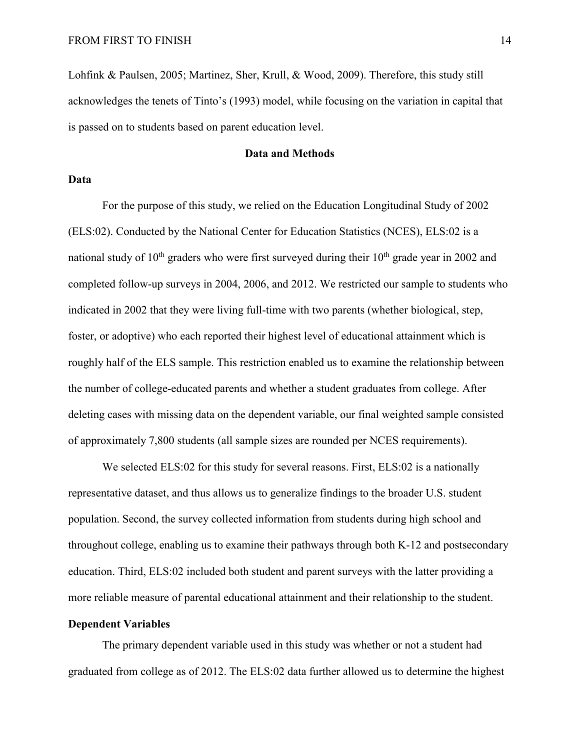Lohfink & Paulsen, 2005; Martinez, Sher, Krull, & Wood, 2009). Therefore, this study still acknowledges the tenets of Tinto's (1993) model, while focusing on the variation in capital that is passed on to students based on parent education level.

## Data and Methods

### Data

For the purpose of this study, we relied on the Education Longitudinal Study of 2002 (ELS:02). Conducted by the National Center for Education Statistics (NCES), ELS:02 is a national study of 10$^{th}$ graders who were first surveyed during their 10$^{th}$ grade year in 2002 and completed follow-up surveys in 2004, 2006, and 2012. We restricted our sample to students who indicated in 2002 that they were living full-time with two parents (whether biological, step, foster, or adoptive) who each reported their highest level of educational attainment which is roughly half of the ELS sample. This restriction enabled us to examine the relationship between the number of college-educated parents and whether a student graduates from college. After deleting cases with missing data on the dependent variable, our final weighted sample consisted of approximately 7,800 students (all sample sizes are rounded per NCES requirements).

We selected ELS:02 for this study for several reasons. First, ELS:02 is a nationally representative dataset, and thus allows us to generalize findings to the broader U.S. student population. Second, the survey collected information from students during high school and throughout college, enabling us to examine their pathways through both K-12 and postsecondary education. Third, ELS:02 included both student and parent surveys with the latter providing a more reliable measure of parental educational attainment and their relationship to the student.

### Dependent Variables

The primary dependent variable used in this study was whether or not a student had graduated from college as of 2012. The ELS:02 data further allowed us to determine the highest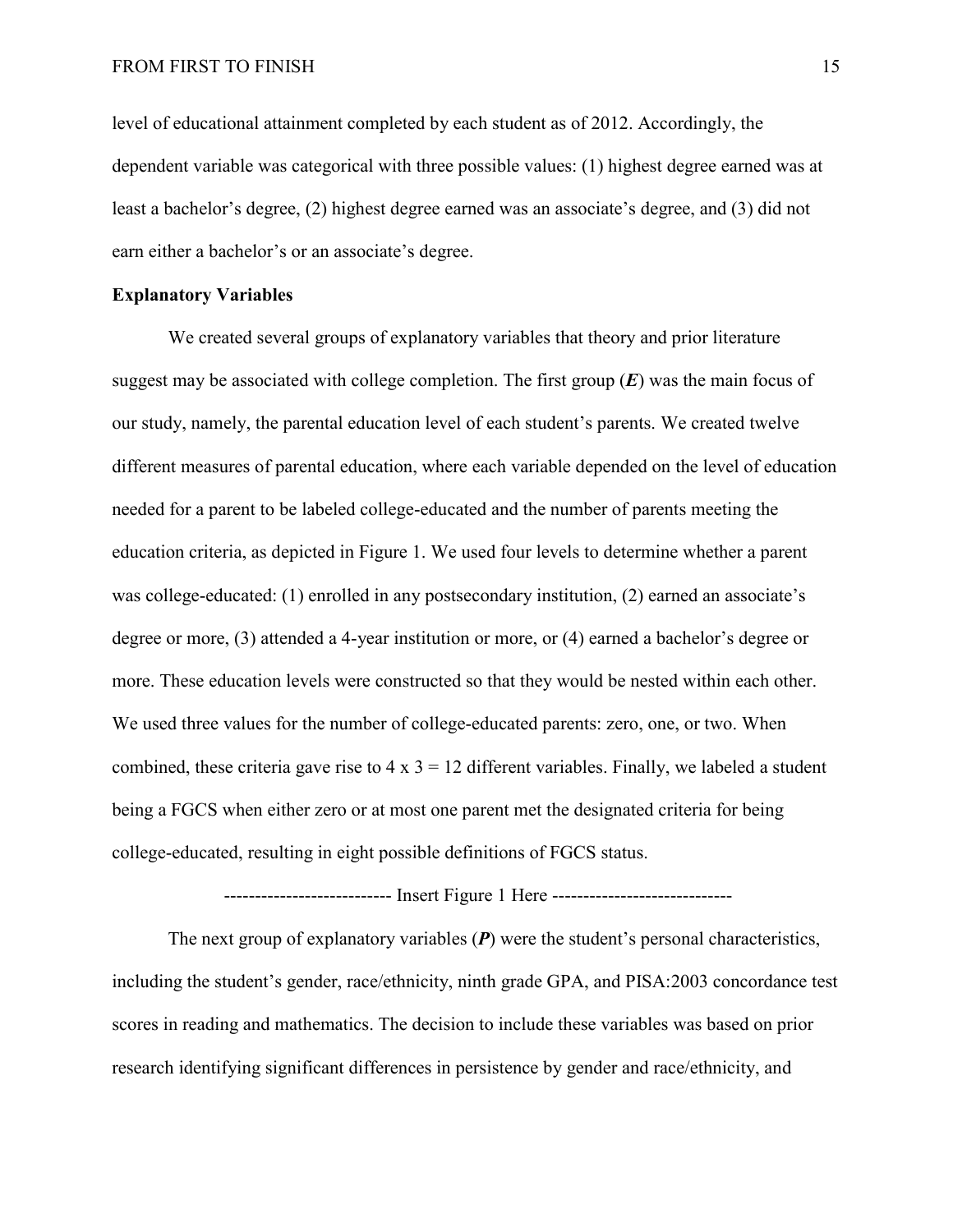level of educational attainment completed by each student as of 2012. Accordingly, the dependent variable was categorical with three possible values: (1) highest degree earned was at least a bachelor's degree, (2) highest degree earned was an associate's degree, and (3) did not earn either a bachelor's or an associate's degree.

**Explanatory Variables**

We created several groups of explanatory variables that theory and prior literature suggest may be associated with college completion. The first group (***E***) was the main focus of our study, namely, the parental education level of each student's parents. We created twelve different measures of parental education, where each variable depended on the level of education needed for a parent to be labeled college-educated and the number of parents meeting the education criteria, as depicted in Figure 1. We used four levels to determine whether a parent was college-educated: (1) enrolled in any postsecondary institution, (2) earned an associate's degree or more, (3) attended a 4-year institution or more, or (4) earned a bachelor's degree or more. These education levels were constructed so that they would be nested within each other. We used three values for the number of college-educated parents: zero, one, or two. When combined, these criteria gave rise to 4 x 3 = 12 different variables. Finally, we labeled a student being a FGCS when either zero or at most one parent met the designated criteria for being college-educated, resulting in eight possible definitions of FGCS status.

-------------------------- Insert Figure 1 Here -----------------------------

The next group of explanatory variables (***P***) were the student's personal characteristics, including the student's gender, race/ethnicity, ninth grade GPA, and PISA:2003 concordance test scores in reading and mathematics. The decision to include these variables was based on prior research identifying significant differences in persistence by gender and race/ethnicity, and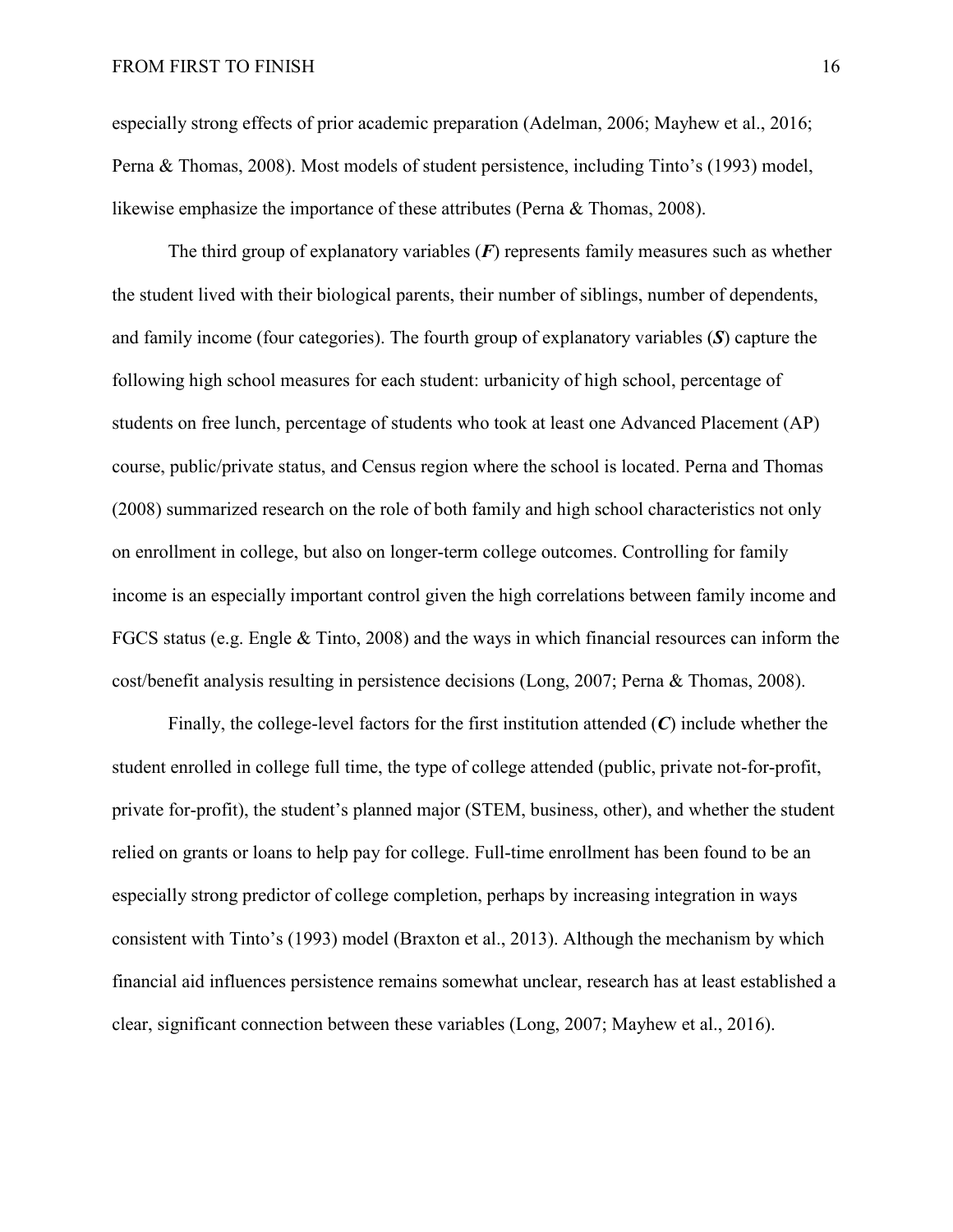especially strong effects of prior academic preparation (Adelman, 2006; Mayhew et al., 2016; Perna & Thomas, 2008). Most models of student persistence, including Tinto's (1993) model, likewise emphasize the importance of these attributes (Perna & Thomas, 2008).

The third group of explanatory variables (***F***) represents family measures such as whether the student lived with their biological parents, their number of siblings, number of dependents, and family income (four categories). The fourth group of explanatory variables (***S***) capture the following high school measures for each student: urbanicity of high school, percentage of students on free lunch, percentage of students who took at least one Advanced Placement (AP) course, public/private status, and Census region where the school is located. Perna and Thomas (2008) summarized research on the role of both family and high school characteristics not only on enrollment in college, but also on longer-term college outcomes. Controlling for family income is an especially important control given the high correlations between family income and FGCS status (e.g. Engle & Tinto, 2008) and the ways in which financial resources can inform the cost/benefit analysis resulting in persistence decisions (Long, 2007; Perna & Thomas, 2008).

Finally, the college-level factors for the first institution attended (***C***) include whether the student enrolled in college full time, the type of college attended (public, private not-for-profit, private for-profit), the student's planned major (STEM, business, other), and whether the student relied on grants or loans to help pay for college. Full-time enrollment has been found to be an especially strong predictor of college completion, perhaps by increasing integration in ways consistent with Tinto's (1993) model (Braxton et al., 2013). Although the mechanism by which financial aid influences persistence remains somewhat unclear, research has at least established a clear, significant connection between these variables (Long, 2007; Mayhew et al., 2016).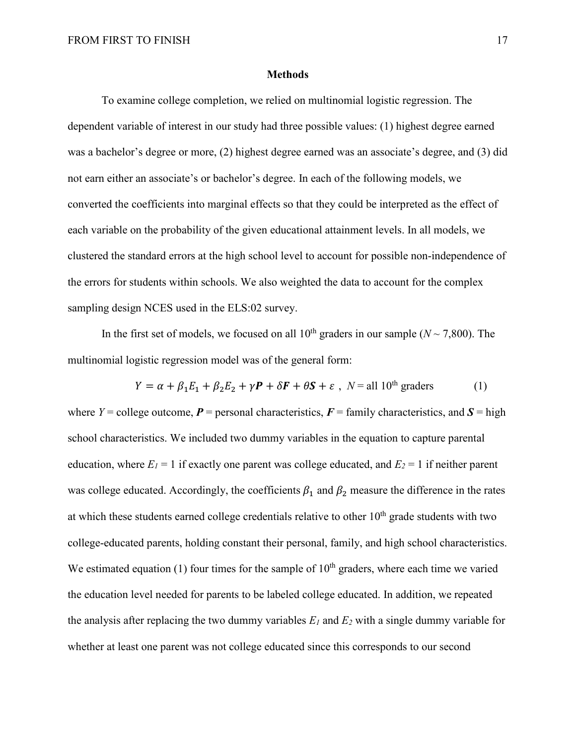## Methods

To examine college completion, we relied on multinomial logistic regression. The dependent variable of interest in our study had three possible values: (1) highest degree earned was a bachelor's degree or more, (2) highest degree earned was an associate's degree, and (3) did not earn either an associate's or bachelor's degree. In each of the following models, we converted the coefficients into marginal effects so that they could be interpreted as the effect of each variable on the probability of the given educational attainment levels. In all models, we clustered the standard errors at the high school level to account for possible non-independence of the errors for students within schools. We also weighted the data to account for the complex sampling design NCES used in the ELS:02 survey.

In the first set of models, we focused on all 10th graders in our sample ($N \sim 7{,}800$). The multinomial logistic regression model was of the general form:

$$Y = \alpha + \beta_1 E_1 + \beta_2 E_2 + \gamma \boldsymbol{P} + \delta \boldsymbol{F} + \theta \boldsymbol{S} + \varepsilon \;, \quad N = \text{all } 10^{\text{th}} \text{ graders} \qquad (1)$$

where $Y$ = college outcome, $\boldsymbol{P}$ = personal characteristics, $\boldsymbol{F}$ = family characteristics, and $\boldsymbol{S}$ = high school characteristics. We included two dummy variables in the equation to capture parental education, where $E_1 = 1$ if exactly one parent was college educated, and $E_2 = 1$ if neither parent was college educated. Accordingly, the coefficients $\beta_1$ and $\beta_2$ measure the difference in the rates at which these students earned college credentials relative to other 10th grade students with two college-educated parents, holding constant their personal, family, and high school characteristics. We estimated equation (1) four times for the sample of 10th graders, where each time we varied the education level needed for parents to be labeled college educated. In addition, we repeated the analysis after replacing the two dummy variables $E_1$ and $E_2$ with a single dummy variable for whether at least one parent was not college educated since this corresponds to our second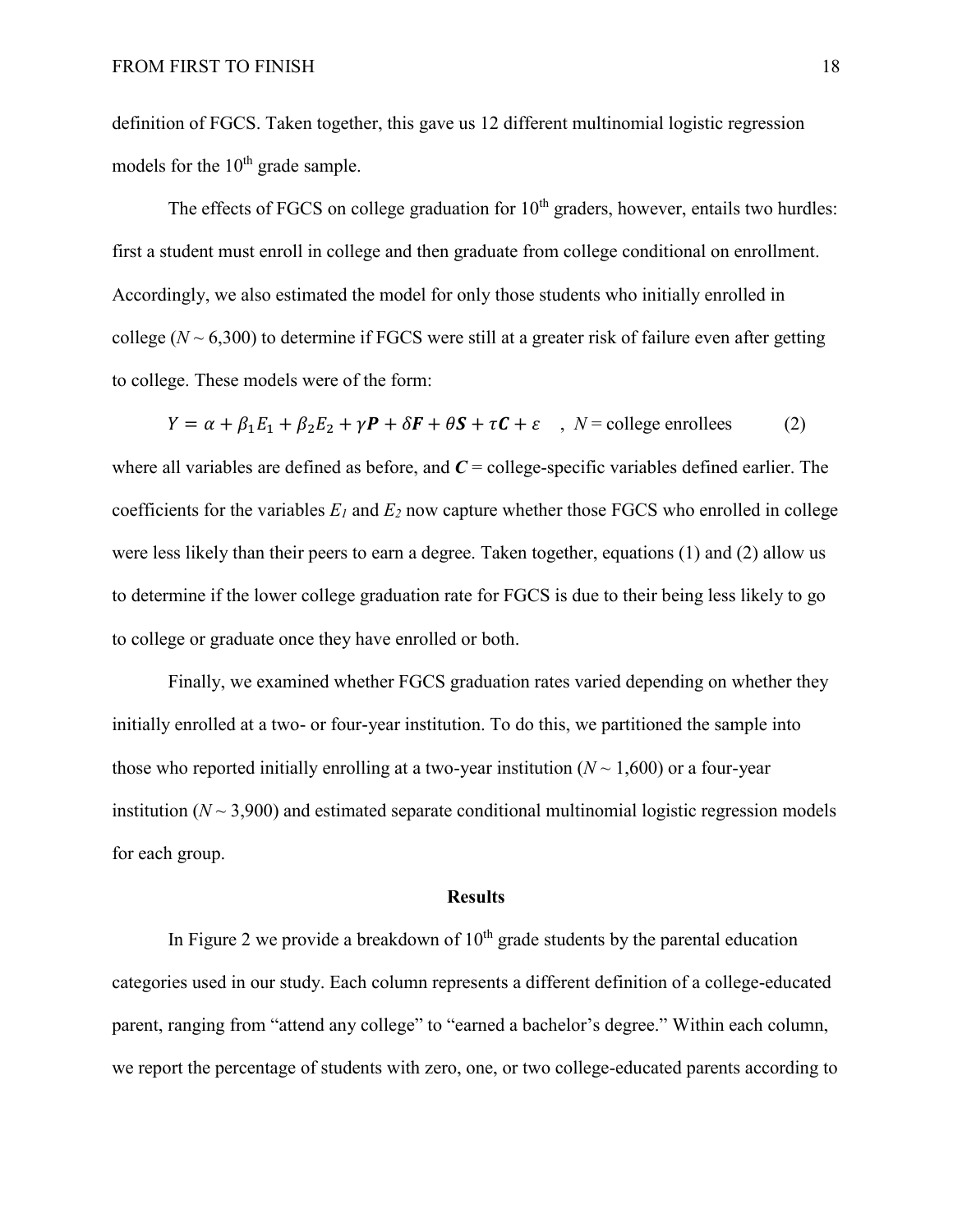definition of FGCS. Taken together, this gave us 12 different multinomial logistic regression models for the 10th grade sample.

The effects of FGCS on college graduation for 10th graders, however, entails two hurdles: first a student must enroll in college and then graduate from college conditional on enrollment. Accordingly, we also estimated the model for only those students who initially enrolled in college ($N \sim 6{,}300$) to determine if FGCS were still at a greater risk of failure even after getting to college. These models were of the form:

$$Y = \alpha + \beta_1 E_1 + \beta_2 E_2 + \gamma \boldsymbol{P} + \delta \boldsymbol{F} + \theta \boldsymbol{S} + \tau \boldsymbol{C} + \varepsilon \quad , \; N = \text{college enrollees} \qquad (2)$$

where all variables are defined as before, and $\boldsymbol{C}$ = college-specific variables defined earlier. The coefficients for the variables $E_1$ and $E_2$ now capture whether those FGCS who enrolled in college were less likely than their peers to earn a degree. Taken together, equations (1) and (2) allow us to determine if the lower college graduation rate for FGCS is due to their being less likely to go to college or graduate once they have enrolled or both.

Finally, we examined whether FGCS graduation rates varied depending on whether they initially enrolled at a two- or four-year institution. To do this, we partitioned the sample into those who reported initially enrolling at a two-year institution ($N \sim 1{,}600$) or a four-year institution ($N \sim 3{,}900$) and estimated separate conditional multinomial logistic regression models for each group.

## Results

In Figure 2 we provide a breakdown of 10th grade students by the parental education categories used in our study. Each column represents a different definition of a college-educated parent, ranging from "attend any college" to "earned a bachelor's degree." Within each column, we report the percentage of students with zero, one, or two college-educated parents according to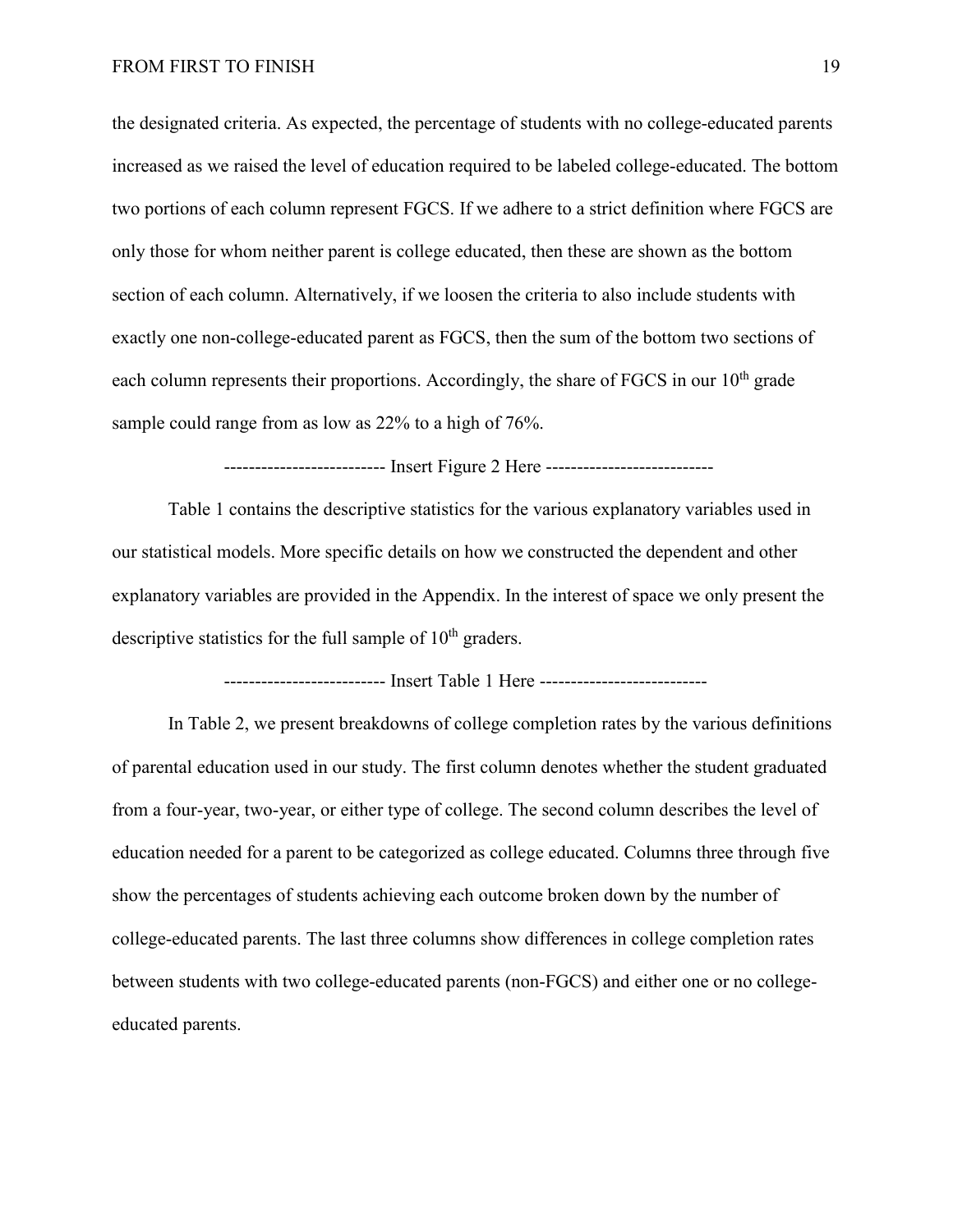the designated criteria. As expected, the percentage of students with no college-educated parents increased as we raised the level of education required to be labeled college-educated. The bottom two portions of each column represent FGCS. If we adhere to a strict definition where FGCS are only those for whom neither parent is college educated, then these are shown as the bottom section of each column. Alternatively, if we loosen the criteria to also include students with exactly one non-college-educated parent as FGCS, then the sum of the bottom two sections of each column represents their proportions. Accordingly, the share of FGCS in our 10th grade sample could range from as low as 22% to a high of 76%.

------------------------- Insert Figure 2 Here ---------------------------

Table 1 contains the descriptive statistics for the various explanatory variables used in our statistical models. More specific details on how we constructed the dependent and other explanatory variables are provided in the Appendix. In the interest of space we only present the descriptive statistics for the full sample of 10th graders.

------------------------- Insert Table 1 Here ---------------------------

In Table 2, we present breakdowns of college completion rates by the various definitions of parental education used in our study. The first column denotes whether the student graduated from a four-year, two-year, or either type of college. The second column describes the level of education needed for a parent to be categorized as college educated. Columns three through five show the percentages of students achieving each outcome broken down by the number of college-educated parents. The last three columns show differences in college completion rates between students with two college-educated parents (non-FGCS) and either one or no college-educated parents.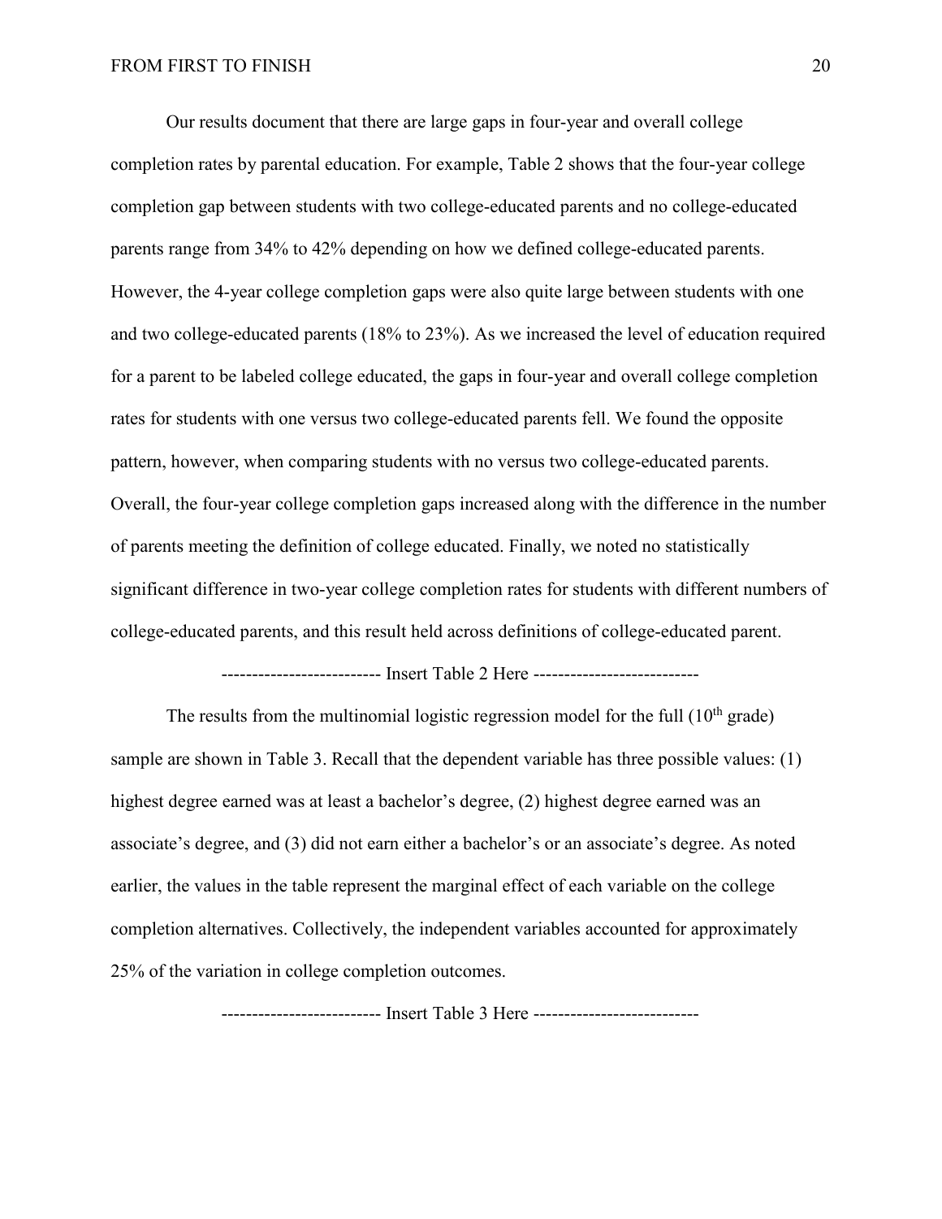Our results document that there are large gaps in four-year and overall college completion rates by parental education. For example, Table 2 shows that the four-year college completion gap between students with two college-educated parents and no college-educated parents range from 34% to 42% depending on how we defined college-educated parents. However, the 4-year college completion gaps were also quite large between students with one and two college-educated parents (18% to 23%). As we increased the level of education required for a parent to be labeled college educated, the gaps in four-year and overall college completion rates for students with one versus two college-educated parents fell. We found the opposite pattern, however, when comparing students with no versus two college-educated parents. Overall, the four-year college completion gaps increased along with the difference in the number of parents meeting the definition of college educated. Finally, we noted no statistically significant difference in two-year college completion rates for students with different numbers of college-educated parents, and this result held across definitions of college-educated parent.

------------------------- Insert Table 2 Here ---------------------------

The results from the multinomial logistic regression model for the full (10th grade) sample are shown in Table 3. Recall that the dependent variable has three possible values: (1) highest degree earned was at least a bachelor's degree, (2) highest degree earned was an associate's degree, and (3) did not earn either a bachelor's or an associate's degree. As noted earlier, the values in the table represent the marginal effect of each variable on the college completion alternatives. Collectively, the independent variables accounted for approximately 25% of the variation in college completion outcomes.

------------------------- Insert Table 3 Here ---------------------------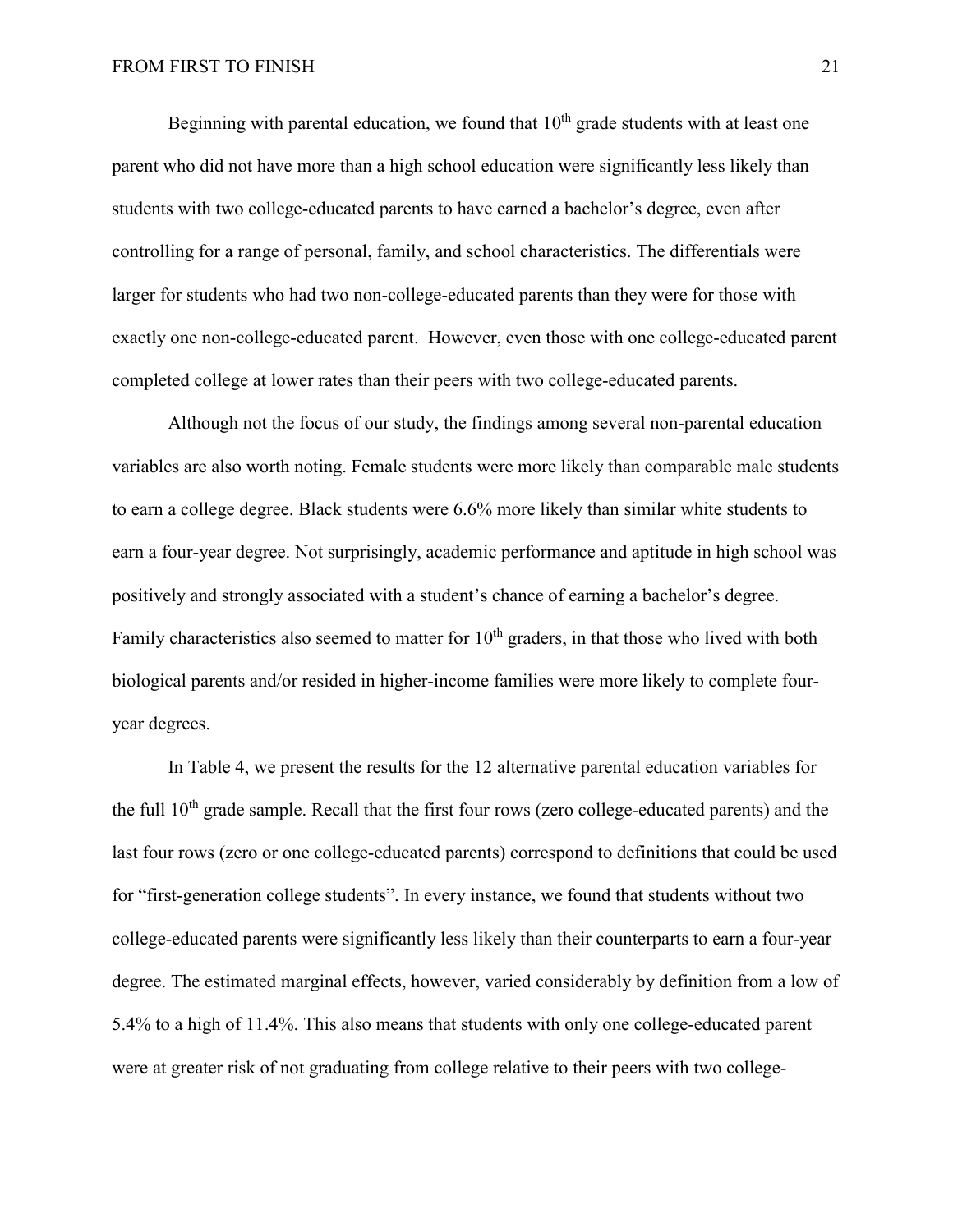Beginning with parental education, we found that 10th grade students with at least one parent who did not have more than a high school education were significantly less likely than students with two college-educated parents to have earned a bachelor's degree, even after controlling for a range of personal, family, and school characteristics. The differentials were larger for students who had two non-college-educated parents than they were for those with exactly one non-college-educated parent. However, even those with one college-educated parent completed college at lower rates than their peers with two college-educated parents.

Although not the focus of our study, the findings among several non-parental education variables are also worth noting. Female students were more likely than comparable male students to earn a college degree. Black students were 6.6% more likely than similar white students to earn a four-year degree. Not surprisingly, academic performance and aptitude in high school was positively and strongly associated with a student's chance of earning a bachelor's degree. Family characteristics also seemed to matter for 10th graders, in that those who lived with both biological parents and/or resided in higher-income families were more likely to complete four-year degrees.

In Table 4, we present the results for the 12 alternative parental education variables for the full 10th grade sample. Recall that the first four rows (zero college-educated parents) and the last four rows (zero or one college-educated parents) correspond to definitions that could be used for "first-generation college students". In every instance, we found that students without two college-educated parents were significantly less likely than their counterparts to earn a four-year degree. The estimated marginal effects, however, varied considerably by definition from a low of 5.4% to a high of 11.4%. This also means that students with only one college-educated parent were at greater risk of not graduating from college relative to their peers with two college-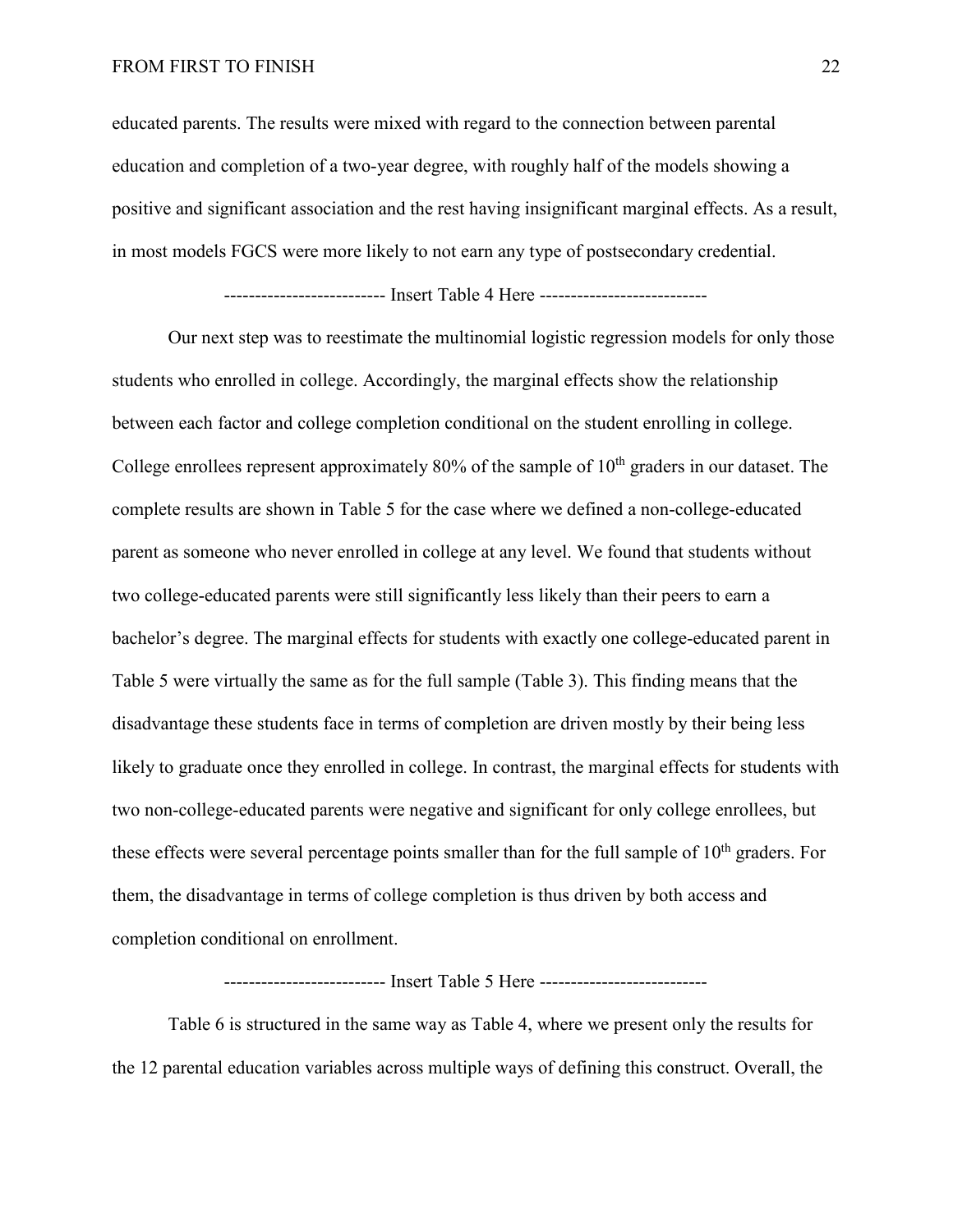educated parents. The results were mixed with regard to the connection between parental education and completion of a two-year degree, with roughly half of the models showing a positive and significant association and the rest having insignificant marginal effects. As a result, in most models FGCS were more likely to not earn any type of postsecondary credential.

------------------------- Insert Table 4 Here ---------------------------

Our next step was to reestimate the multinomial logistic regression models for only those students who enrolled in college. Accordingly, the marginal effects show the relationship between each factor and college completion conditional on the student enrolling in college. College enrollees represent approximately 80% of the sample of 10th graders in our dataset. The complete results are shown in Table 5 for the case where we defined a non-college-educated parent as someone who never enrolled in college at any level. We found that students without two college-educated parents were still significantly less likely than their peers to earn a bachelor's degree. The marginal effects for students with exactly one college-educated parent in Table 5 were virtually the same as for the full sample (Table 3). This finding means that the disadvantage these students face in terms of completion are driven mostly by their being less likely to graduate once they enrolled in college. In contrast, the marginal effects for students with two non-college-educated parents were negative and significant for only college enrollees, but these effects were several percentage points smaller than for the full sample of 10th graders. For them, the disadvantage in terms of college completion is thus driven by both access and completion conditional on enrollment.

------------------------- Insert Table 5 Here ---------------------------

Table 6 is structured in the same way as Table 4, where we present only the results for the 12 parental education variables across multiple ways of defining this construct. Overall, the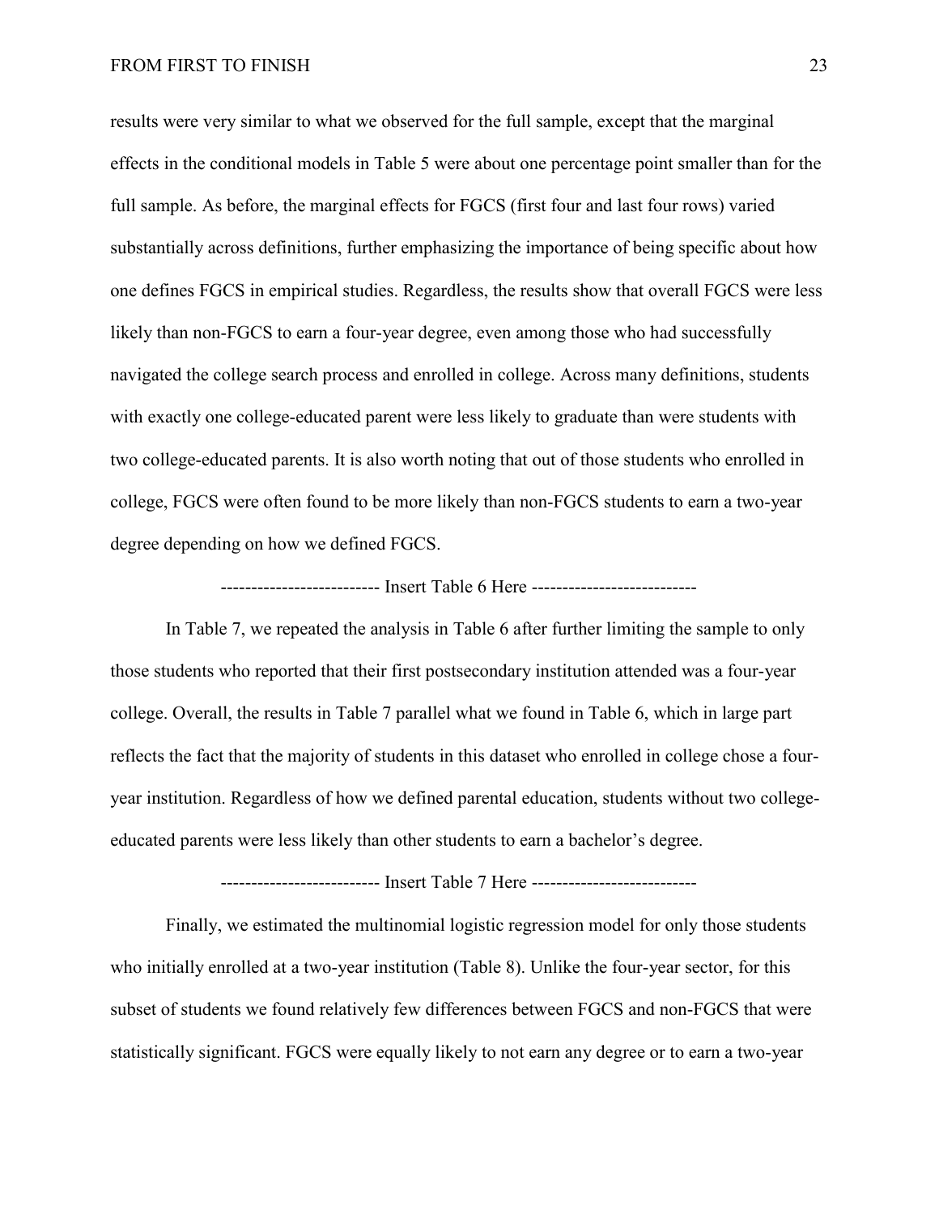results were very similar to what we observed for the full sample, except that the marginal effects in the conditional models in Table 5 were about one percentage point smaller than for the full sample. As before, the marginal effects for FGCS (first four and last four rows) varied substantially across definitions, further emphasizing the importance of being specific about how one defines FGCS in empirical studies. Regardless, the results show that overall FGCS were less likely than non-FGCS to earn a four-year degree, even among those who had successfully navigated the college search process and enrolled in college. Across many definitions, students with exactly one college-educated parent were less likely to graduate than were students with two college-educated parents. It is also worth noting that out of those students who enrolled in college, FGCS were often found to be more likely than non-FGCS students to earn a two-year degree depending on how we defined FGCS.

------------------------- Insert Table 6 Here ---------------------------

In Table 7, we repeated the analysis in Table 6 after further limiting the sample to only those students who reported that their first postsecondary institution attended was a four-year college. Overall, the results in Table 7 parallel what we found in Table 6, which in large part reflects the fact that the majority of students in this dataset who enrolled in college chose a four-year institution. Regardless of how we defined parental education, students without two college-educated parents were less likely than other students to earn a bachelor's degree.

------------------------- Insert Table 7 Here ---------------------------

Finally, we estimated the multinomial logistic regression model for only those students who initially enrolled at a two-year institution (Table 8). Unlike the four-year sector, for this subset of students we found relatively few differences between FGCS and non-FGCS that were statistically significant. FGCS were equally likely to not earn any degree or to earn a two-year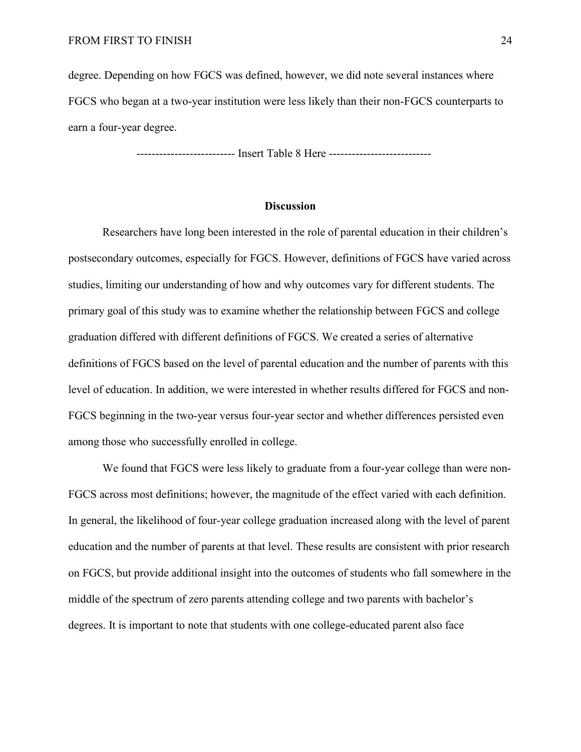degree. Depending on how FGCS was defined, however, we did note several instances where FGCS who began at a two-year institution were less likely than their non-FGCS counterparts to earn a four-year degree.

------------------------- Insert Table 8 Here ---------------------------

## Discussion

Researchers have long been interested in the role of parental education in their children's postsecondary outcomes, especially for FGCS. However, definitions of FGCS have varied across studies, limiting our understanding of how and why outcomes vary for different students. The primary goal of this study was to examine whether the relationship between FGCS and college graduation differed with different definitions of FGCS. We created a series of alternative definitions of FGCS based on the level of parental education and the number of parents with this level of education. In addition, we were interested in whether results differed for FGCS and non-FGCS beginning in the two-year versus four-year sector and whether differences persisted even among those who successfully enrolled in college.

We found that FGCS were less likely to graduate from a four-year college than were non-FGCS across most definitions; however, the magnitude of the effect varied with each definition. In general, the likelihood of four-year college graduation increased along with the level of parent education and the number of parents at that level. These results are consistent with prior research on FGCS, but provide additional insight into the outcomes of students who fall somewhere in the middle of the spectrum of zero parents attending college and two parents with bachelor's degrees. It is important to note that students with one college-educated parent also face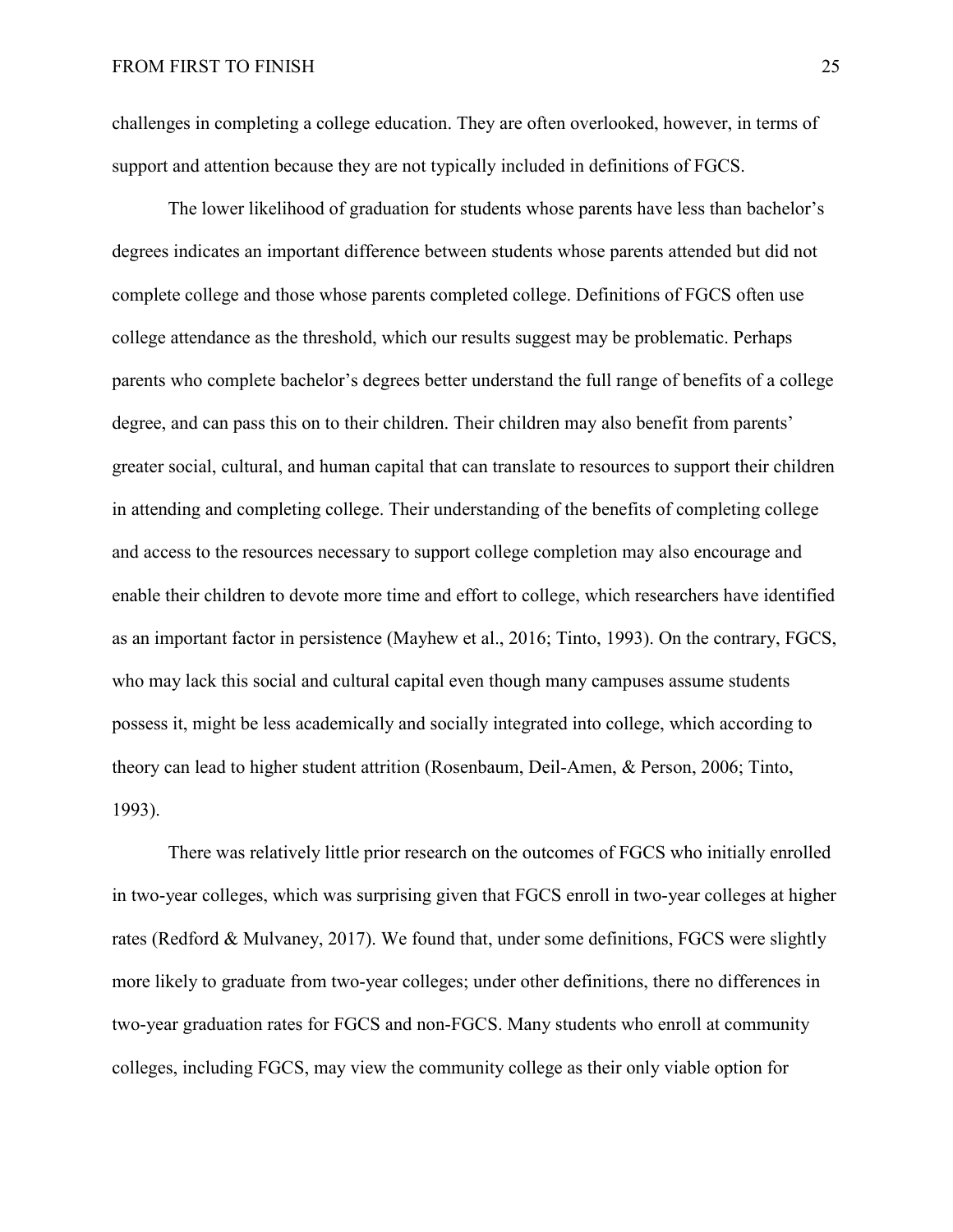challenges in completing a college education. They are often overlooked, however, in terms of support and attention because they are not typically included in definitions of FGCS.

The lower likelihood of graduation for students whose parents have less than bachelor's degrees indicates an important difference between students whose parents attended but did not complete college and those whose parents completed college. Definitions of FGCS often use college attendance as the threshold, which our results suggest may be problematic. Perhaps parents who complete bachelor's degrees better understand the full range of benefits of a college degree, and can pass this on to their children. Their children may also benefit from parents' greater social, cultural, and human capital that can translate to resources to support their children in attending and completing college. Their understanding of the benefits of completing college and access to the resources necessary to support college completion may also encourage and enable their children to devote more time and effort to college, which researchers have identified as an important factor in persistence (Mayhew et al., 2016; Tinto, 1993). On the contrary, FGCS, who may lack this social and cultural capital even though many campuses assume students possess it, might be less academically and socially integrated into college, which according to theory can lead to higher student attrition (Rosenbaum, Deil-Amen, & Person, 2006; Tinto, 1993).

There was relatively little prior research on the outcomes of FGCS who initially enrolled in two-year colleges, which was surprising given that FGCS enroll in two-year colleges at higher rates (Redford & Mulvaney, 2017). We found that, under some definitions, FGCS were slightly more likely to graduate from two-year colleges; under other definitions, there no differences in two-year graduation rates for FGCS and non-FGCS. Many students who enroll at community colleges, including FGCS, may view the community college as their only viable option for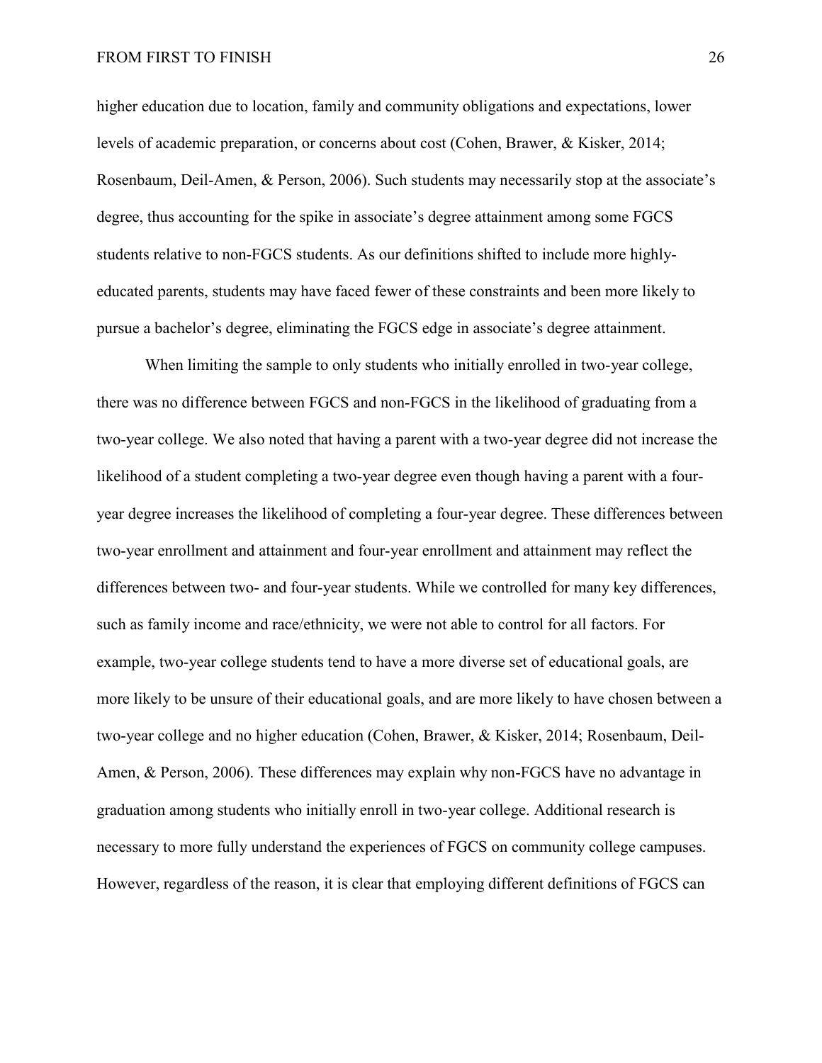higher education due to location, family and community obligations and expectations, lower levels of academic preparation, or concerns about cost (Cohen, Brawer, & Kisker, 2014; Rosenbaum, Deil-Amen, & Person, 2006). Such students may necessarily stop at the associate's degree, thus accounting for the spike in associate's degree attainment among some FGCS students relative to non-FGCS students. As our definitions shifted to include more highly-educated parents, students may have faced fewer of these constraints and been more likely to pursue a bachelor's degree, eliminating the FGCS edge in associate's degree attainment.

When limiting the sample to only students who initially enrolled in two-year college, there was no difference between FGCS and non-FGCS in the likelihood of graduating from a two-year college. We also noted that having a parent with a two-year degree did not increase the likelihood of a student completing a two-year degree even though having a parent with a four-year degree increases the likelihood of completing a four-year degree. These differences between two-year enrollment and attainment and four-year enrollment and attainment may reflect the differences between two- and four-year students. While we controlled for many key differences, such as family income and race/ethnicity, we were not able to control for all factors. For example, two-year college students tend to have a more diverse set of educational goals, are more likely to be unsure of their educational goals, and are more likely to have chosen between a two-year college and no higher education (Cohen, Brawer, & Kisker, 2014; Rosenbaum, Deil-Amen, & Person, 2006). These differences may explain why non-FGCS have no advantage in graduation among students who initially enroll in two-year college. Additional research is necessary to more fully understand the experiences of FGCS on community college campuses. However, regardless of the reason, it is clear that employing different definitions of FGCS can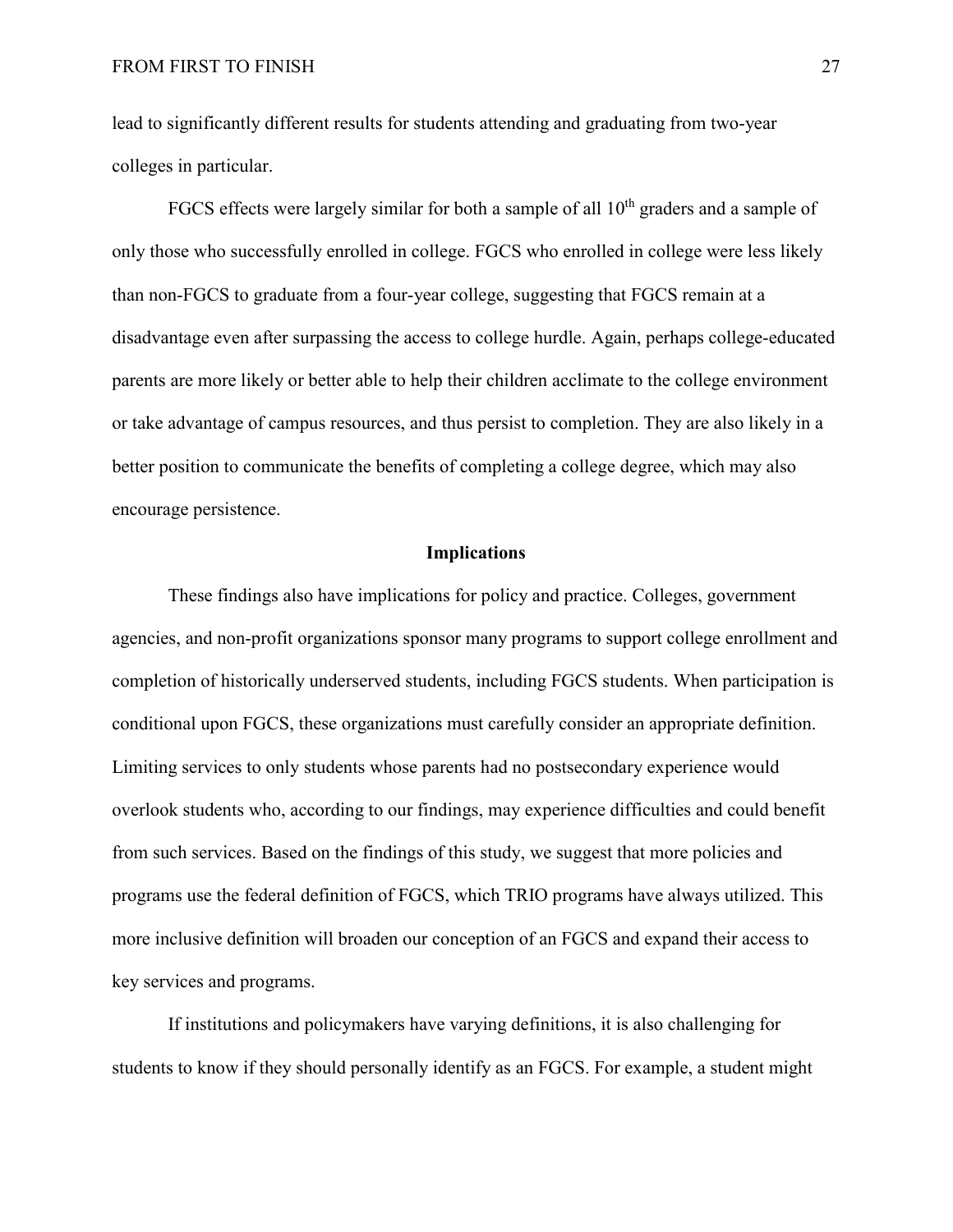lead to significantly different results for students attending and graduating from two-year colleges in particular.

FGCS effects were largely similar for both a sample of all 10th graders and a sample of only those who successfully enrolled in college. FGCS who enrolled in college were less likely than non-FGCS to graduate from a four-year college, suggesting that FGCS remain at a disadvantage even after surpassing the access to college hurdle. Again, perhaps college-educated parents are more likely or better able to help their children acclimate to the college environment or take advantage of campus resources, and thus persist to completion. They are also likely in a better position to communicate the benefits of completing a college degree, which may also encourage persistence.

## Implications

These findings also have implications for policy and practice. Colleges, government agencies, and non-profit organizations sponsor many programs to support college enrollment and completion of historically underserved students, including FGCS students. When participation is conditional upon FGCS, these organizations must carefully consider an appropriate definition. Limiting services to only students whose parents had no postsecondary experience would overlook students who, according to our findings, may experience difficulties and could benefit from such services. Based on the findings of this study, we suggest that more policies and programs use the federal definition of FGCS, which TRIO programs have always utilized. This more inclusive definition will broaden our conception of an FGCS and expand their access to key services and programs.

If institutions and policymakers have varying definitions, it is also challenging for students to know if they should personally identify as an FGCS. For example, a student might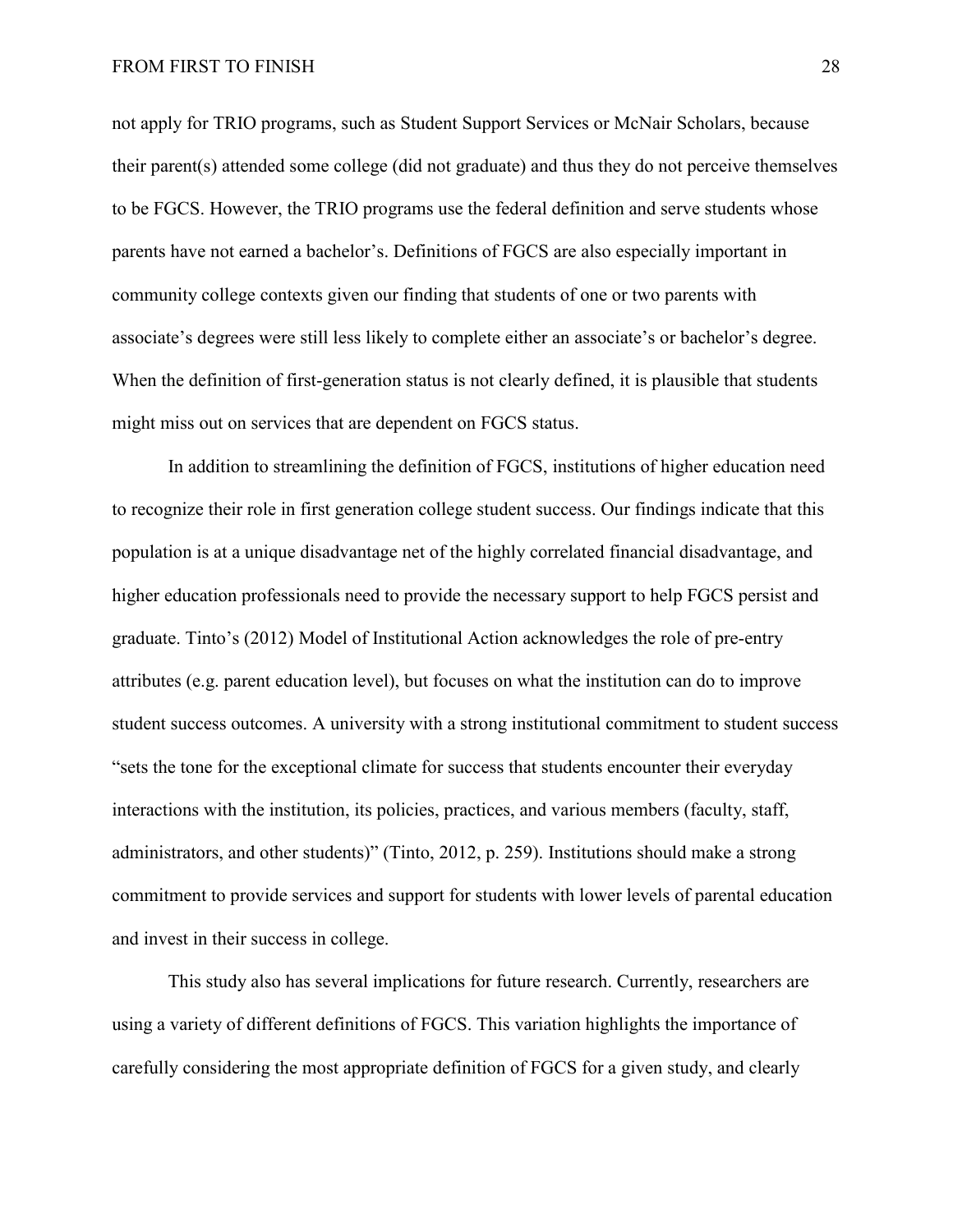not apply for TRIO programs, such as Student Support Services or McNair Scholars, because their parent(s) attended some college (did not graduate) and thus they do not perceive themselves to be FGCS. However, the TRIO programs use the federal definition and serve students whose parents have not earned a bachelor's. Definitions of FGCS are also especially important in community college contexts given our finding that students of one or two parents with associate's degrees were still less likely to complete either an associate's or bachelor's degree. When the definition of first-generation status is not clearly defined, it is plausible that students might miss out on services that are dependent on FGCS status.

In addition to streamlining the definition of FGCS, institutions of higher education need to recognize their role in first generation college student success. Our findings indicate that this population is at a unique disadvantage net of the highly correlated financial disadvantage, and higher education professionals need to provide the necessary support to help FGCS persist and graduate. Tinto's (2012) Model of Institutional Action acknowledges the role of pre-entry attributes (e.g. parent education level), but focuses on what the institution can do to improve student success outcomes. A university with a strong institutional commitment to student success "sets the tone for the exceptional climate for success that students encounter their everyday interactions with the institution, its policies, practices, and various members (faculty, staff, administrators, and other students)" (Tinto, 2012, p. 259). Institutions should make a strong commitment to provide services and support for students with lower levels of parental education and invest in their success in college.

This study also has several implications for future research. Currently, researchers are using a variety of different definitions of FGCS. This variation highlights the importance of carefully considering the most appropriate definition of FGCS for a given study, and clearly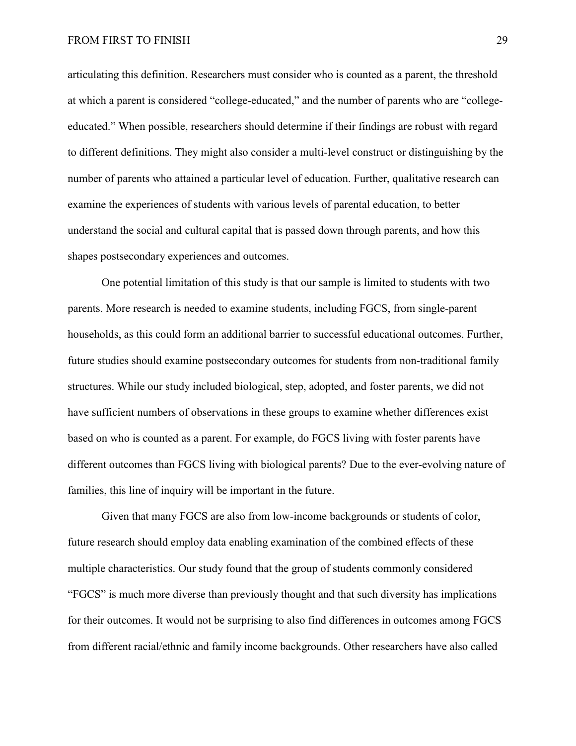articulating this definition. Researchers must consider who is counted as a parent, the threshold at which a parent is considered "college-educated," and the number of parents who are "college-educated." When possible, researchers should determine if their findings are robust with regard to different definitions. They might also consider a multi-level construct or distinguishing by the number of parents who attained a particular level of education. Further, qualitative research can examine the experiences of students with various levels of parental education, to better understand the social and cultural capital that is passed down through parents, and how this shapes postsecondary experiences and outcomes.

One potential limitation of this study is that our sample is limited to students with two parents. More research is needed to examine students, including FGCS, from single-parent households, as this could form an additional barrier to successful educational outcomes. Further, future studies should examine postsecondary outcomes for students from non-traditional family structures. While our study included biological, step, adopted, and foster parents, we did not have sufficient numbers of observations in these groups to examine whether differences exist based on who is counted as a parent. For example, do FGCS living with foster parents have different outcomes than FGCS living with biological parents? Due to the ever-evolving nature of families, this line of inquiry will be important in the future.

Given that many FGCS are also from low-income backgrounds or students of color, future research should employ data enabling examination of the combined effects of these multiple characteristics. Our study found that the group of students commonly considered "FGCS" is much more diverse than previously thought and that such diversity has implications for their outcomes. It would not be surprising to also find differences in outcomes among FGCS from different racial/ethnic and family income backgrounds. Other researchers have also called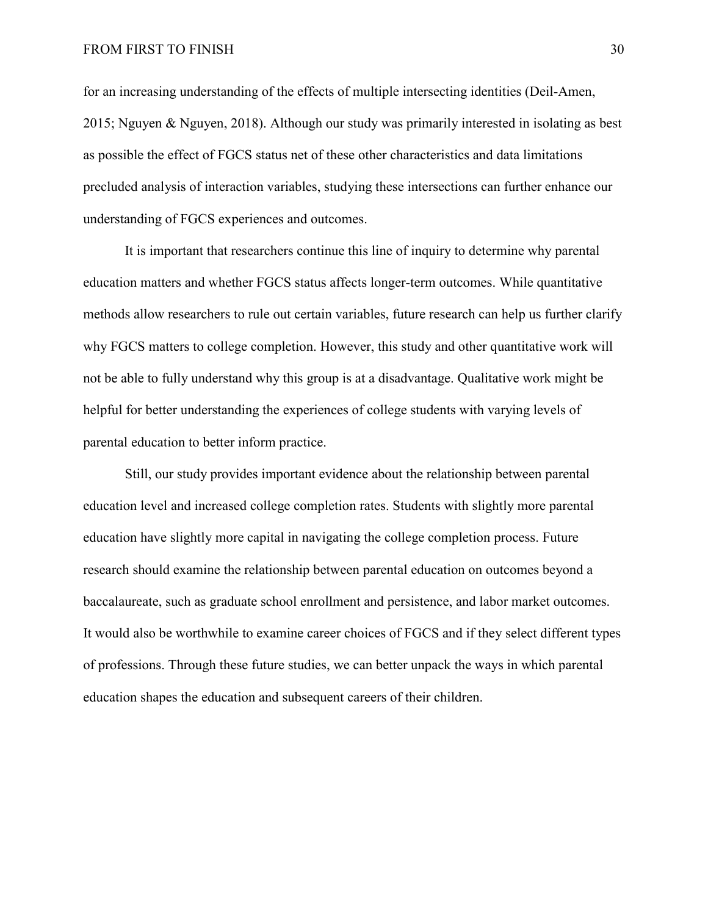for an increasing understanding of the effects of multiple intersecting identities (Deil-Amen, 2015; Nguyen & Nguyen, 2018). Although our study was primarily interested in isolating as best as possible the effect of FGCS status net of these other characteristics and data limitations precluded analysis of interaction variables, studying these intersections can further enhance our understanding of FGCS experiences and outcomes.

It is important that researchers continue this line of inquiry to determine why parental education matters and whether FGCS status affects longer-term outcomes. While quantitative methods allow researchers to rule out certain variables, future research can help us further clarify why FGCS matters to college completion. However, this study and other quantitative work will not be able to fully understand why this group is at a disadvantage. Qualitative work might be helpful for better understanding the experiences of college students with varying levels of parental education to better inform practice.

Still, our study provides important evidence about the relationship between parental education level and increased college completion rates. Students with slightly more parental education have slightly more capital in navigating the college completion process. Future research should examine the relationship between parental education on outcomes beyond a baccalaureate, such as graduate school enrollment and persistence, and labor market outcomes. It would also be worthwhile to examine career choices of FGCS and if they select different types of professions. Through these future studies, we can better unpack the ways in which parental education shapes the education and subsequent careers of their children.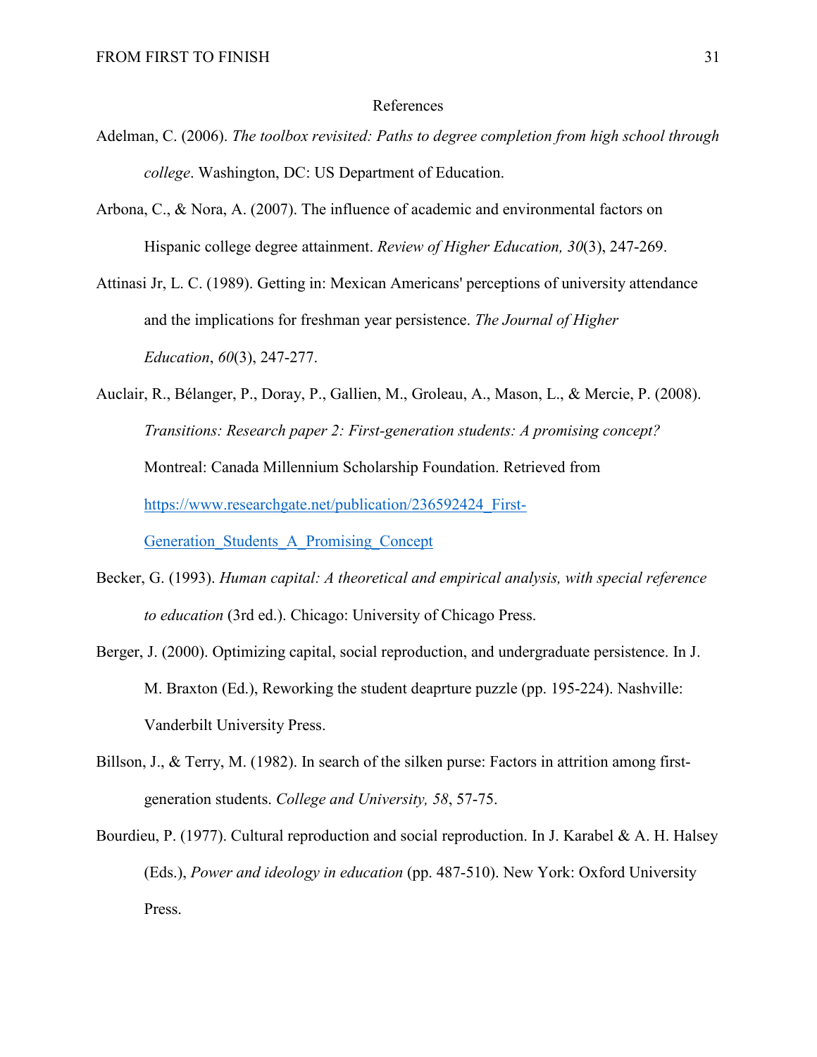# References

Adelman, C. (2006). *The toolbox revisited: Paths to degree completion from high school through college*. Washington, DC: US Department of Education.

Arbona, C., & Nora, A. (2007). The influence of academic and environmental factors on Hispanic college degree attainment. *Review of Higher Education, 30*(3), 247-269.

Attinasi Jr, L. C. (1989). Getting in: Mexican Americans' perceptions of university attendance and the implications for freshman year persistence. *The Journal of Higher Education*, *60*(3), 247-277.

Auclair, R., Bélanger, P., Doray, P., Gallien, M., Groleau, A., Mason, L., & Mercie, P. (2008). *Transitions: Research paper 2: First-generation students: A promising concept?* Montreal: Canada Millennium Scholarship Foundation. Retrieved from [https://www.researchgate.net/publication/236592424_First-Generation_Students_A_Promising_Concept](https://www.researchgate.net/publication/236592424_First-Generation_Students_A_Promising_Concept)

Becker, G. (1993). *Human capital: A theoretical and empirical analysis, with special reference to education* (3rd ed.). Chicago: University of Chicago Press.

Berger, J. (2000). Optimizing capital, social reproduction, and undergraduate persistence. In J. M. Braxton (Ed.), Reworking the student deaprture puzzle (pp. 195-224). Nashville: Vanderbilt University Press.

Billson, J., & Terry, M. (1982). In search of the silken purse: Factors in attrition among first-generation students. *College and University, 58*, 57-75.

Bourdieu, P. (1977). Cultural reproduction and social reproduction. In J. Karabel & A. H. Halsey (Eds.), *Power and ideology in education* (pp. 487-510). New York: Oxford University Press.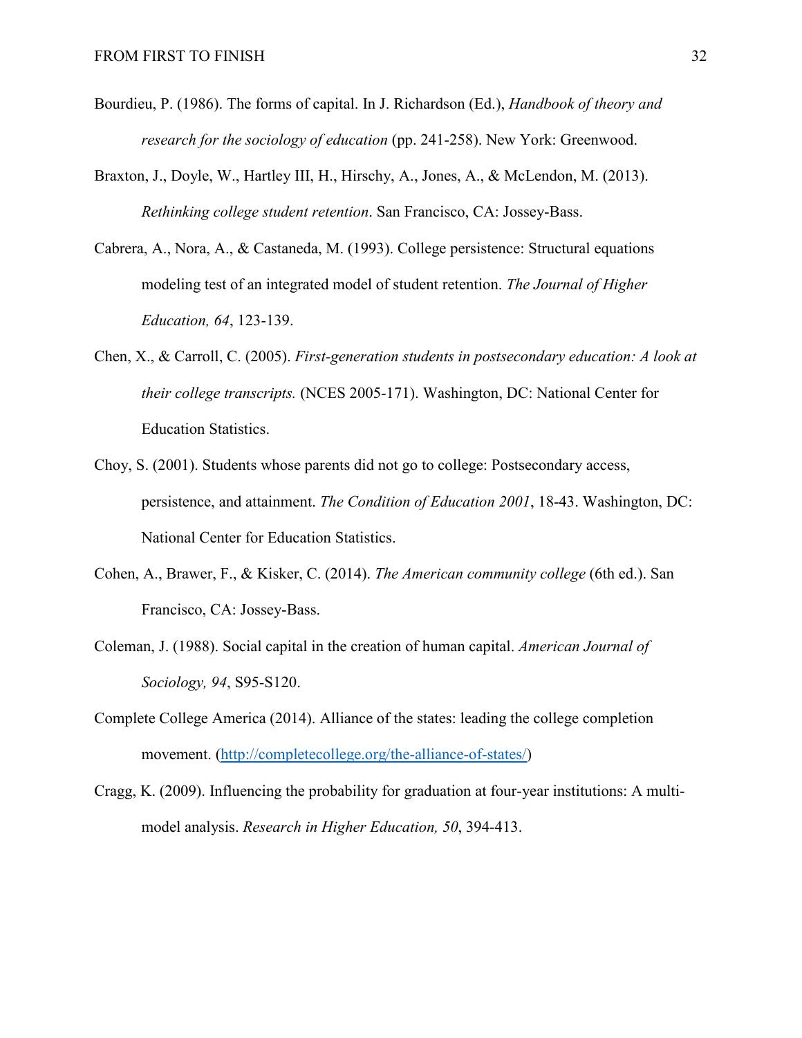Bourdieu, P. (1986). The forms of capital. In J. Richardson (Ed.), *Handbook of theory and research for the sociology of education* (pp. 241-258). New York: Greenwood.

Braxton, J., Doyle, W., Hartley III, H., Hirschy, A., Jones, A., & McLendon, M. (2013). *Rethinking college student retention*. San Francisco, CA: Jossey-Bass.

Cabrera, A., Nora, A., & Castaneda, M. (1993). College persistence: Structural equations modeling test of an integrated model of student retention. *The Journal of Higher Education, 64*, 123-139.

Chen, X., & Carroll, C. (2005). *First-generation students in postsecondary education: A look at their college transcripts.* (NCES 2005-171). Washington, DC: National Center for Education Statistics.

Choy, S. (2001). Students whose parents did not go to college: Postsecondary access, persistence, and attainment. *The Condition of Education 2001*, 18-43. Washington, DC: National Center for Education Statistics.

Cohen, A., Brawer, F., & Kisker, C. (2014). *The American community college* (6th ed.). San Francisco, CA: Jossey-Bass.

Coleman, J. (1988). Social capital in the creation of human capital. *American Journal of Sociology, 94*, S95-S120.

Complete College America (2014). Alliance of the states: leading the college completion movement. (http://completecollege.org/the-alliance-of-states/)

Cragg, K. (2009). Influencing the probability for graduation at four-year institutions: A multi-model analysis. *Research in Higher Education, 50*, 394-413.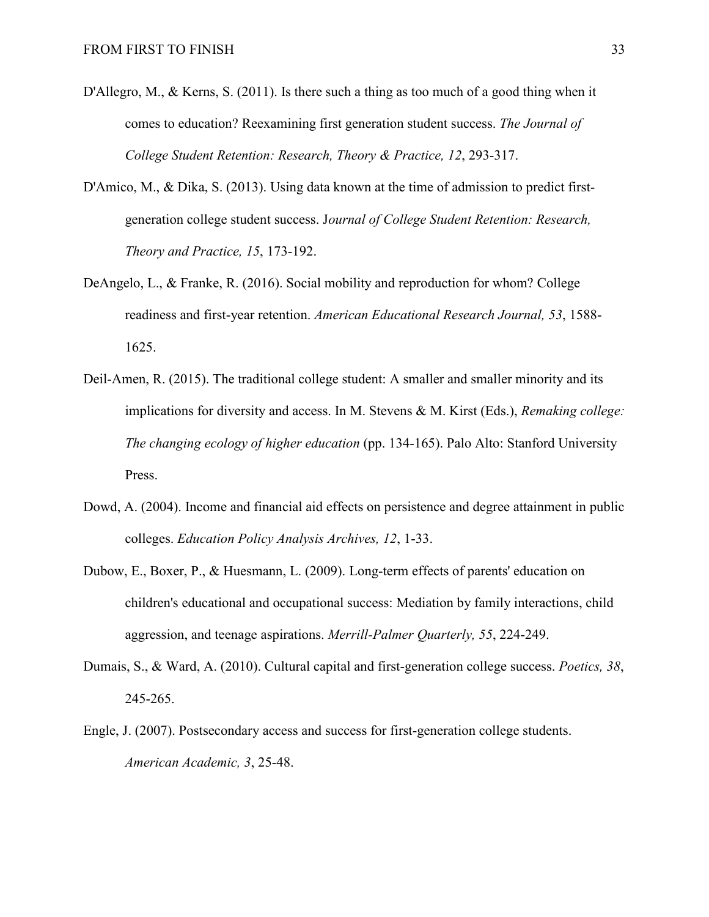D'Allegro, M., & Kerns, S. (2011). Is there such a thing as too much of a good thing when it comes to education? Reexamining first generation student success. *The Journal of College Student Retention: Research, Theory & Practice, 12*, 293-317.

D'Amico, M., & Dika, S. (2013). Using data known at the time of admission to predict first-generation college student success. J*ournal of College Student Retention: Research, Theory and Practice, 15*, 173-192.

DeAngelo, L., & Franke, R. (2016). Social mobility and reproduction for whom? College readiness and first-year retention. *American Educational Research Journal, 53*, 1588-1625.

Deil-Amen, R. (2015). The traditional college student: A smaller and smaller minority and its implications for diversity and access. In M. Stevens & M. Kirst (Eds.), *Remaking college: The changing ecology of higher education* (pp. 134-165). Palo Alto: Stanford University Press.

Dowd, A. (2004). Income and financial aid effects on persistence and degree attainment in public colleges. *Education Policy Analysis Archives, 12*, 1-33.

Dubow, E., Boxer, P., & Huesmann, L. (2009). Long-term effects of parents' education on children's educational and occupational success: Mediation by family interactions, child aggression, and teenage aspirations. *Merrill-Palmer Quarterly, 55*, 224-249.

Dumais, S., & Ward, A. (2010). Cultural capital and first-generation college success. *Poetics, 38*, 245-265.

Engle, J. (2007). Postsecondary access and success for first-generation college students. *American Academic, 3*, 25-48.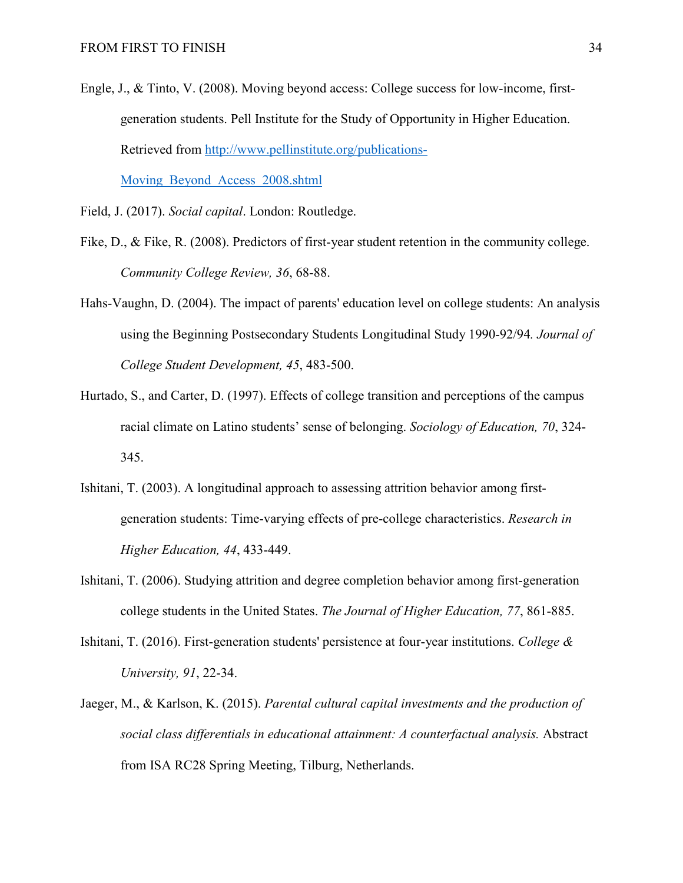Engle, J., & Tinto, V. (2008). Moving beyond access: College success for low-income, first-generation students. Pell Institute for the Study of Opportunity in Higher Education. Retrieved from http://www.pellinstitute.org/publications-Moving_Beyond_Access_2008.shtml

Field, J. (2017). *Social capital*. London: Routledge.

Fike, D., & Fike, R. (2008). Predictors of first-year student retention in the community college. *Community College Review, 36*, 68-88.

Hahs-Vaughn, D. (2004). The impact of parents' education level on college students: An analysis using the Beginning Postsecondary Students Longitudinal Study 1990-92/94. *Journal of College Student Development, 45*, 483-500.

Hurtado, S., and Carter, D. (1997). Effects of college transition and perceptions of the campus racial climate on Latino students' sense of belonging. *Sociology of Education, 70*, 324-345.

Ishitani, T. (2003). A longitudinal approach to assessing attrition behavior among first-generation students: Time-varying effects of pre-college characteristics. *Research in Higher Education, 44*, 433-449.

Ishitani, T. (2006). Studying attrition and degree completion behavior among first-generation college students in the United States. *The Journal of Higher Education, 77*, 861-885.

Ishitani, T. (2016). First-generation students' persistence at four-year institutions. *College & University, 91*, 22-34.

Jaeger, M., & Karlson, K. (2015). *Parental cultural capital investments and the production of social class differentials in educational attainment: A counterfactual analysis.* Abstract from ISA RC28 Spring Meeting, Tilburg, Netherlands.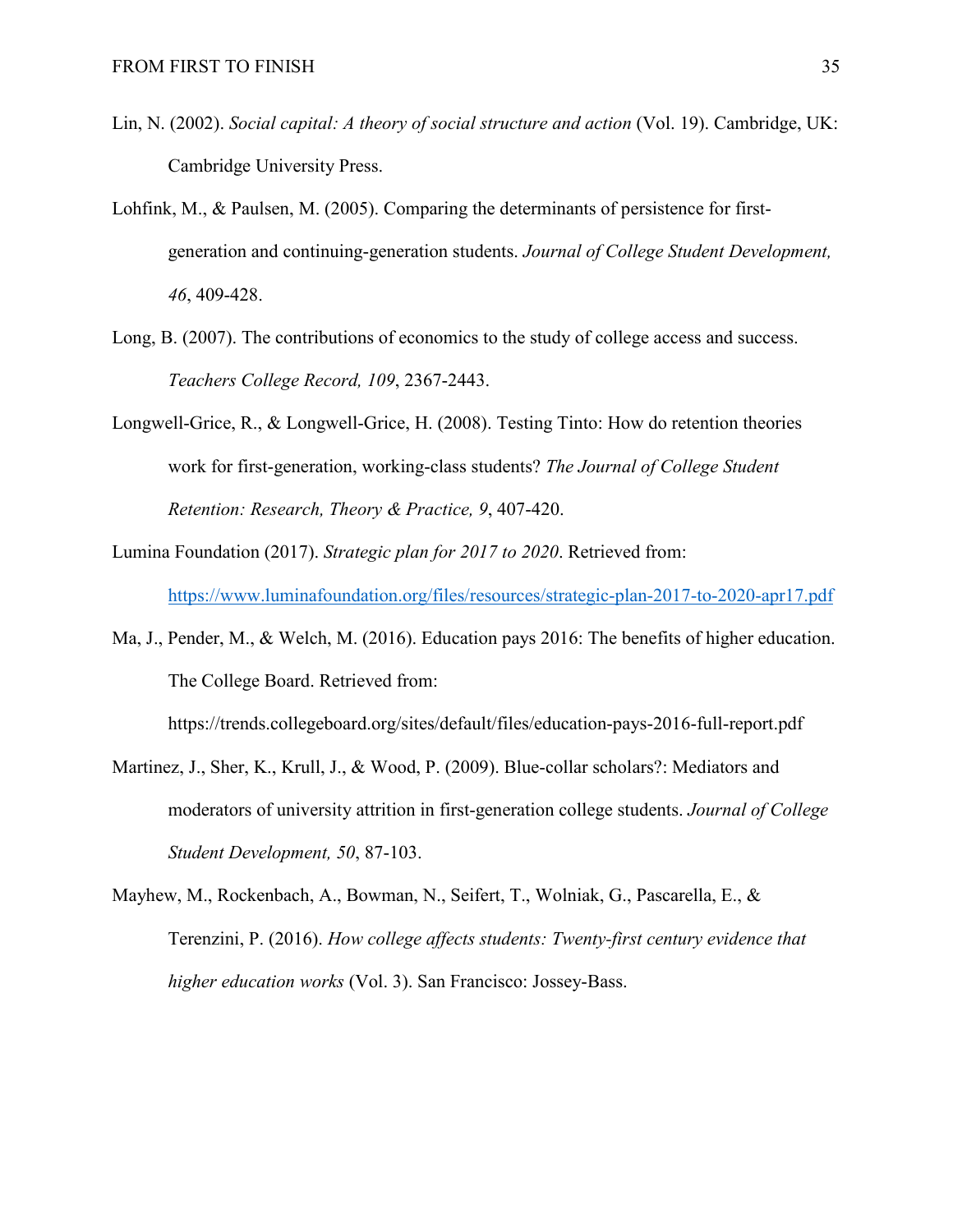Lin, N. (2002). *Social capital: A theory of social structure and action* (Vol. 19). Cambridge, UK: Cambridge University Press.

Lohfink, M., & Paulsen, M. (2005). Comparing the determinants of persistence for first-generation and continuing-generation students. *Journal of College Student Development, 46*, 409-428.

Long, B. (2007). The contributions of economics to the study of college access and success. *Teachers College Record, 109*, 2367-2443.

Longwell-Grice, R., & Longwell-Grice, H. (2008). Testing Tinto: How do retention theories work for first-generation, working-class students? *The Journal of College Student Retention: Research, Theory & Practice, 9*, 407-420.

Lumina Foundation (2017). *Strategic plan for 2017 to 2020*. Retrieved from: https://www.luminafoundation.org/files/resources/strategic-plan-2017-to-2020-apr17.pdf

Ma, J., Pender, M., & Welch, M. (2016). Education pays 2016: The benefits of higher education. The College Board. Retrieved from: https://trends.collegeboard.org/sites/default/files/education-pays-2016-full-report.pdf

Martinez, J., Sher, K., Krull, J., & Wood, P. (2009). Blue-collar scholars?: Mediators and moderators of university attrition in first-generation college students. *Journal of College Student Development, 50*, 87-103.

Mayhew, M., Rockenbach, A., Bowman, N., Seifert, T., Wolniak, G., Pascarella, E., & Terenzini, P. (2016). *How college affects students: Twenty-first century evidence that higher education works* (Vol. 3). San Francisco: Jossey-Bass.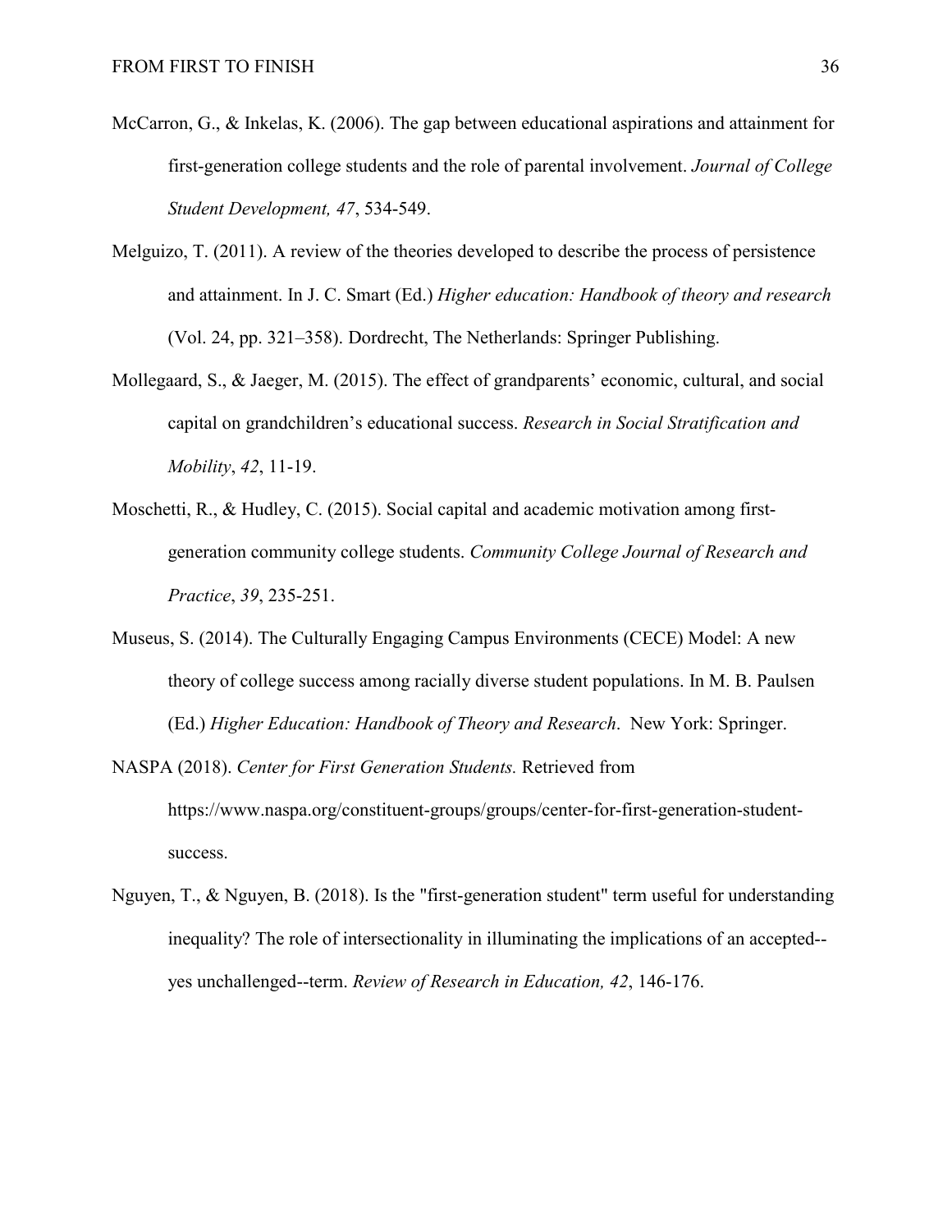McCarron, G., & Inkelas, K. (2006). The gap between educational aspirations and attainment for first-generation college students and the role of parental involvement. *Journal of College Student Development, 47*, 534-549.

Melguizo, T. (2011). A review of the theories developed to describe the process of persistence and attainment. In J. C. Smart (Ed.) *Higher education: Handbook of theory and research* (Vol. 24, pp. 321–358). Dordrecht, The Netherlands: Springer Publishing.

Mollegaard, S., & Jaeger, M. (2015). The effect of grandparents' economic, cultural, and social capital on grandchildren's educational success. *Research in Social Stratification and Mobility*, *42*, 11-19.

Moschetti, R., & Hudley, C. (2015). Social capital and academic motivation among first-generation community college students. *Community College Journal of Research and Practice*, *39*, 235-251.

Museus, S. (2014). The Culturally Engaging Campus Environments (CECE) Model: A new theory of college success among racially diverse student populations. In M. B. Paulsen (Ed.) *Higher Education: Handbook of Theory and Research*. New York: Springer.

NASPA (2018). *Center for First Generation Students.* Retrieved from https://www.naspa.org/constituent-groups/groups/center-for-first-generation-student-success.

Nguyen, T., & Nguyen, B. (2018). Is the "first-generation student" term useful for understanding inequality? The role of intersectionality in illuminating the implications of an accepted--yes unchallenged--term. *Review of Research in Education, 42*, 146-176.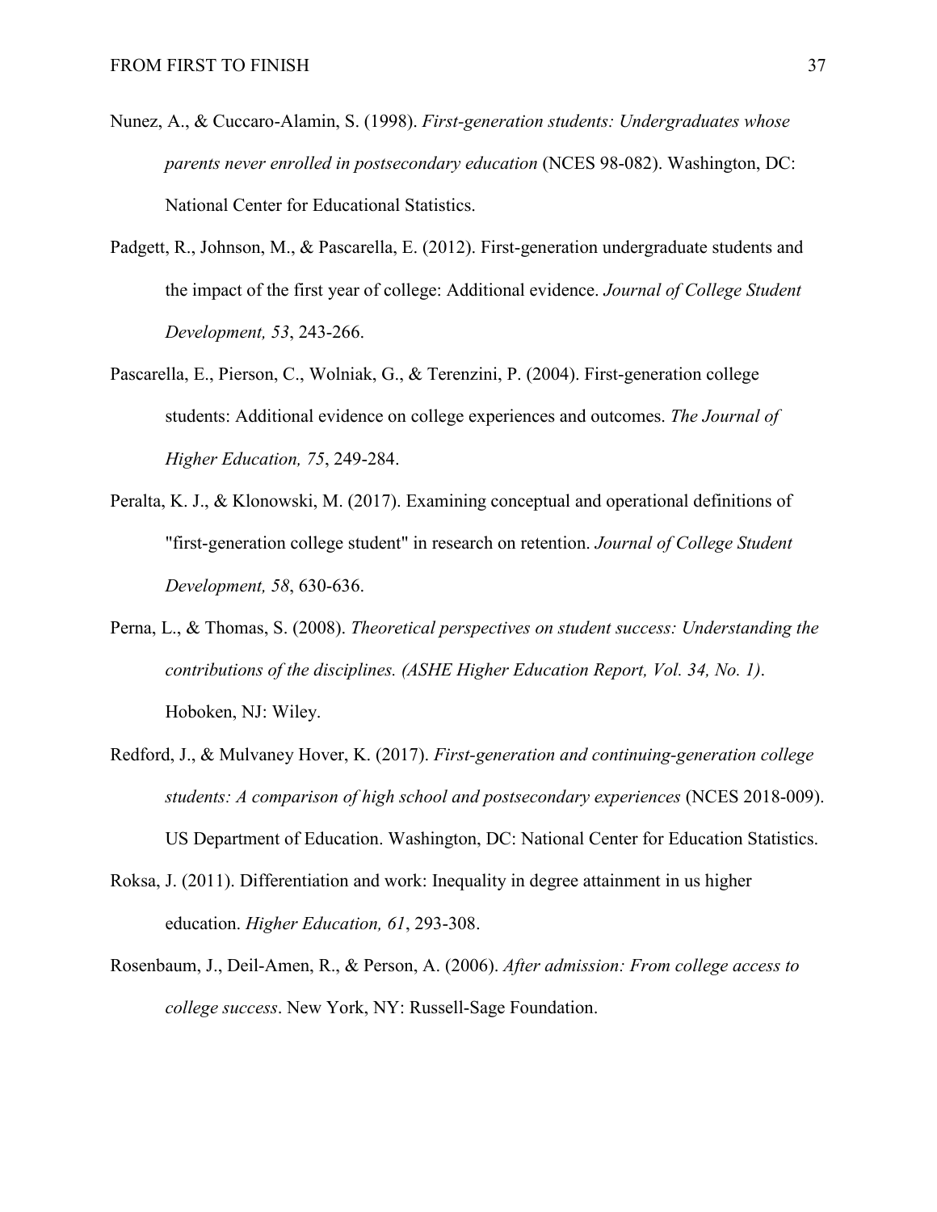Nunez, A., & Cuccaro-Alamin, S. (1998). *First-generation students: Undergraduates whose parents never enrolled in postsecondary education* (NCES 98-082). Washington, DC: National Center for Educational Statistics.

Padgett, R., Johnson, M., & Pascarella, E. (2012). First-generation undergraduate students and the impact of the first year of college: Additional evidence. *Journal of College Student Development, 53*, 243-266.

Pascarella, E., Pierson, C., Wolniak, G., & Terenzini, P. (2004). First-generation college students: Additional evidence on college experiences and outcomes. *The Journal of Higher Education, 75*, 249-284.

Peralta, K. J., & Klonowski, M. (2017). Examining conceptual and operational definitions of "first-generation college student" in research on retention. *Journal of College Student Development, 58*, 630-636.

Perna, L., & Thomas, S. (2008). *Theoretical perspectives on student success: Understanding the contributions of the disciplines. (ASHE Higher Education Report, Vol. 34, No. 1)*. Hoboken, NJ: Wiley.

Redford, J., & Mulvaney Hover, K. (2017). *First-generation and continuing-generation college students: A comparison of high school and postsecondary experiences* (NCES 2018-009). US Department of Education. Washington, DC: National Center for Education Statistics.

Roksa, J. (2011). Differentiation and work: Inequality in degree attainment in us higher education. *Higher Education, 61*, 293-308.

Rosenbaum, J., Deil-Amen, R., & Person, A. (2006). *After admission: From college access to college success*. New York, NY: Russell-Sage Foundation.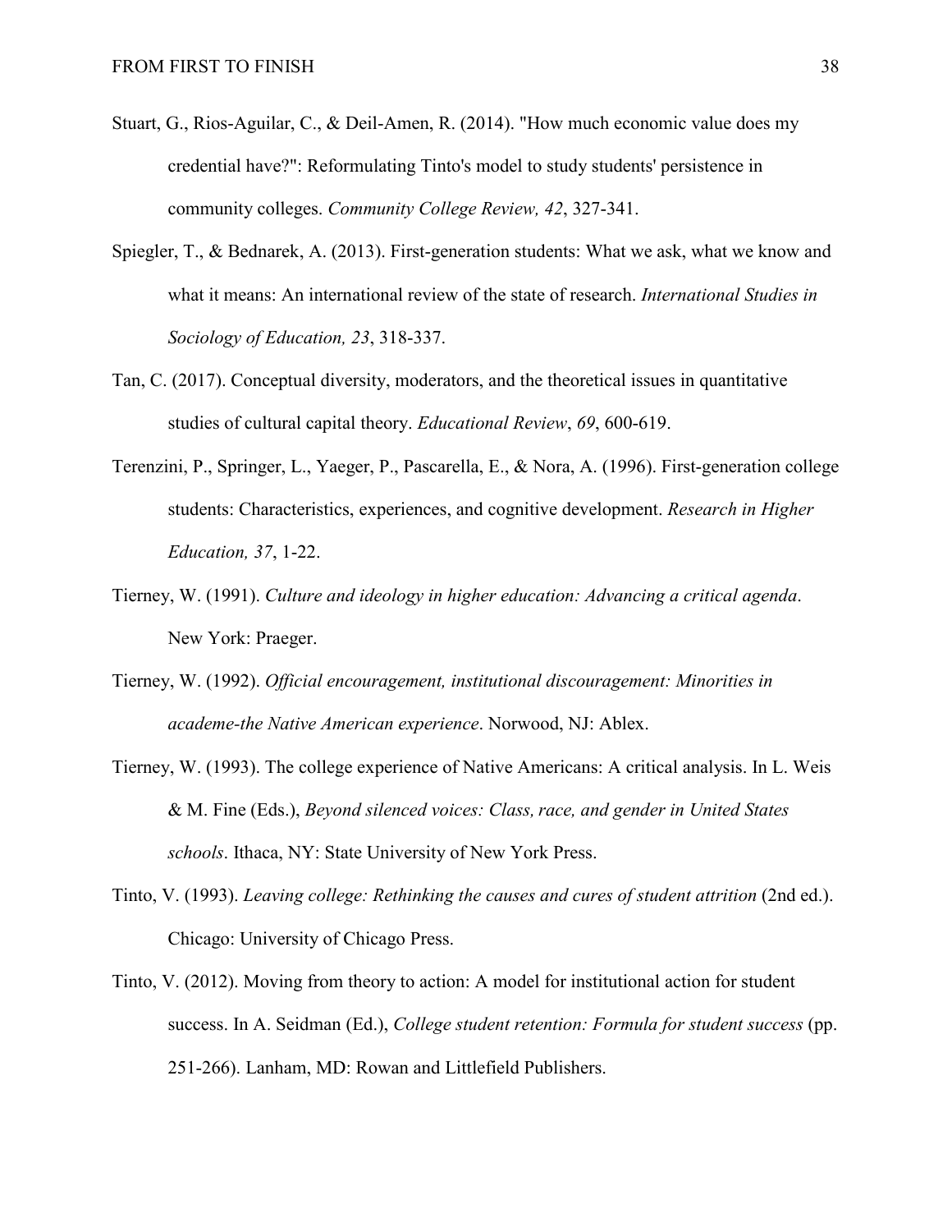Stuart, G., Rios-Aguilar, C., & Deil-Amen, R. (2014). "How much economic value does my credential have?": Reformulating Tinto's model to study students' persistence in community colleges. *Community College Review, 42*, 327-341.

Spiegler, T., & Bednarek, A. (2013). First-generation students: What we ask, what we know and what it means: An international review of the state of research. *International Studies in Sociology of Education, 23*, 318-337.

Tan, C. (2017). Conceptual diversity, moderators, and the theoretical issues in quantitative studies of cultural capital theory. *Educational Review*, *69*, 600-619.

Terenzini, P., Springer, L., Yaeger, P., Pascarella, E., & Nora, A. (1996). First-generation college students: Characteristics, experiences, and cognitive development. *Research in Higher Education, 37*, 1-22.

Tierney, W. (1991). *Culture and ideology in higher education: Advancing a critical agenda*. New York: Praeger.

Tierney, W. (1992). *Official encouragement, institutional discouragement: Minorities in academe-the Native American experience*. Norwood, NJ: Ablex.

Tierney, W. (1993). The college experience of Native Americans: A critical analysis. In L. Weis & M. Fine (Eds.), *Beyond silenced voices: Class, race, and gender in United States schools*. Ithaca, NY: State University of New York Press.

Tinto, V. (1993). *Leaving college: Rethinking the causes and cures of student attrition* (2nd ed.). Chicago: University of Chicago Press.

Tinto, V. (2012). Moving from theory to action: A model for institutional action for student success. In A. Seidman (Ed.), *College student retention: Formula for student success* (pp. 251-266). Lanham, MD: Rowan and Littlefield Publishers.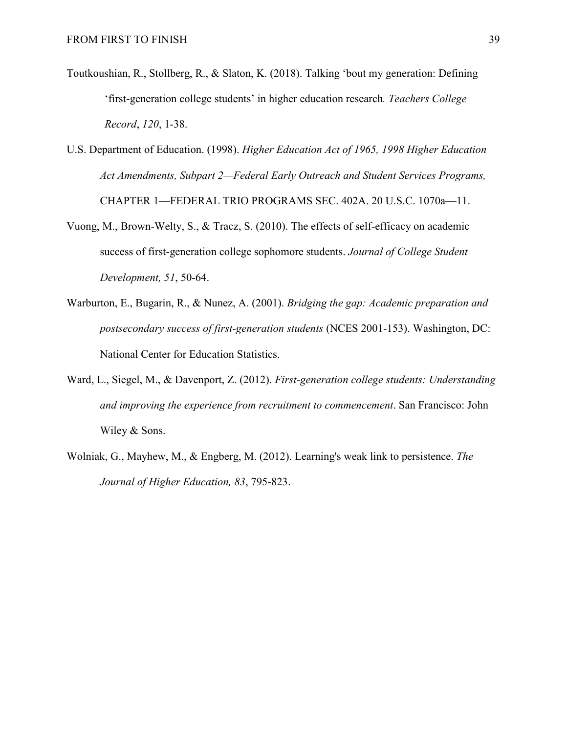Toutkoushian, R., Stollberg, R., & Slaton, K. (2018). Talking 'bout my generation: Defining 'first-generation college students' in higher education research. *Teachers College Record*, *120*, 1-38.

U.S. Department of Education. (1998). *Higher Education Act of 1965, 1998 Higher Education Act Amendments, Subpart 2—Federal Early Outreach and Student Services Programs,* CHAPTER 1—FEDERAL TRIO PROGRAMS SEC. 402A. 20 U.S.C. 1070a—11.

Vuong, M., Brown-Welty, S., & Tracz, S. (2010). The effects of self-efficacy on academic success of first-generation college sophomore students. *Journal of College Student Development, 51*, 50-64.

Warburton, E., Bugarin, R., & Nunez, A. (2001). *Bridging the gap: Academic preparation and postsecondary success of first-generation students* (NCES 2001-153). Washington, DC: National Center for Education Statistics.

Ward, L., Siegel, M., & Davenport, Z. (2012). *First-generation college students: Understanding and improving the experience from recruitment to commencement*. San Francisco: John Wiley & Sons.

Wolniak, G., Mayhew, M., & Engberg, M. (2012). Learning's weak link to persistence. *The Journal of Higher Education, 83*, 795-823.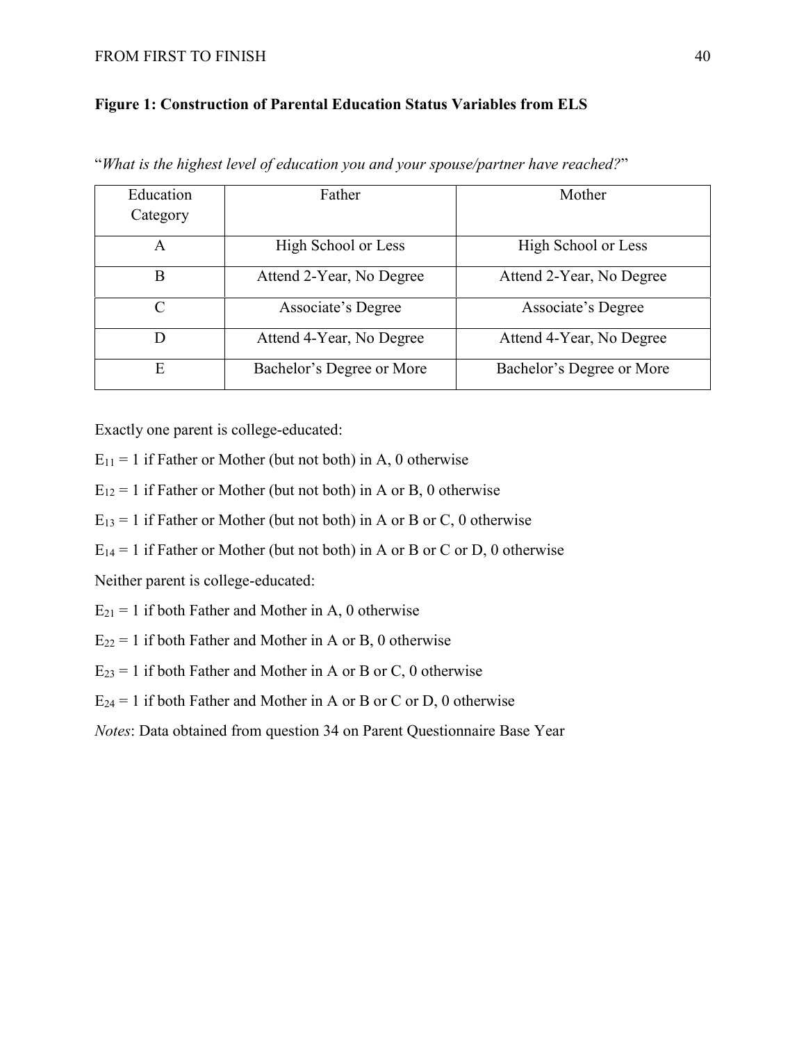**Figure 1: Construction of Parental Education Status Variables from ELS**

"*What is the highest level of education you and your spouse/partner have reached?*"

| Education Category | Father | Mother |
|---|---|---|
| A | High School or Less | High School or Less |
| B | Attend 2-Year, No Degree | Attend 2-Year, No Degree |
| C | Associate's Degree | Associate's Degree |
| D | Attend 4-Year, No Degree | Attend 4-Year, No Degree |
| E | Bachelor's Degree or More | Bachelor's Degree or More |

Exactly one parent is college-educated:

$E_{11}$ = 1 if Father or Mother (but not both) in A, 0 otherwise

$E_{12}$ = 1 if Father or Mother (but not both) in A or B, 0 otherwise

$E_{13}$ = 1 if Father or Mother (but not both) in A or B or C, 0 otherwise

$E_{14}$ = 1 if Father or Mother (but not both) in A or B or C or D, 0 otherwise

Neither parent is college-educated:

$E_{21}$ = 1 if both Father and Mother in A, 0 otherwise

$E_{22}$ = 1 if both Father and Mother in A or B, 0 otherwise

$E_{23}$ = 1 if both Father and Mother in A or B or C, 0 otherwise

$E_{24}$ = 1 if both Father and Mother in A or B or C or D, 0 otherwise

*Notes*: Data obtained from question 34 on Parent Questionnaire Base Year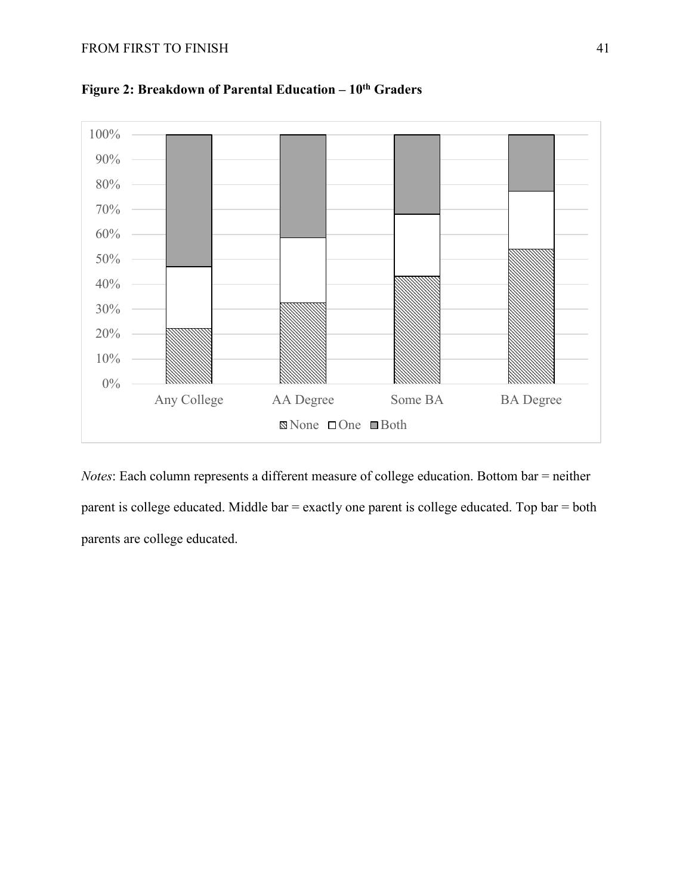**Figure 2: Breakdown of Parental Education – 10th Graders**

*Notes*: Each column represents a different measure of college education. Bottom bar = neither parent is college educated. Middle bar = exactly one parent is college educated. Top bar = both parents are college educated.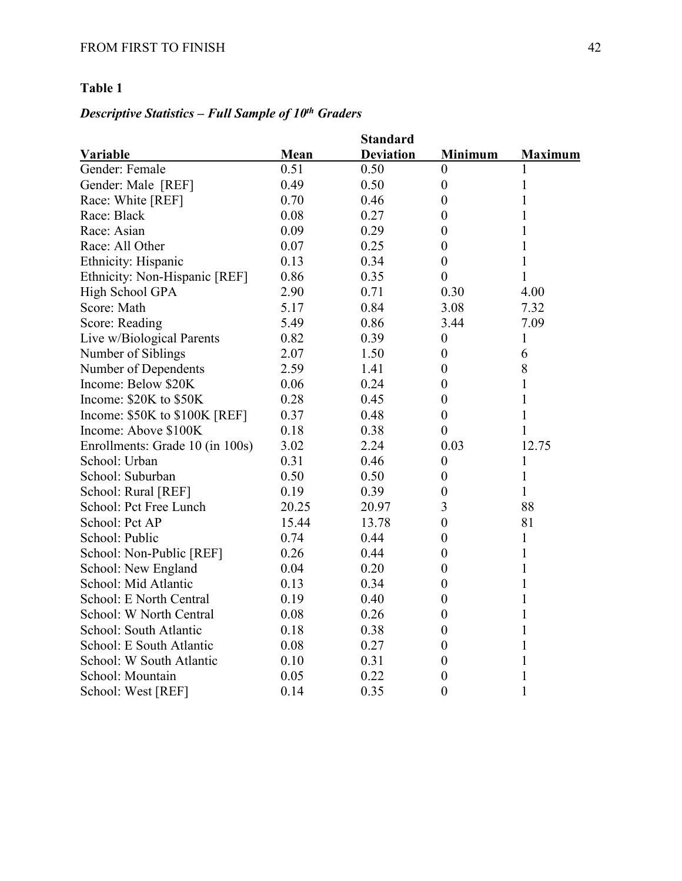**Table 1**

***Descriptive Statistics – Full Sample of 10th Graders***

| Variable | Mean | Standard Deviation | Minimum | Maximum |
|---|---|---|---|---|
| Gender: Female | 0.51 | 0.50 | 0 | 1 |
| Gender: Male [REF] | 0.49 | 0.50 | 0 | 1 |
| Race: White [REF] | 0.70 | 0.46 | 0 | 1 |
| Race: Black | 0.08 | 0.27 | 0 | 1 |
| Race: Asian | 0.09 | 0.29 | 0 | 1 |
| Race: All Other | 0.07 | 0.25 | 0 | 1 |
| Ethnicity: Hispanic | 0.13 | 0.34 | 0 | 1 |
| Ethnicity: Non-Hispanic [REF] | 0.86 | 0.35 | 0 | 1 |
| High School GPA | 2.90 | 0.71 | 0.30 | 4.00 |
| Score: Math | 5.17 | 0.84 | 3.08 | 7.32 |
| Score: Reading | 5.49 | 0.86 | 3.44 | 7.09 |
| Live w/Biological Parents | 0.82 | 0.39 | 0 | 1 |
| Number of Siblings | 2.07 | 1.50 | 0 | 6 |
| Number of Dependents | 2.59 | 1.41 | 0 | 8 |
| Income: Below $20K | 0.06 | 0.24 | 0 | 1 |
| Income: $20K to $50K | 0.28 | 0.45 | 0 | 1 |
| Income: $50K to $100K [REF] | 0.37 | 0.48 | 0 | 1 |
| Income: Above $100K | 0.18 | 0.38 | 0 | 1 |
| Enrollments: Grade 10 (in 100s) | 3.02 | 2.24 | 0.03 | 12.75 |
| School: Urban | 0.31 | 0.46 | 0 | 1 |
| School: Suburban | 0.50 | 0.50 | 0 | 1 |
| School: Rural [REF] | 0.19 | 0.39 | 0 | 1 |
| School: Pct Free Lunch | 20.25 | 20.97 | 3 | 88 |
| School: Pct AP | 15.44 | 13.78 | 0 | 81 |
| School: Public | 0.74 | 0.44 | 0 | 1 |
| School: Non-Public [REF] | 0.26 | 0.44 | 0 | 1 |
| School: New England | 0.04 | 0.20 | 0 | 1 |
| School: Mid Atlantic | 0.13 | 0.34 | 0 | 1 |
| School: E North Central | 0.19 | 0.40 | 0 | 1 |
| School: W North Central | 0.08 | 0.26 | 0 | 1 |
| School: South Atlantic | 0.18 | 0.38 | 0 | 1 |
| School: E South Atlantic | 0.08 | 0.27 | 0 | 1 |
| School: W South Atlantic | 0.10 | 0.31 | 0 | 1 |
| School: Mountain | 0.05 | 0.22 | 0 | 1 |
| School: West [REF] | 0.14 | 0.35 | 0 | 1 |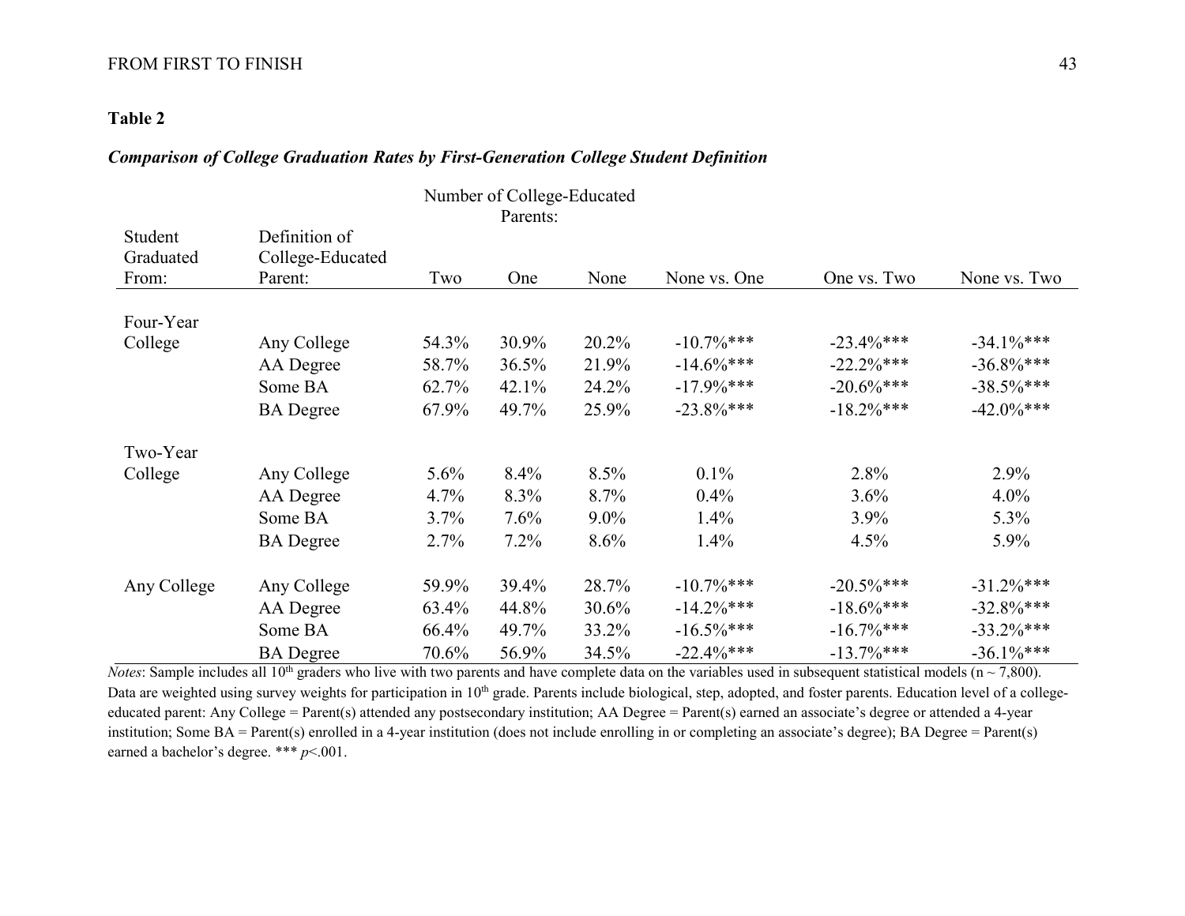**Table 2**

***Comparison of College Graduation Rates by First-Generation College Student Definition***

| Student Graduated From: | Definition of College-Educated Parent: | Number of College-Educated Parents: Two | One | None | None vs. One | One vs. Two | None vs. Two |
|---|---|---|---|---|---|---|---|
| Four-Year College | Any College | 54.3% | 30.9% | 20.2% | -10.7%*** | -23.4%*** | -34.1%*** |
| | AA Degree | 58.7% | 36.5% | 21.9% | -14.6%*** | -22.2%*** | -36.8%*** |
| | Some BA | 62.7% | 42.1% | 24.2% | -17.9%*** | -20.6%*** | -38.5%*** |
| | BA Degree | 67.9% | 49.7% | 25.9% | -23.8%*** | -18.2%*** | -42.0%*** |
| Two-Year College | Any College | 5.6% | 8.4% | 8.5% | 0.1% | 2.8% | 2.9% |
| | AA Degree | 4.7% | 8.3% | 8.7% | 0.4% | 3.6% | 4.0% |
| | Some BA | 3.7% | 7.6% | 9.0% | 1.4% | 3.9% | 5.3% |
| | BA Degree | 2.7% | 7.2% | 8.6% | 1.4% | 4.5% | 5.9% |
| Any College | Any College | 59.9% | 39.4% | 28.7% | -10.7%*** | -20.5%*** | -31.2%*** |
| | AA Degree | 63.4% | 44.8% | 30.6% | -14.2%*** | -18.6%*** | -32.8%*** |
| | Some BA | 66.4% | 49.7% | 33.2% | -16.5%*** | -16.7%*** | -33.2%*** |
| | BA Degree | 70.6% | 56.9% | 34.5% | -22.4%*** | -13.7%*** | -36.1%*** |

*Notes*: Sample includes all 10th graders who live with two parents and have complete data on the variables used in subsequent statistical models (n ~ 7,800). Data are weighted using survey weights for participation in 10th grade. Parents include biological, step, adopted, and foster parents. Education level of a college-educated parent: Any College = Parent(s) attended any postsecondary institution; AA Degree = Parent(s) earned an associate's degree or attended a 4-year institution; Some BA = Parent(s) enrolled in a 4-year institution (does not include enrolling in or completing an associate's degree); BA Degree = Parent(s) earned a bachelor's degree. *** $p<.001$.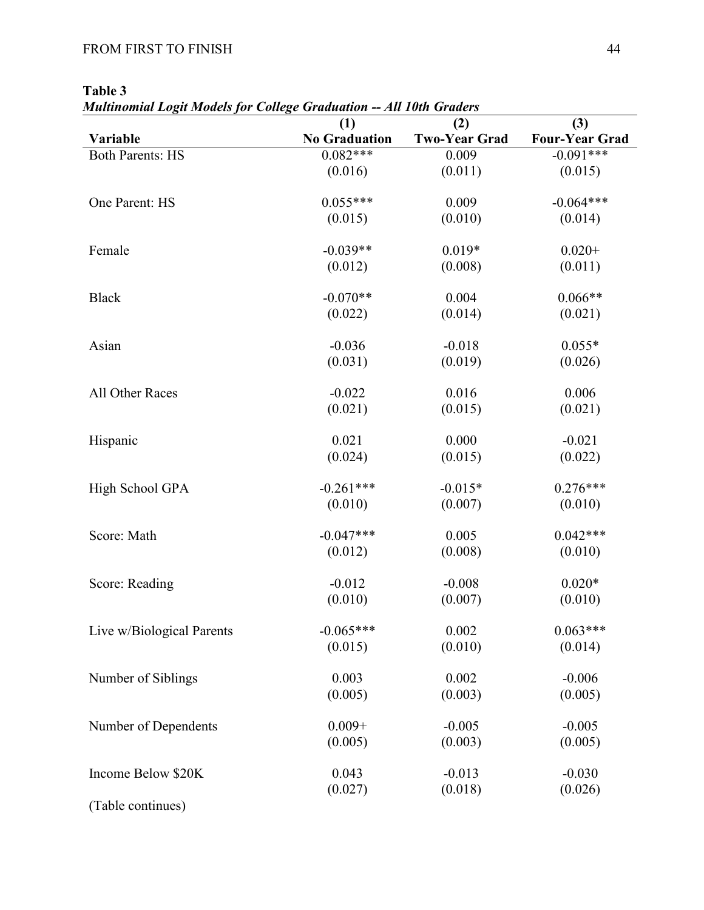**Table 3**

*Multinomial Logit Models for College Graduation -- All 10th Graders*

| Variable | (1) No Graduation | (2) Two-Year Grad | (3) Four-Year Grad |
|---|---|---|---|
| Both Parents: HS | 0.082*** | 0.009 | -0.091*** |
| | (0.016) | (0.011) | (0.015) |
| One Parent: HS | 0.055*** | 0.009 | -0.064*** |
| | (0.015) | (0.010) | (0.014) |
| Female | -0.039** | 0.019* | 0.020+ |
| | (0.012) | (0.008) | (0.011) |
| Black | -0.070** | 0.004 | 0.066** |
| | (0.022) | (0.014) | (0.021) |
| Asian | -0.036 | -0.018 | 0.055* |
| | (0.031) | (0.019) | (0.026) |
| All Other Races | -0.022 | 0.016 | 0.006 |
| | (0.021) | (0.015) | (0.021) |
| Hispanic | 0.021 | 0.000 | -0.021 |
| | (0.024) | (0.015) | (0.022) |
| High School GPA | -0.261*** | -0.015* | 0.276*** |
| | (0.010) | (0.007) | (0.010) |
| Score: Math | -0.047*** | 0.005 | 0.042*** |
| | (0.012) | (0.008) | (0.010) |
| Score: Reading | -0.012 | -0.008 | 0.020* |
| | (0.010) | (0.007) | (0.010) |
| Live w/Biological Parents | -0.065*** | 0.002 | 0.063*** |
| | (0.015) | (0.010) | (0.014) |
| Number of Siblings | 0.003 | 0.002 | -0.006 |
| | (0.005) | (0.003) | (0.005) |
| Number of Dependents | 0.009+ | -0.005 | -0.005 |
| | (0.005) | (0.003) | (0.005) |
| Income Below $20K | 0.043 | -0.013 | -0.030 |
| | (0.027) | (0.018) | (0.026) |

(Table continues)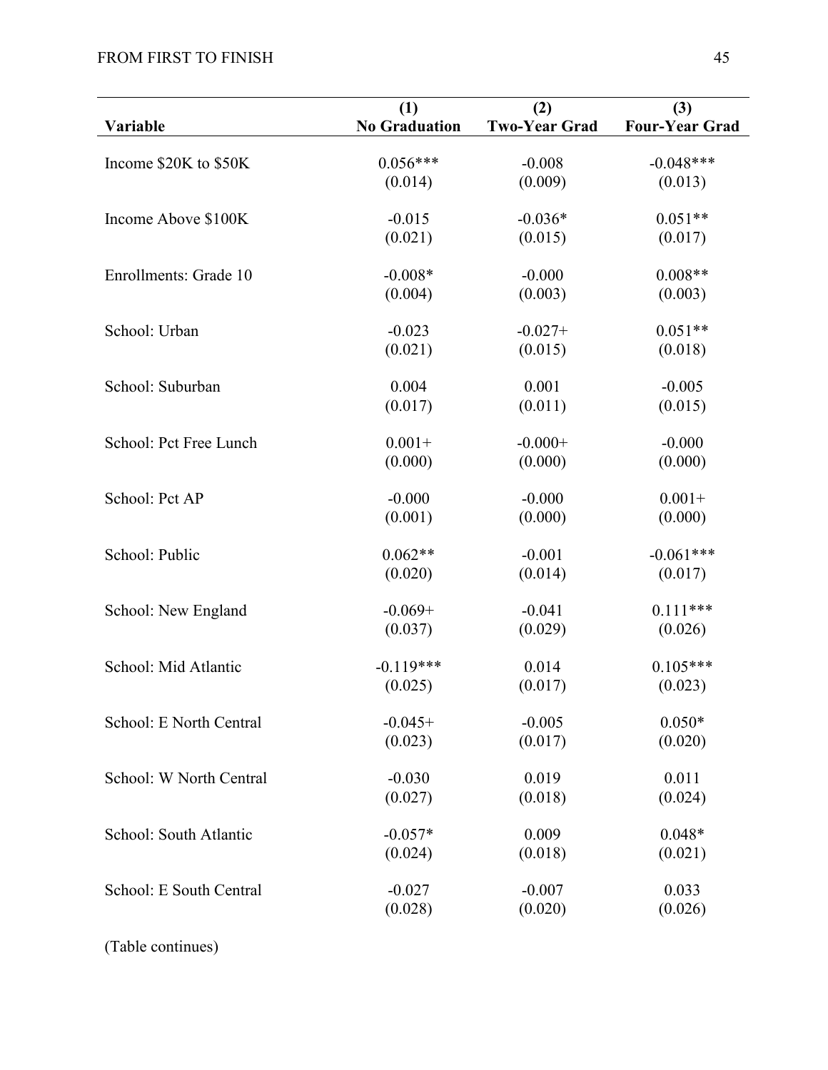| Variable | (1) No Graduation | (2) Two-Year Grad | (3) Four-Year Grad |
|---|---|---|---|
| Income $20K to $50K | 0.056*** | -0.008 | -0.048*** |
| | (0.014) | (0.009) | (0.013) |
| Income Above $100K | -0.015 | -0.036* | 0.051** |
| | (0.021) | (0.015) | (0.017) |
| Enrollments: Grade 10 | -0.008* | -0.000 | 0.008** |
| | (0.004) | (0.003) | (0.003) |
| School: Urban | -0.023 | -0.027+ | 0.051** |
| | (0.021) | (0.015) | (0.018) |
| School: Suburban | 0.004 | 0.001 | -0.005 |
| | (0.017) | (0.011) | (0.015) |
| School: Pct Free Lunch | 0.001+ | -0.000+ | -0.000 |
| | (0.000) | (0.000) | (0.000) |
| School: Pct AP | -0.000 | -0.000 | 0.001+ |
| | (0.001) | (0.000) | (0.000) |
| School: Public | 0.062** | -0.001 | -0.061*** |
| | (0.020) | (0.014) | (0.017) |
| School: New England | -0.069+ | -0.041 | 0.111*** |
| | (0.037) | (0.029) | (0.026) |
| School: Mid Atlantic | -0.119*** | 0.014 | 0.105*** |
| | (0.025) | (0.017) | (0.023) |
| School: E North Central | -0.045+ | -0.005 | 0.050* |
| | (0.023) | (0.017) | (0.020) |
| School: W North Central | -0.030 | 0.019 | 0.011 |
| | (0.027) | (0.018) | (0.024) |
| School: South Atlantic | -0.057* | 0.009 | 0.048* |
| | (0.024) | (0.018) | (0.021) |
| School: E South Central | -0.027 | -0.007 | 0.033 |
| | (0.028) | (0.020) | (0.026) |

(Table continues)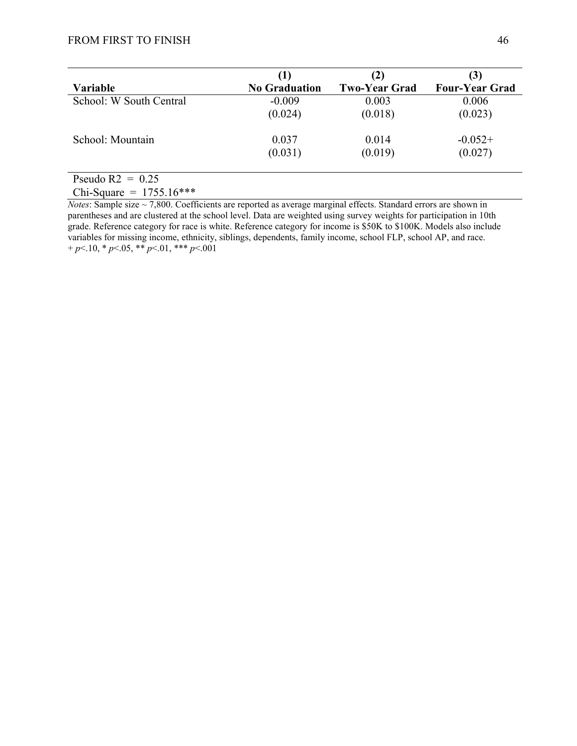| **Variable** | **(1) No Graduation** | **(2) Two-Year Grad** | **(3) Four-Year Grad** |
|---|---|---|---|
| School: W South Central | -0.009 | 0.003 | 0.006 |
| | (0.024) | (0.018) | (0.023) |
| School: Mountain | 0.037 | 0.014 | -0.052+ |
| | (0.031) | (0.019) | (0.027) |

Pseudo $R2 = 0.25$

Chi-Square $= 1755.16$***

*Notes*: Sample size ~ 7,800. Coefficients are reported as average marginal effects. Standard errors are shown in parentheses and are clustered at the school level. Data are weighted using survey weights for participation in 10th grade. Reference category for race is white. Reference category for income is \$50K to \$100K. Models also include variables for missing income, ethnicity, siblings, dependents, family income, school FLP, school AP, and race.
+ $p<.10$, * $p<.05$, ** $p<.01$, *** $p<.001$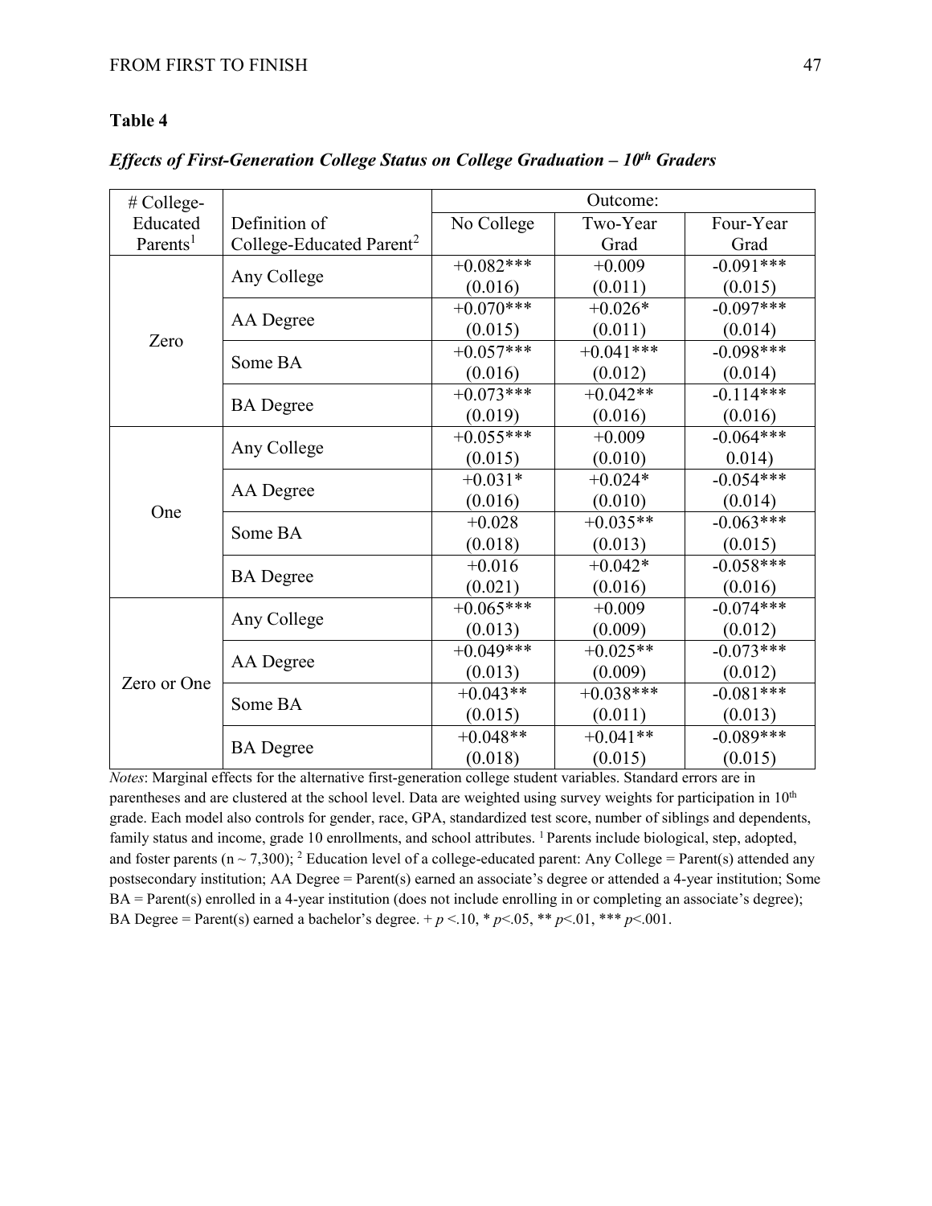**Table 4**

***Effects of First-Generation College Status on College Graduation – 10th Graders***

| # College-Educated Parents[1] | Definition of College-Educated Parent[2] | Outcome: | | |
|---|---|---|---|---|
| | | No College | Two-Year Grad | Four-Year Grad |
| Zero | Any College | +0.082*** (0.016) | +0.009 (0.011) | -0.091*** (0.015) |
| | AA Degree | +0.070*** (0.015) | +0.026* (0.011) | -0.097*** (0.014) |
| | Some BA | +0.057*** (0.016) | +0.041*** (0.012) | -0.098*** (0.014) |
| | BA Degree | +0.073*** (0.019) | +0.042** (0.016) | -0.114*** (0.016) |
| One | Any College | +0.055*** (0.015) | +0.009 (0.010) | -0.064*** 0.014) |
| | AA Degree | +0.031* (0.016) | +0.024* (0.010) | -0.054*** (0.014) |
| | Some BA | +0.028 (0.018) | +0.035** (0.013) | -0.063*** (0.015) |
| | BA Degree | +0.016 (0.021) | +0.042* (0.016) | -0.058*** (0.016) |
| Zero or One | Any College | +0.065*** (0.013) | +0.009 (0.009) | -0.074*** (0.012) |
| | AA Degree | +0.049*** (0.013) | +0.025** (0.009) | -0.073*** (0.012) |
| | Some BA | +0.043** (0.015) | +0.038*** (0.011) | -0.081*** (0.013) |
| | BA Degree | +0.048** (0.018) | +0.041** (0.015) | -0.089*** (0.015) |

*Notes*: Marginal effects for the alternative first-generation college student variables. Standard errors are in parentheses and are clustered at the school level. Data are weighted using survey weights for participation in 10th grade. Each model also controls for gender, race, GPA, standardized test score, number of siblings and dependents, family status and income, grade 10 enrollments, and school attributes. [1] Parents include biological, step, adopted, and foster parents (n ~ 7,300); [2] Education level of a college-educated parent: Any College = Parent(s) attended any postsecondary institution; AA Degree = Parent(s) earned an associate's degree or attended a 4-year institution; Some BA = Parent(s) enrolled in a 4-year institution (does not include enrolling in or completing an associate's degree); BA Degree = Parent(s) earned a bachelor's degree. + $p$ <.10, * $p$<.05, ** $p$<.01, *** $p$<.001.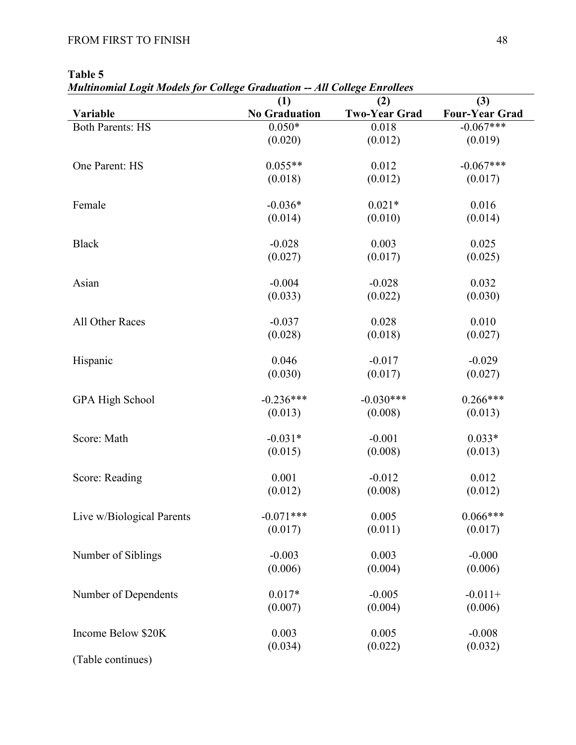**Table 5**

***Multinomial Logit Models for College Graduation -- All College Enrollees***

| Variable | (1) No Graduation | (2) Two-Year Grad | (3) Four-Year Grad |
|---|---|---|---|
| Both Parents: HS | 0.050* | 0.018 | -0.067*** |
| | (0.020) | (0.012) | (0.019) |
| One Parent: HS | 0.055** | 0.012 | -0.067*** |
| | (0.018) | (0.012) | (0.017) |
| Female | -0.036* | 0.021* | 0.016 |
| | (0.014) | (0.010) | (0.014) |
| Black | -0.028 | 0.003 | 0.025 |
| | (0.027) | (0.017) | (0.025) |
| Asian | -0.004 | -0.028 | 0.032 |
| | (0.033) | (0.022) | (0.030) |
| All Other Races | -0.037 | 0.028 | 0.010 |
| | (0.028) | (0.018) | (0.027) |
| Hispanic | 0.046 | -0.017 | -0.029 |
| | (0.030) | (0.017) | (0.027) |
| GPA High School | -0.236*** | -0.030*** | 0.266*** |
| | (0.013) | (0.008) | (0.013) |
| Score: Math | -0.031* | -0.001 | 0.033* |
| | (0.015) | (0.008) | (0.013) |
| Score: Reading | 0.001 | -0.012 | 0.012 |
| | (0.012) | (0.008) | (0.012) |
| Live w/Biological Parents | -0.071*** | 0.005 | 0.066*** |
| | (0.017) | (0.011) | (0.017) |
| Number of Siblings | -0.003 | 0.003 | -0.000 |
| | (0.006) | (0.004) | (0.006) |
| Number of Dependents | 0.017* | -0.005 | -0.011+ |
| | (0.007) | (0.004) | (0.006) |
| Income Below $20K | 0.003 | 0.005 | -0.008 |
| | (0.034) | (0.022) | (0.032) |

(Table continues)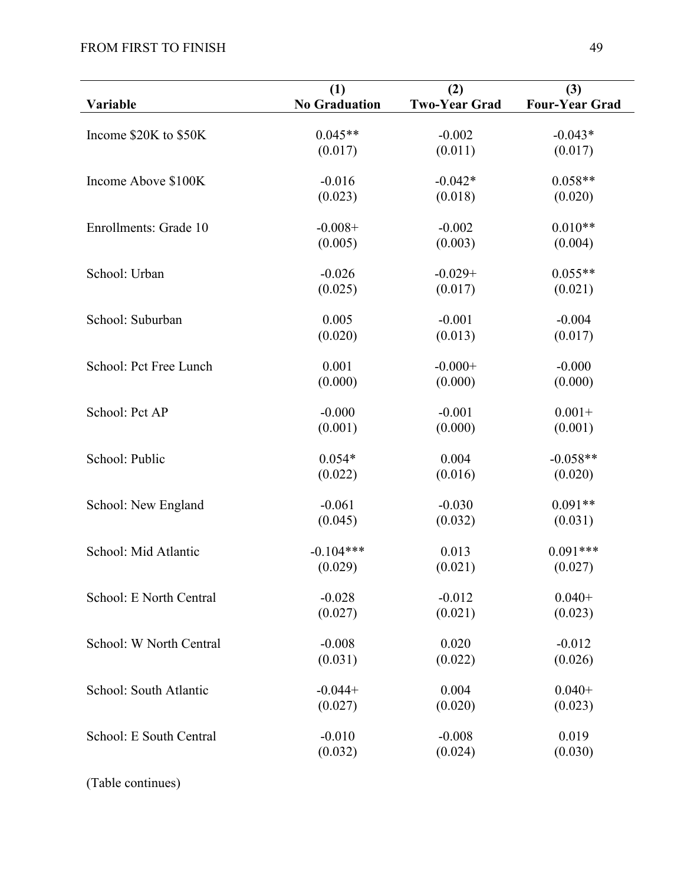| Variable | (1)<br>No Graduation | (2)<br>Two-Year Grad | (3)<br>Four-Year Grad |
|---|---|---|---|
| Income $20K to $50K | 0.045** | -0.002 | -0.043* |
| | (0.017) | (0.011) | (0.017) |
| Income Above $100K | -0.016 | -0.042* | 0.058** |
| | (0.023) | (0.018) | (0.020) |
| Enrollments: Grade 10 | -0.008+ | -0.002 | 0.010** |
| | (0.005) | (0.003) | (0.004) |
| School: Urban | -0.026 | -0.029+ | 0.055** |
| | (0.025) | (0.017) | (0.021) |
| School: Suburban | 0.005 | -0.001 | -0.004 |
| | (0.020) | (0.013) | (0.017) |
| School: Pct Free Lunch | 0.001 | -0.000+ | -0.000 |
| | (0.000) | (0.000) | (0.000) |
| School: Pct AP | -0.000 | -0.001 | 0.001+ |
| | (0.001) | (0.000) | (0.001) |
| School: Public | 0.054* | 0.004 | -0.058** |
| | (0.022) | (0.016) | (0.020) |
| School: New England | -0.061 | -0.030 | 0.091** |
| | (0.045) | (0.032) | (0.031) |
| School: Mid Atlantic | -0.104*** | 0.013 | 0.091*** |
| | (0.029) | (0.021) | (0.027) |
| School: E North Central | -0.028 | -0.012 | 0.040+ |
| | (0.027) | (0.021) | (0.023) |
| School: W North Central | -0.008 | 0.020 | -0.012 |
| | (0.031) | (0.022) | (0.026) |
| School: South Atlantic | -0.044+ | 0.004 | 0.040+ |
| | (0.027) | (0.020) | (0.023) |
| School: E South Central | -0.010 | -0.008 | 0.019 |
| | (0.032) | (0.024) | (0.030) |

(Table continues)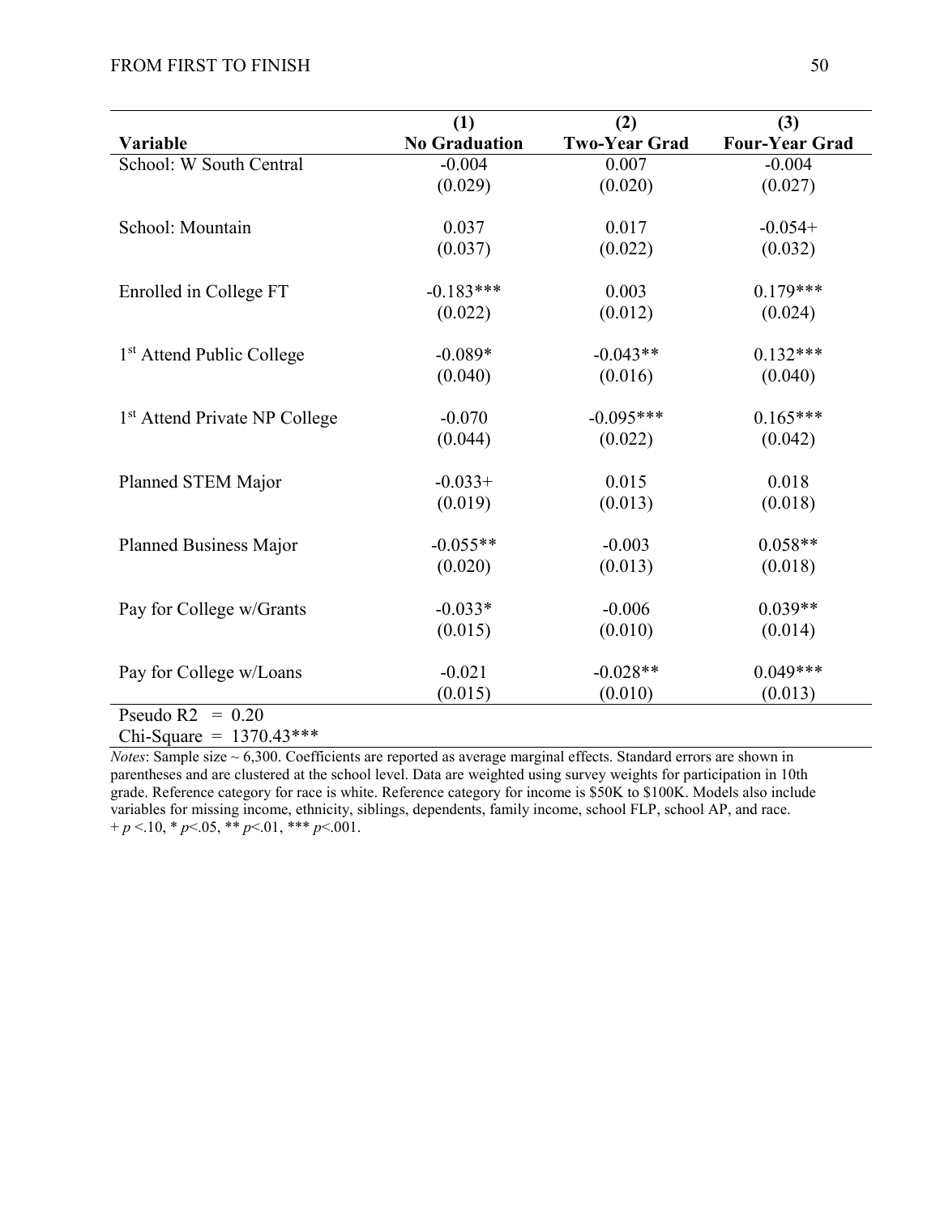| Variable | (1) No Graduation | (2) Two-Year Grad | (3) Four-Year Grad |
|---|---|---|---|
| School: W South Central | -0.004 | 0.007 | -0.004 |
| | (0.029) | (0.020) | (0.027) |
| School: Mountain | 0.037 | 0.017 | -0.054+ |
| | (0.037) | (0.022) | (0.032) |
| Enrolled in College FT | -0.183*** | 0.003 | 0.179*** |
| | (0.022) | (0.012) | (0.024) |
| 1st Attend Public College | -0.089* | -0.043** | 0.132*** |
| | (0.040) | (0.016) | (0.040) |
| 1st Attend Private NP College | -0.070 | -0.095*** | 0.165*** |
| | (0.044) | (0.022) | (0.042) |
| Planned STEM Major | -0.033+ | 0.015 | 0.018 |
| | (0.019) | (0.013) | (0.018) |
| Planned Business Major | -0.055** | -0.003 | 0.058** |
| | (0.020) | (0.013) | (0.018) |
| Pay for College w/Grants | -0.033* | -0.006 | 0.039** |
| | (0.015) | (0.010) | (0.014) |
| Pay for College w/Loans | -0.021 | -0.028** | 0.049*** |
| | (0.015) | (0.010) | (0.013) |
| Pseudo R2 = 0.20 | | | |
| Chi-Square = 1370.43*** | | | |

*Notes*: Sample size ~ 6,300. Coefficients are reported as average marginal effects. Standard errors are shown in parentheses and are clustered at the school level. Data are weighted using survey weights for participation in 10th grade. Reference category for race is white. Reference category for income is $50K to $100K. Models also include variables for missing income, ethnicity, siblings, dependents, family income, school FLP, school AP, and race.
+ $p<.10$, * $p<.05$, ** $p<.01$, *** $p<.001$.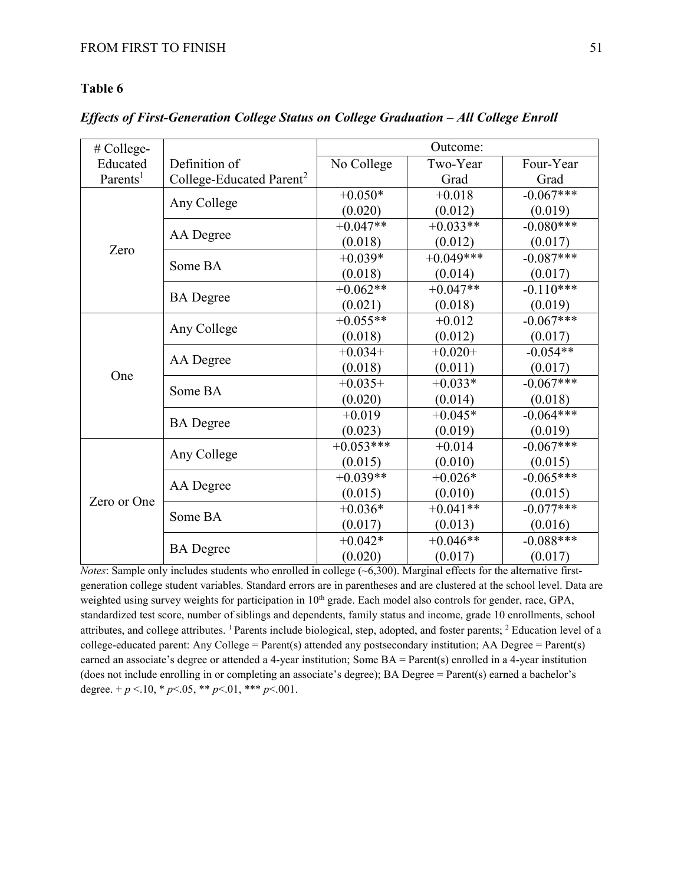**Table 6**

***Effects of First-Generation College Status on College Graduation – All College Enroll***

| # College-Educated Parents[1] | Definition of College-Educated Parent[2] | Outcome: | | |
|---|---|---|---|---|
| | | No College | Two-Year Grad | Four-Year Grad |
| Zero | Any College | +0.050* | +0.018 | -0.067*** |
| | | (0.020) | (0.012) | (0.019) |
| | AA Degree | +0.047** | +0.033** | -0.080*** |
| | | (0.018) | (0.012) | (0.017) |
| | Some BA | +0.039* | +0.049*** | -0.087*** |
| | | (0.018) | (0.014) | (0.017) |
| | BA Degree | +0.062** | +0.047** | -0.110*** |
| | | (0.021) | (0.018) | (0.019) |
| One | Any College | +0.055** | +0.012 | -0.067*** |
| | | (0.018) | (0.012) | (0.017) |
| | AA Degree | +0.034+ | +0.020+ | -0.054** |
| | | (0.018) | (0.011) | (0.017) |
| | Some BA | +0.035+ | +0.033* | -0.067*** |
| | | (0.020) | (0.014) | (0.018) |
| | BA Degree | +0.019 | +0.045* | -0.064*** |
| | | (0.023) | (0.019) | (0.019) |
| Zero or One | Any College | +0.053*** | +0.014 | -0.067*** |
| | | (0.015) | (0.010) | (0.015) |
| | AA Degree | +0.039** | +0.026* | -0.065*** |
| | | (0.015) | (0.010) | (0.015) |
| | Some BA | +0.036* | +0.041** | -0.077*** |
| | | (0.017) | (0.013) | (0.016) |
| | BA Degree | +0.042* | +0.046** | -0.088*** |
| | | (0.020) | (0.017) | (0.017) |

*Notes*: Sample only includes students who enrolled in college (~6,300). Marginal effects for the alternative first-generation college student variables. Standard errors are in parentheses and are clustered at the school level. Data are weighted using survey weights for participation in 10th grade. Each model also controls for gender, race, GPA, standardized test score, number of siblings and dependents, family status and income, grade 10 enrollments, school attributes, and college attributes. [1] Parents include biological, step, adopted, and foster parents; [2] Education level of a college-educated parent: Any College = Parent(s) attended any postsecondary institution; AA Degree = Parent(s) earned an associate's degree or attended a 4-year institution; Some BA = Parent(s) enrolled in a 4-year institution (does not include enrolling in or completing an associate's degree); BA Degree = Parent(s) earned a bachelor's degree. + $p < .10$, * $p < .05$, ** $p < .01$, *** $p < .001$.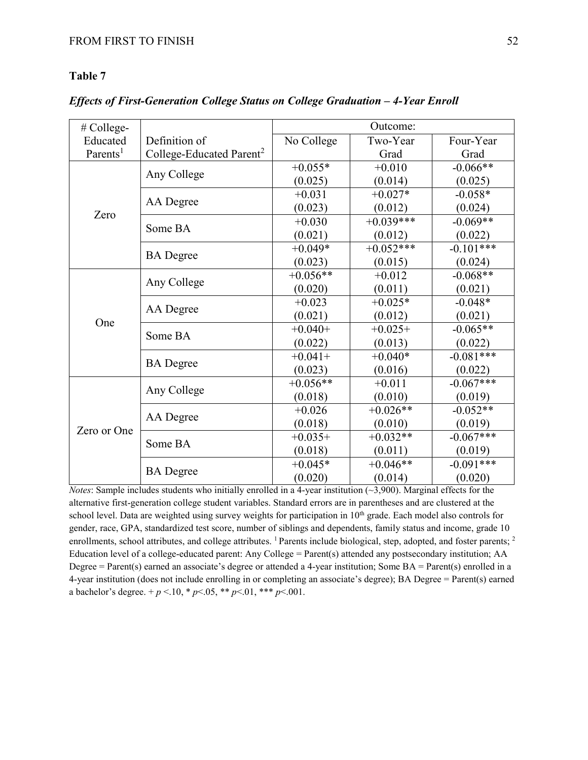**Table 7**

***Effects of First-Generation College Status on College Graduation – 4-Year Enroll***

| # College-Educated Parents[1] | Definition of College-Educated Parent[2] | Outcome: No College | Two-Year Grad | Four-Year Grad |
|---|---|---|---|---|
| Zero | Any College | +0.055* | +0.010 | -0.066** |
| | | (0.025) | (0.014) | (0.025) |
| | AA Degree | +0.031 | +0.027* | -0.058* |
| | | (0.023) | (0.012) | (0.024) |
| | Some BA | +0.030 | +0.039*** | -0.069** |
| | | (0.021) | (0.012) | (0.022) |
| | BA Degree | +0.049* | +0.052*** | -0.101*** |
| | | (0.023) | (0.015) | (0.024) |
| One | Any College | +0.056** | +0.012 | -0.068** |
| | | (0.020) | (0.011) | (0.021) |
| | AA Degree | +0.023 | +0.025* | -0.048* |
| | | (0.021) | (0.012) | (0.021) |
| | Some BA | +0.040+ | +0.025+ | -0.065** |
| | | (0.022) | (0.013) | (0.022) |
| | BA Degree | +0.041+ | +0.040* | -0.081*** |
| | | (0.023) | (0.016) | (0.022) |
| Zero or One | Any College | +0.056** | +0.011 | -0.067*** |
| | | (0.018) | (0.010) | (0.019) |
| | AA Degree | +0.026 | +0.026** | -0.052** |
| | | (0.018) | (0.010) | (0.019) |
| | Some BA | +0.035+ | +0.032** | -0.067*** |
| | | (0.018) | (0.011) | (0.019) |
| | BA Degree | +0.045* | +0.046** | -0.091*** |
| | | (0.020) | (0.014) | (0.020) |

*Notes*: Sample includes students who initially enrolled in a 4-year institution (~3,900). Marginal effects for the alternative first-generation college student variables. Standard errors are in parentheses and are clustered at the school level. Data are weighted using survey weights for participation in 10th grade. Each model also controls for gender, race, GPA, standardized test score, number of siblings and dependents, family status and income, grade 10 enrollments, school attributes, and college attributes. [1] Parents include biological, step, adopted, and foster parents; [2] Education level of a college-educated parent: Any College = Parent(s) attended any postsecondary institution; AA Degree = Parent(s) earned an associate's degree or attended a 4-year institution; Some BA = Parent(s) enrolled in a 4-year institution (does not include enrolling in or completing an associate's degree); BA Degree = Parent(s) earned a bachelor's degree. + $p$ <.10, * $p$<.05, ** $p$<.01, *** $p$<.001.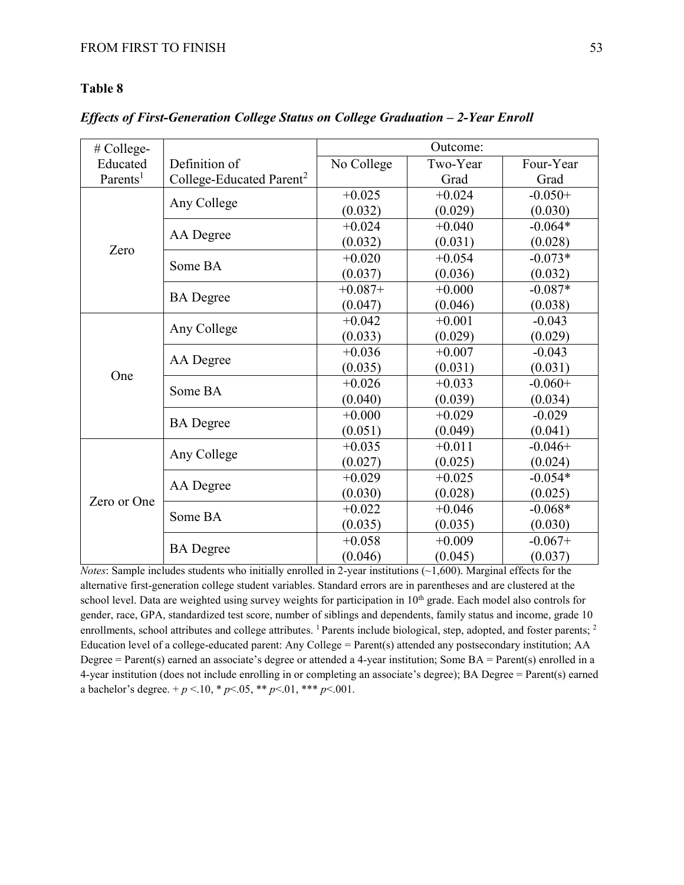**Table 8**

***Effects of First-Generation College Status on College Graduation – 2-Year Enroll***

| # College-Educated Parents[1] | Definition of College-Educated Parent[2] | Outcome: | | |
|---|---|---|---|---|
| | | No College | Two-Year Grad | Four-Year Grad |
| Zero | Any College | +0.025<br>(0.032) | +0.024<br>(0.029) | -0.050+<br>(0.030) |
| | AA Degree | +0.024<br>(0.032) | +0.040<br>(0.031) | -0.064*<br>(0.028) |
| | Some BA | +0.020<br>(0.037) | +0.054<br>(0.036) | -0.073*<br>(0.032) |
| | BA Degree | +0.087+<br>(0.047) | +0.000<br>(0.046) | -0.087*<br>(0.038) |
| One | Any College | +0.042<br>(0.033) | +0.001<br>(0.029) | -0.043<br>(0.029) |
| | AA Degree | +0.036<br>(0.035) | +0.007<br>(0.031) | -0.043<br>(0.031) |
| | Some BA | +0.026<br>(0.040) | +0.033<br>(0.039) | -0.060+<br>(0.034) |
| | BA Degree | +0.000<br>(0.051) | +0.029<br>(0.049) | -0.029<br>(0.041) |
| Zero or One | Any College | +0.035<br>(0.027) | +0.011<br>(0.025) | -0.046+<br>(0.024) |
| | AA Degree | +0.029<br>(0.030) | +0.025<br>(0.028) | -0.054*<br>(0.025) |
| | Some BA | +0.022<br>(0.035) | +0.046<br>(0.035) | -0.068*<br>(0.030) |
| | BA Degree | +0.058<br>(0.046) | +0.009<br>(0.045) | -0.067+<br>(0.037) |

*Notes*: Sample includes students who initially enrolled in 2-year institutions (~1,600). Marginal effects for the alternative first-generation college student variables. Standard errors are in parentheses and are clustered at the school level. Data are weighted using survey weights for participation in 10th grade. Each model also controls for gender, race, GPA, standardized test score, number of siblings and dependents, family status and income, grade 10 enrollments, school attributes and college attributes. [1] Parents include biological, step, adopted, and foster parents; [2] Education level of a college-educated parent: Any College = Parent(s) attended any postsecondary institution; AA Degree = Parent(s) earned an associate's degree or attended a 4-year institution; Some BA = Parent(s) enrolled in a 4-year institution (does not include enrolling in or completing an associate's degree); BA Degree = Parent(s) earned a bachelor's degree. + $p < .10$, * $p < .05$, ** $p < .01$, *** $p < .001$.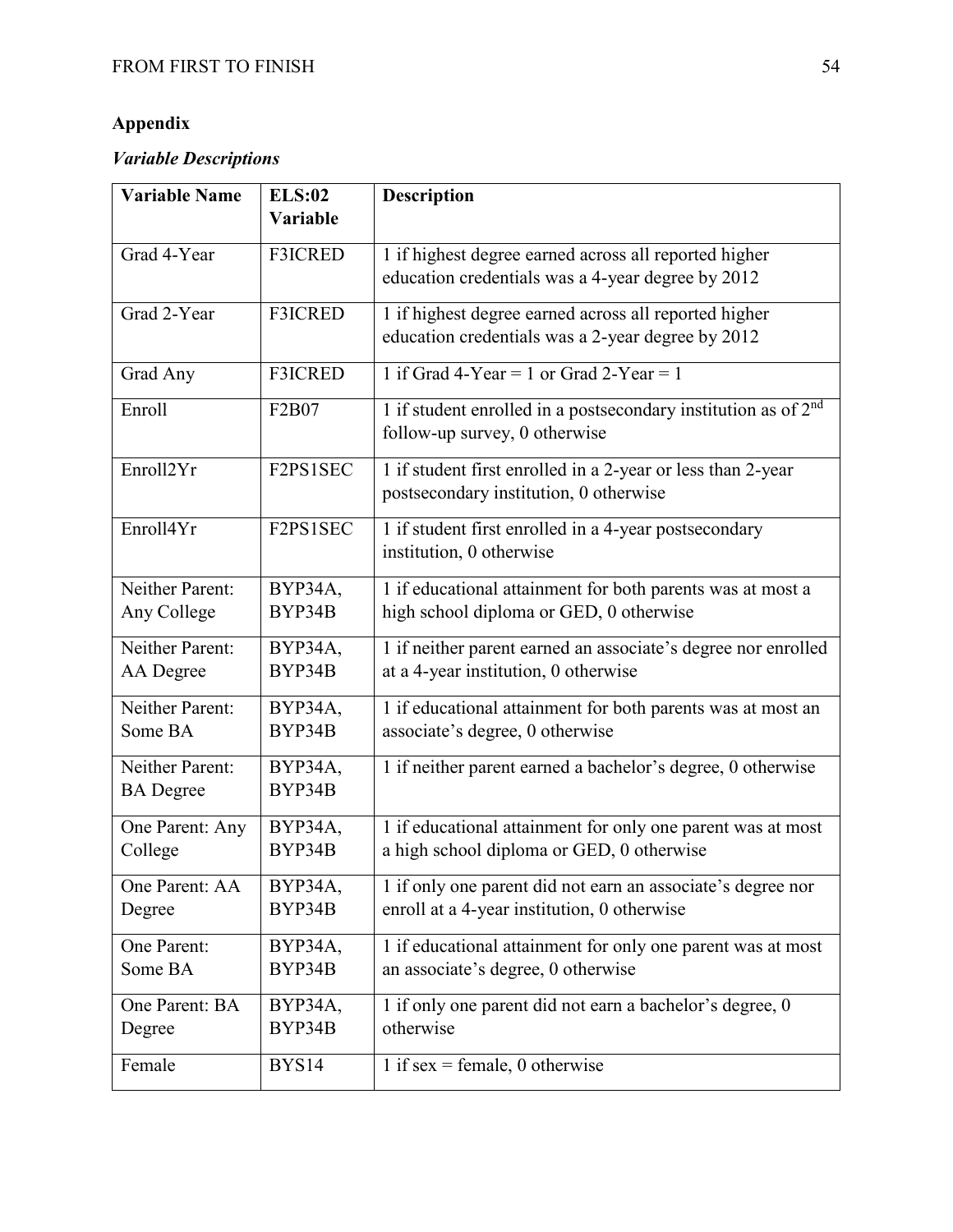## Appendix

### *Variable Descriptions*

| Variable Name | ELS:02 Variable | Description |
|---|---|---|
| Grad 4-Year | F3ICRED | 1 if highest degree earned across all reported higher education credentials was a 4-year degree by 2012 |
| Grad 2-Year | F3ICRED | 1 if highest degree earned across all reported higher education credentials was a 2-year degree by 2012 |
| Grad Any | F3ICRED | 1 if Grad 4-Year = 1 or Grad 2-Year = 1 |
| Enroll | F2B07 | 1 if student enrolled in a postsecondary institution as of 2nd follow-up survey, 0 otherwise |
| Enroll2Yr | F2PS1SEC | 1 if student first enrolled in a 2-year or less than 2-year postsecondary institution, 0 otherwise |
| Enroll4Yr | F2PS1SEC | 1 if student first enrolled in a 4-year postsecondary institution, 0 otherwise |
| Neither Parent: Any College | BYP34A, BYP34B | 1 if educational attainment for both parents was at most a high school diploma or GED, 0 otherwise |
| Neither Parent: AA Degree | BYP34A, BYP34B | 1 if neither parent earned an associate's degree nor enrolled at a 4-year institution, 0 otherwise |
| Neither Parent: Some BA | BYP34A, BYP34B | 1 if educational attainment for both parents was at most an associate's degree, 0 otherwise |
| Neither Parent: BA Degree | BYP34A, BYP34B | 1 if neither parent earned a bachelor's degree, 0 otherwise |
| One Parent: Any College | BYP34A, BYP34B | 1 if educational attainment for only one parent was at most a high school diploma or GED, 0 otherwise |
| One Parent: AA Degree | BYP34A, BYP34B | 1 if only one parent did not earn an associate's degree nor enroll at a 4-year institution, 0 otherwise |
| One Parent: Some BA | BYP34A, BYP34B | 1 if educational attainment for only one parent was at most an associate's degree, 0 otherwise |
| One Parent: BA Degree | BYP34A, BYP34B | 1 if only one parent did not earn a bachelor's degree, 0 otherwise |
| Female | BYS14 | 1 if sex = female, 0 otherwise |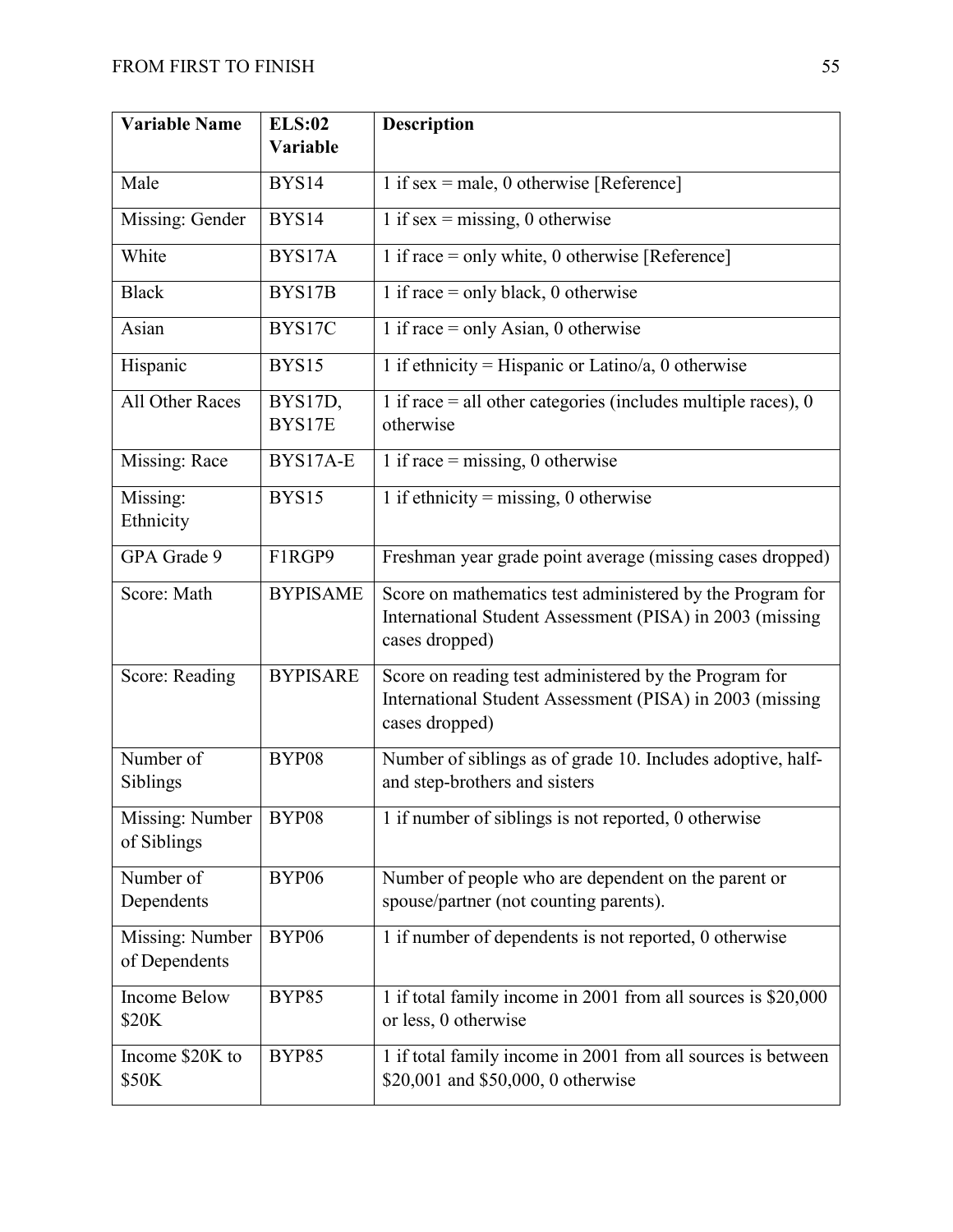| Variable Name | ELS:02 Variable | Description |
|---|---|---|
| Male | BYS14 | 1 if sex = male, 0 otherwise [Reference] |
| Missing: Gender | BYS14 | 1 if sex = missing, 0 otherwise |
| White | BYS17A | 1 if race = only white, 0 otherwise [Reference] |
| Black | BYS17B | 1 if race = only black, 0 otherwise |
| Asian | BYS17C | 1 if race = only Asian, 0 otherwise |
| Hispanic | BYS15 | 1 if ethnicity = Hispanic or Latino/a, 0 otherwise |
| All Other Races | BYS17D, BYS17E | 1 if race = all other categories (includes multiple races), 0 otherwise |
| Missing: Race | BYS17A-E | 1 if race = missing, 0 otherwise |
| Missing: Ethnicity | BYS15 | 1 if ethnicity = missing, 0 otherwise |
| GPA Grade 9 | F1RGP9 | Freshman year grade point average (missing cases dropped) |
| Score: Math | BYPISAME | Score on mathematics test administered by the Program for International Student Assessment (PISA) in 2003 (missing cases dropped) |
| Score: Reading | BYPISARE | Score on reading test administered by the Program for International Student Assessment (PISA) in 2003 (missing cases dropped) |
| Number of Siblings | BYP08 | Number of siblings as of grade 10. Includes adoptive, half- and step-brothers and sisters |
| Missing: Number of Siblings | BYP08 | 1 if number of siblings is not reported, 0 otherwise |
| Number of Dependents | BYP06 | Number of people who are dependent on the parent or spouse/partner (not counting parents). |
| Missing: Number of Dependents | BYP06 | 1 if number of dependents is not reported, 0 otherwise |
| Income Below $20K | BYP85 | 1 if total family income in 2001 from all sources is $20,000 or less, 0 otherwise |
| Income $20K to $50K | BYP85 | 1 if total family income in 2001 from all sources is between $20,001 and $50,000, 0 otherwise |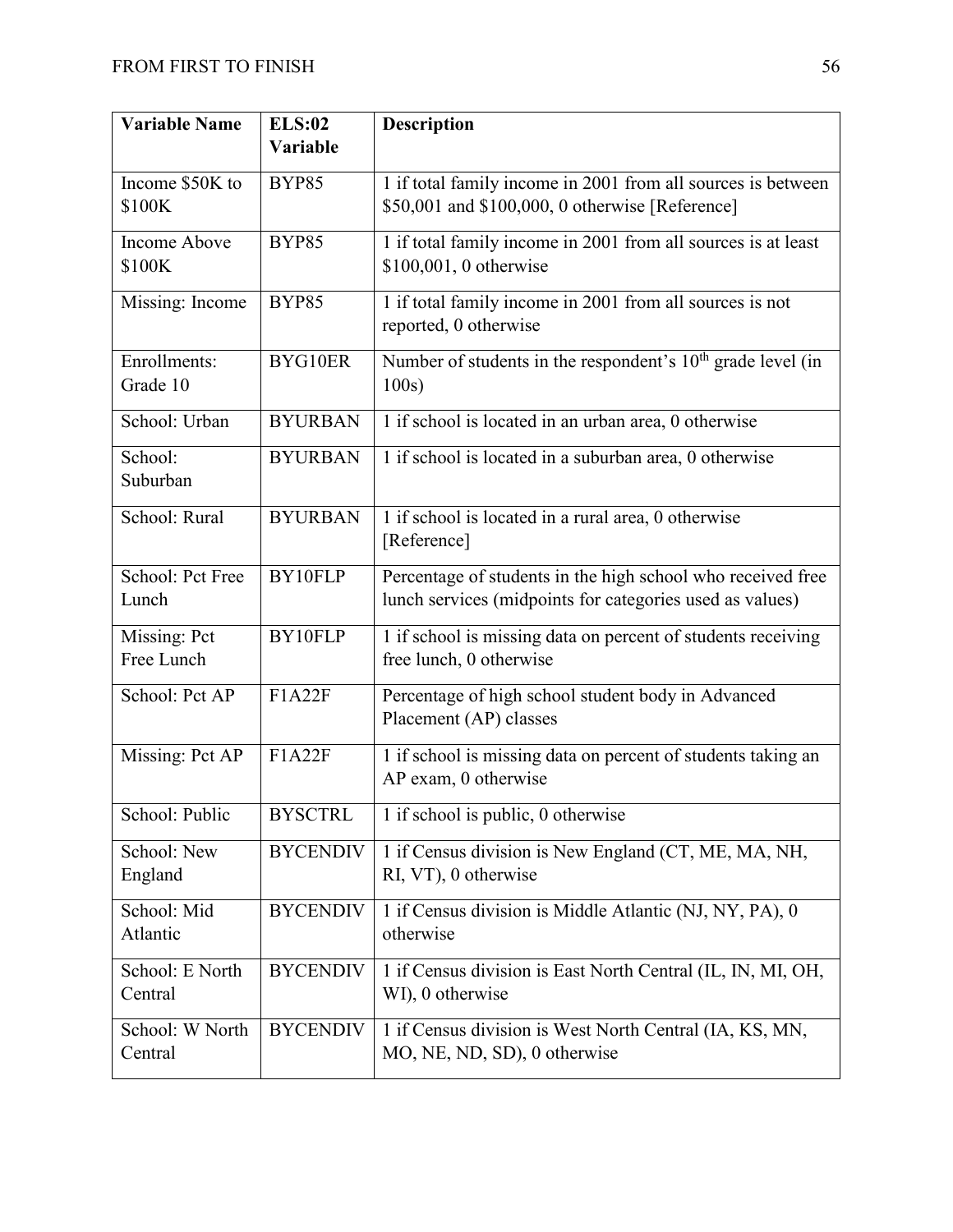| Variable Name | ELS:02 Variable | Description |
|---|---|---|
| Income $50K to $100K | BYP85 | 1 if total family income in 2001 from all sources is between $50,001 and $100,000, 0 otherwise [Reference] |
| Income Above $100K | BYP85 | 1 if total family income in 2001 from all sources is at least $100,001, 0 otherwise |
| Missing: Income | BYP85 | 1 if total family income in 2001 from all sources is not reported, 0 otherwise |
| Enrollments: Grade 10 | BYG10ER | Number of students in the respondent's $10^{th}$ grade level (in 100s) |
| School: Urban | BYURBAN | 1 if school is located in an urban area, 0 otherwise |
| School: Suburban | BYURBAN | 1 if school is located in a suburban area, 0 otherwise |
| School: Rural | BYURBAN | 1 if school is located in a rural area, 0 otherwise [Reference] |
| School: Pct Free Lunch | BY10FLP | Percentage of students in the high school who received free lunch services (midpoints for categories used as values) |
| Missing: Pct Free Lunch | BY10FLP | 1 if school is missing data on percent of students receiving free lunch, 0 otherwise |
| School: Pct AP | F1A22F | Percentage of high school student body in Advanced Placement (AP) classes |
| Missing: Pct AP | F1A22F | 1 if school is missing data on percent of students taking an AP exam, 0 otherwise |
| School: Public | BYSCTRL | 1 if school is public, 0 otherwise |
| School: New England | BYCENDIV | 1 if Census division is New England (CT, ME, MA, NH, RI, VT), 0 otherwise |
| School: Mid Atlantic | BYCENDIV | 1 if Census division is Middle Atlantic (NJ, NY, PA), 0 otherwise |
| School: E North Central | BYCENDIV | 1 if Census division is East North Central (IL, IN, MI, OH, WI), 0 otherwise |
| School: W North Central | BYCENDIV | 1 if Census division is West North Central (IA, KS, MN, MO, NE, ND, SD), 0 otherwise |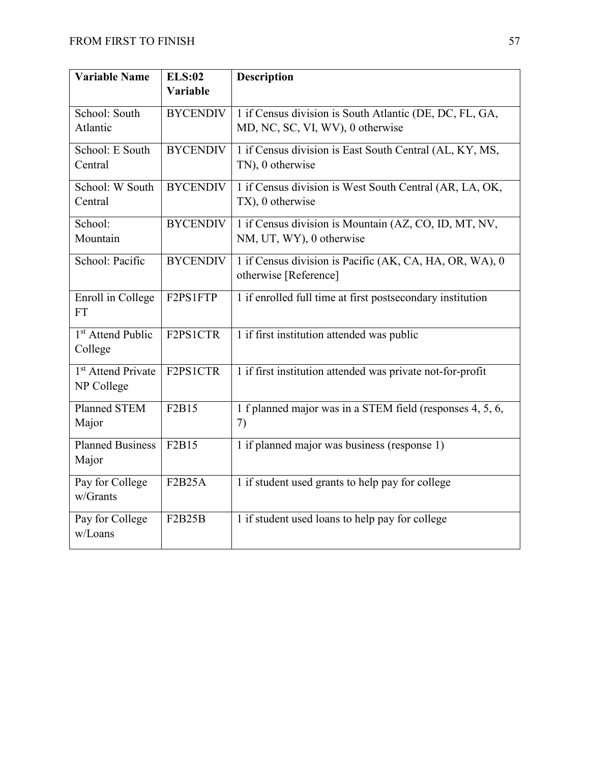| Variable Name | ELS:02 Variable | Description |
|---|---|---|
| School: South Atlantic | BYCENDIV | 1 if Census division is South Atlantic (DE, DC, FL, GA, MD, NC, SC, VI, WV), 0 otherwise |
| School: E South Central | BYCENDIV | 1 if Census division is East South Central (AL, KY, MS, TN), 0 otherwise |
| School: W South Central | BYCENDIV | 1 if Census division is West South Central (AR, LA, OK, TX), 0 otherwise |
| School: Mountain | BYCENDIV | 1 if Census division is Mountain (AZ, CO, ID, MT, NV, NM, UT, WY), 0 otherwise |
| School: Pacific | BYCENDIV | 1 if Census division is Pacific (AK, CA, HA, OR, WA), 0 otherwise [Reference] |
| Enroll in College FT | F2PS1FTP | 1 if enrolled full time at first postsecondary institution |
| 1st Attend Public College | F2PS1CTR | 1 if first institution attended was public |
| 1st Attend Private NP College | F2PS1CTR | 1 if first institution attended was private not-for-profit |
| Planned STEM Major | F2B15 | 1 f planned major was in a STEM field (responses 4, 5, 6, 7) |
| Planned Business Major | F2B15 | 1 if planned major was business (response 1) |
| Pay for College w/Grants | F2B25A | 1 if student used grants to help pay for college |
| Pay for College w/Loans | F2B25B | 1 if student used loans to help pay for college |